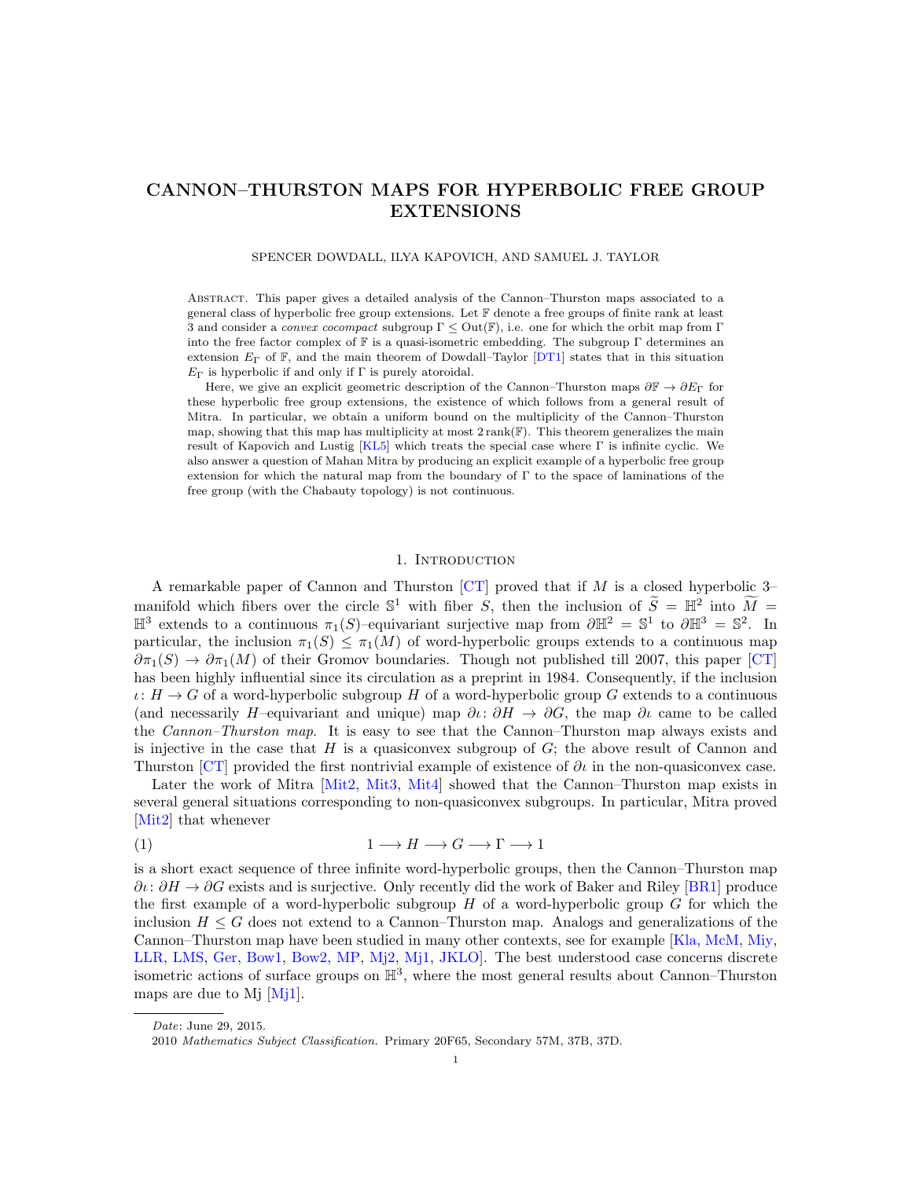# CANNON–THURSTON MAPS FOR HYPERBOLIC FREE GROUP EXTENSIONS

SPENCER DOWDALL, ILYA KAPOVICH, AND SAMUEL J. TAYLOR

Abstract. This paper gives a detailed analysis of the Cannon–Thurston maps associated to a general class of hyperbolic free group extensions. Let $\mathbb{F}$ denote a free groups of finite rank at least 3 and consider a *convex cocompact* subgroup $\Gamma \leq \mathrm{Out}(\mathbb{F})$, i.e. one for which the orbit map from $\Gamma$ into the free factor complex of $\mathbb{F}$ is a quasi-isometric embedding. The subgroup $\Gamma$ determines an extension $E_\Gamma$ of $\mathbb{F}$, and the main theorem of Dowdall–Taylor [DT1] states that in this situation $E_\Gamma$ is hyperbolic if and only if $\Gamma$ is purely atoroidal.

Here, we give an explicit geometric description of the Cannon–Thurston maps $\partial\mathbb{F} \to \partial E_\Gamma$ for these hyperbolic free group extensions, the existence of which follows from a general result of Mitra. In particular, we obtain a uniform bound on the multiplicity of the Cannon–Thurston map, showing that this map has multiplicity at most $2\,\mathrm{rank}(\mathbb{F})$. This theorem generalizes the main result of Kapovich and Lustig [KL5] which treats the special case where $\Gamma$ is infinite cyclic. We also answer a question of Mahan Mitra by producing an explicit example of a hyperbolic free group extension for which the natural map from the boundary of $\Gamma$ to the space of laminations of the free group (with the Chabauty topology) is not continuous.

## 1. Introduction

A remarkable paper of Cannon and Thurston [CT] proved that if $M$ is a closed hyperbolic 3–manifold which fibers over the circle $\mathbb{S}^1$ with fiber $S$, then the inclusion of $\widetilde{S} = \mathbb{H}^2$ into $\widetilde{M} = \mathbb{H}^3$ extends to a continuous $\pi_1(S)$–equivariant surjective map from $\partial\mathbb{H}^2 = \mathbb{S}^1$ to $\partial\mathbb{H}^3 = \mathbb{S}^2$. In particular, the inclusion $\pi_1(S) \leq \pi_1(M)$ of word-hyperbolic groups extends to a continuous map $\partial\pi_1(S) \to \partial\pi_1(M)$ of their Gromov boundaries. Though not published till 2007, this paper [CT] has been highly influential since its circulation as a preprint in 1984. Consequently, if the inclusion $\iota\colon H \to G$ of a word-hyperbolic subgroup $H$ of a word-hyperbolic group $G$ extends to a continuous (and necessarily $H$–equivariant and unique) map $\partial\iota\colon \partial H \to \partial G$, the map $\partial\iota$ came to be called the *Cannon–Thurston map.* It is easy to see that the Cannon–Thurston map always exists and is injective in the case that $H$ is a quasiconvex subgroup of $G$; the above result of Cannon and Thurston [CT] provided the first nontrivial example of existence of $\partial\iota$ in the non-quasiconvex case.

Later the work of Mitra [Mit2, Mit3, Mit4] showed that the Cannon–Thurston map exists in several general situations corresponding to non-quasiconvex subgroups. In particular, Mitra proved [Mit2] that whenever

$$1 \longrightarrow H \longrightarrow G \longrightarrow \Gamma \longrightarrow 1 \tag{1}$$

is a short exact sequence of three infinite word-hyperbolic groups, then the Cannon–Thurston map $\partial\iota\colon \partial H \to \partial G$ exists and is surjective. Only recently did the work of Baker and Riley [BR1] produce the first example of a word-hyperbolic subgroup $H$ of a word-hyperbolic group $G$ for which the inclusion $H \leq G$ does not extend to a Cannon–Thurston map. Analogs and generalizations of the Cannon–Thurston map have been studied in many other contexts, see for example [Kla, McM, Miy, LLR, LMS, Ger, Bow1, Bow2, MP, Mj2, Mj1, JKLO]. The best understood case concerns discrete isometric actions of surface groups on $\mathbb{H}^3$, where the most general results about Cannon–Thurston maps are due to Mj [Mj1].

*Date*: June 29, 2015.

2010 *Mathematics Subject Classification.* Primary 20F65, Secondary 57M, 37B, 37D.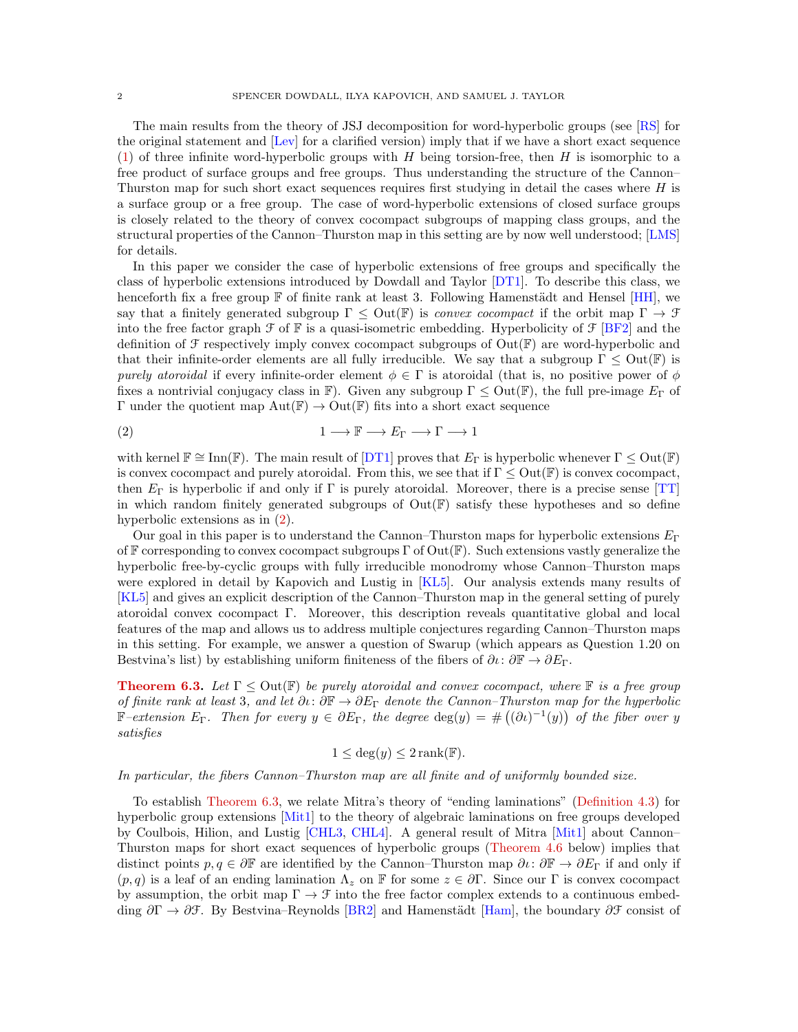The main results from the theory of JSJ decomposition for word-hyperbolic groups (see [RS] for the original statement and [Lev] for a clarified version) imply that if we have a short exact sequence (1) of three infinite word-hyperbolic groups with $H$ being torsion-free, then $H$ is isomorphic to a free product of surface groups and free groups. Thus understanding the structure of the Cannon–Thurston map for such short exact sequences requires first studying in detail the cases where $H$ is a surface group or a free group. The case of word-hyperbolic extensions of closed surface groups is closely related to the theory of convex cocompact subgroups of mapping class groups, and the structural properties of the Cannon–Thurston map in this setting are by now well understood; [LMS] for details.

In this paper we consider the case of hyperbolic extensions of free groups and specifically the class of hyperbolic extensions introduced by Dowdall and Taylor [DT1]. To describe this class, we henceforth fix a free group $\mathbb{F}$ of finite rank at least 3. Following Hamenstädt and Hensel [HH], we say that a finitely generated subgroup $\Gamma \leq \mathrm{Out}(\mathbb{F})$ is *convex cocompact* if the orbit map $\Gamma \to \mathcal{F}$ into the free factor graph $\mathcal{F}$ of $\mathbb{F}$ is a quasi-isometric embedding. Hyperbolicity of $\mathcal{F}$ [BF2] and the definition of $\mathcal{F}$ respectively imply convex cocompact subgroups of $\mathrm{Out}(\mathbb{F})$ are word-hyperbolic and that their infinite-order elements are all fully irreducible. We say that a subgroup $\Gamma \leq \mathrm{Out}(\mathbb{F})$ is *purely atoroidal* if every infinite-order element $\phi \in \Gamma$ is atoroidal (that is, no positive power of $\phi$ fixes a nontrivial conjugacy class in $\mathbb{F}$). Given any subgroup $\Gamma \leq \mathrm{Out}(\mathbb{F})$, the full pre-image $E_\Gamma$ of $\Gamma$ under the quotient map $\mathrm{Aut}(\mathbb{F}) \to \mathrm{Out}(\mathbb{F})$ fits into a short exact sequence

$$1 \longrightarrow \mathbb{F} \longrightarrow E_\Gamma \longrightarrow \Gamma \longrightarrow 1 \tag{2}$$

with kernel $\mathbb{F} \cong \mathrm{Inn}(\mathbb{F})$. The main result of [DT1] proves that $E_\Gamma$ is hyperbolic whenever $\Gamma \leq \mathrm{Out}(\mathbb{F})$ is convex cocompact and purely atoroidal. From this, we see that if $\Gamma \leq \mathrm{Out}(\mathbb{F})$ is convex cocompact, then $E_\Gamma$ is hyperbolic if and only if $\Gamma$ is purely atoroidal. Moreover, there is a precise sense [TT] in which random finitely generated subgroups of $\mathrm{Out}(\mathbb{F})$ satisfy these hypotheses and so define hyperbolic extensions as in (2).

Our goal in this paper is to understand the Cannon–Thurston maps for hyperbolic extensions $E_\Gamma$ of $\mathbb{F}$ corresponding to convex cocompact subgroups $\Gamma$ of $\mathrm{Out}(\mathbb{F})$. Such extensions vastly generalize the hyperbolic free-by-cyclic groups with fully irreducible monodromy whose Cannon–Thurston maps were explored in detail by Kapovich and Lustig in [KL5]. Our analysis extends many results of [KL5] and gives an explicit description of the Cannon–Thurston map in the general setting of purely atoroidal convex cocompact $\Gamma$. Moreover, this description reveals quantitative global and local features of the map and allows us to address multiple conjectures regarding Cannon–Thurston maps in this setting. For example, we answer a question of Swarup (which appears as Question 1.20 on Bestvina's list) by establishing uniform finiteness of the fibers of $\partial\iota \colon \partial\mathbb{F} \to \partial E_\Gamma$.

**Theorem 6.3.** *Let $\Gamma \leq \mathrm{Out}(\mathbb{F})$ be purely atoroidal and convex cocompact, where $\mathbb{F}$ is a free group of finite rank at least 3, and let $\partial\iota \colon \partial\mathbb{F} \to \partial E_\Gamma$ denote the Cannon–Thurston map for the hyperbolic $\mathbb{F}$–extension $E_\Gamma$. Then for every $y \in \partial E_\Gamma$, the degree $\deg(y) = \#\left((\partial\iota)^{-1}(y)\right)$ of the fiber over $y$ satisfies*

$$1 \leq \deg(y) \leq 2\,\mathrm{rank}(\mathbb{F}).$$

*In particular, the fibers Cannon–Thurston map are all finite and of uniformly bounded size.*

To establish Theorem 6.3, we relate Mitra's theory of "ending laminations" (Definition 4.3) for hyperbolic group extensions [Mit1] to the theory of algebraic laminations on free groups developed by Coulbois, Hilion, and Lustig [CHL3, CHL4]. A general result of Mitra [Mit1] about Cannon–Thurston maps for short exact sequences of hyperbolic groups (Theorem 4.6 below) implies that distinct points $p, q \in \partial\mathbb{F}$ are identified by the Cannon–Thurston map $\partial\iota \colon \partial\mathbb{F} \to \partial E_\Gamma$ if and only if $(p, q)$ is a leaf of an ending lamination $\Lambda_z$ on $\mathbb{F}$ for some $z \in \partial\Gamma$. Since our $\Gamma$ is convex cocompact by assumption, the orbit map $\Gamma \to \mathcal{F}$ into the free factor complex extends to a continuous embedding $\partial\Gamma \to \partial\mathcal{F}$. By Bestvina–Reynolds [BR2] and Hamenstädt [Ham], the boundary $\partial\mathcal{F}$ consist of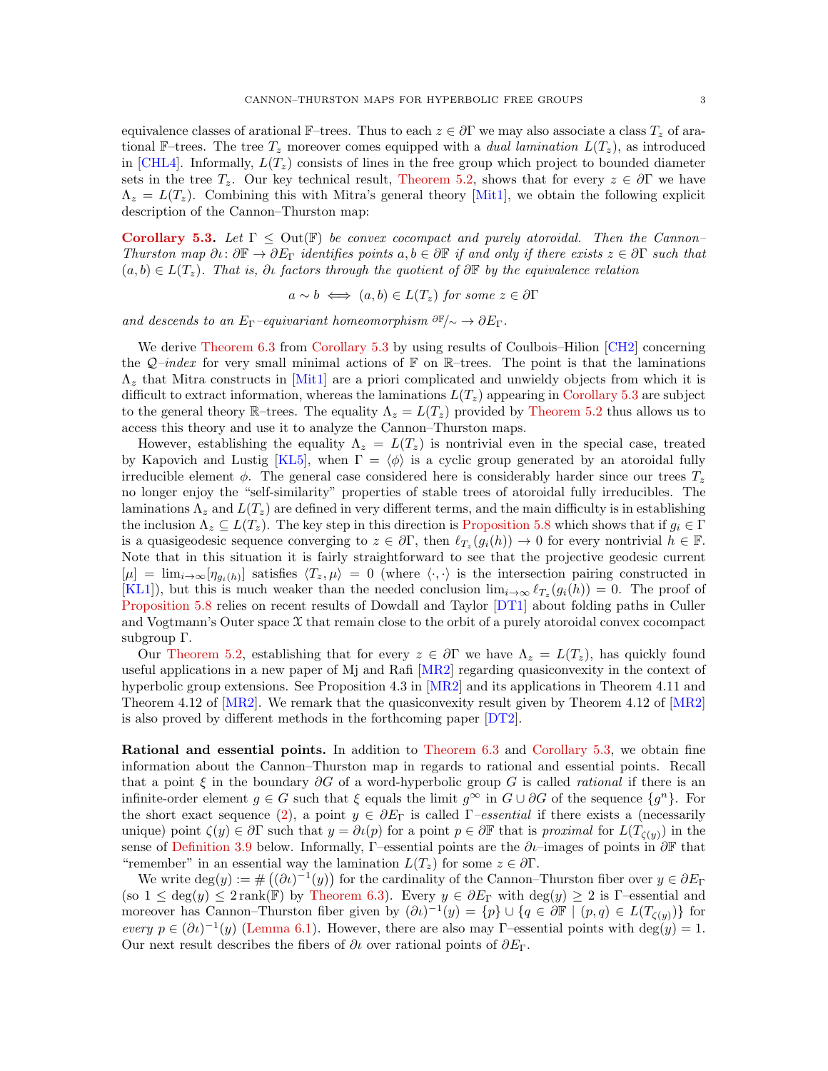equivalence classes of arational $\mathbb{F}$–trees. Thus to each $z \in \partial\Gamma$ we may also associate a class $T_z$ of arational $\mathbb{F}$–trees. The tree $T_z$ moreover comes equipped with a *dual lamination* $L(T_z)$, as introduced in [CHL4]. Informally, $L(T_z)$ consists of lines in the free group which project to bounded diameter sets in the tree $T_z$. Our key technical result, Theorem 5.2, shows that for every $z \in \partial\Gamma$ we have $\Lambda_z = L(T_z)$. Combining this with Mitra's general theory [Mit1], we obtain the following explicit description of the Cannon–Thurston map:

**Corollary 5.3.** *Let $\Gamma \le \mathrm{Out}(\mathbb{F})$ be convex cocompact and purely atoroidal. Then the Cannon–Thurston map $\partial\iota\colon \partial\mathbb{F} \to \partial E_\Gamma$ identifies points $a, b \in \partial\mathbb{F}$ if and only if there exists $z \in \partial\Gamma$ such that $(a,b) \in L(T_z)$. That is, $\partial\iota$ factors through the quotient of $\partial\mathbb{F}$ by the equivalence relation*

$$a \sim b \iff (a,b) \in L(T_z) \text{ for some } z \in \partial\Gamma$$

*and descends to an $E_\Gamma$–equivariant homeomorphism $\partial\mathbb{F}/\sim \to \partial E_\Gamma$.*

We derive Theorem 6.3 from Corollary 5.3 by using results of Coulbois–Hilion [CH2] concerning the $\mathcal{Q}$*–index* for very small minimal actions of $\mathbb{F}$ on $\mathbb{R}$–trees. The point is that the laminations $\Lambda_z$ that Mitra constructs in [Mit1] are a priori complicated and unwieldy objects from which it is difficult to extract information, whereas the laminations $L(T_z)$ appearing in Corollary 5.3 are subject to the general theory $\mathbb{R}$–trees. The equality $\Lambda_z = L(T_z)$ provided by Theorem 5.2 thus allows us to access this theory and use it to analyze the Cannon–Thurston maps.

However, establishing the equality $\Lambda_z = L(T_z)$ is nontrivial even in the special case, treated by Kapovich and Lustig [KL5], when $\Gamma = \langle\phi\rangle$ is a cyclic group generated by an atoroidal fully irreducible element $\phi$. The general case considered here is considerably harder since our trees $T_z$ no longer enjoy the "self-similarity" properties of stable trees of atoroidal fully irreducibles. The laminations $\Lambda_z$ and $L(T_z)$ are defined in very different terms, and the main difficulty is in establishing the inclusion $\Lambda_z \subseteq L(T_z)$. The key step in this direction is Proposition 5.8 which shows that if $g_i \in \Gamma$ is a quasigeodesic sequence converging to $z \in \partial\Gamma$, then $\ell_{T_z}(g_i(h)) \to 0$ for every nontrivial $h \in \mathbb{F}$. Note that in this situation it is fairly straightforward to see that the projective geodesic current $[\mu] = \lim_{i\to\infty}[\eta_{g_i(h)}]$ satisfies $\langle T_z, \mu\rangle = 0$ (where $\langle\cdot,\cdot\rangle$ is the intersection pairing constructed in [KL1]), but this is much weaker than the needed conclusion $\lim_{i\to\infty} \ell_{T_z}(g_i(h)) = 0$. The proof of Proposition 5.8 relies on recent results of Dowdall and Taylor [DT1] about folding paths in Culler and Vogtmann's Outer space $\mathfrak{X}$ that remain close to the orbit of a purely atoroidal convex cocompact subgroup $\Gamma$.

Our Theorem 5.2, establishing that for every $z \in \partial\Gamma$ we have $\Lambda_z = L(T_z)$, has quickly found useful applications in a new paper of Mj and Rafi [MR2] regarding quasiconvexity in the context of hyperbolic group extensions. See Proposition 4.3 in [MR2] and its applications in Theorem 4.11 and Theorem 4.12 of [MR2]. We remark that the quasiconvexity result given by Theorem 4.12 of [MR2] is also proved by different methods in the forthcoming paper [DT2].

**Rational and essential points.** In addition to Theorem 6.3 and Corollary 5.3, we obtain fine information about the Cannon–Thurston map in regards to rational and essential points. Recall that a point $\xi$ in the boundary $\partial G$ of a word-hyperbolic group $G$ is called *rational* if there is an infinite-order element $g \in G$ such that $\xi$ equals the limit $g^\infty$ in $G \cup \partial G$ of the sequence $\{g^n\}$. For the short exact sequence (2), a point $y \in \partial E_\Gamma$ is called $\Gamma$*–essential* if there exists a (necessarily unique) point $\zeta(y) \in \partial\Gamma$ such that $y = \partial\iota(p)$ for a point $p \in \partial\mathbb{F}$ that is *proximal* for $L(T_{\zeta(y)})$ in the sense of Definition 3.9 below. Informally, $\Gamma$–essential points are the $\partial\iota$–images of points in $\partial\mathbb{F}$ that "remember" in an essential way the lamination $L(T_z)$ for some $z \in \partial\Gamma$.

We write $\deg(y) := \#\left((\partial\iota)^{-1}(y)\right)$ for the cardinality of the Cannon–Thurston fiber over $y \in \partial E_\Gamma$ (so $1 \le \deg(y) \le 2\,\mathrm{rank}(\mathbb{F})$ by Theorem 6.3). Every $y \in \partial E_\Gamma$ with $\deg(y) \ge 2$ is $\Gamma$–essential and moreover has Cannon–Thurston fiber given by $(\partial\iota)^{-1}(y) = \{p\} \cup \{q \in \partial\mathbb{F} \mid (p,q) \in L(T_{\zeta(y)})\}$ for *every* $p \in (\partial\iota)^{-1}(y)$ (Lemma 6.1). However, there are also may $\Gamma$–essential points with $\deg(y) = 1$. Our next result describes the fibers of $\partial\iota$ over rational points of $\partial E_\Gamma$.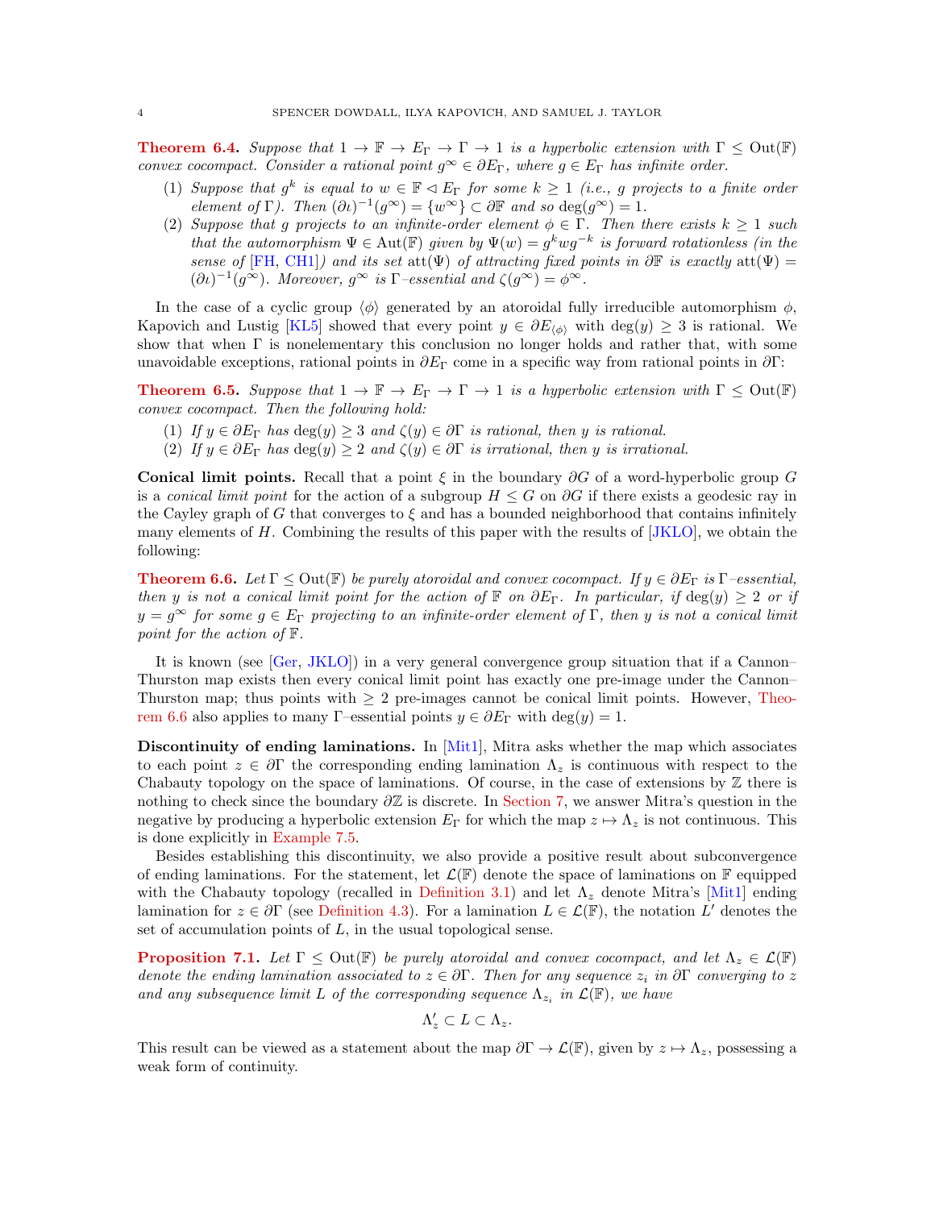**Theorem 6.4.** *Suppose that $1 \to \mathbb{F} \to E_\Gamma \to \Gamma \to 1$ is a hyperbolic extension with $\Gamma \le \mathrm{Out}(\mathbb{F})$ convex cocompact. Consider a rational point $g^\infty \in \partial E_\Gamma$, where $g \in E_\Gamma$ has infinite order.*

1. *Suppose that $g^k$ is equal to $w \in \mathbb{F} \lhd E_\Gamma$ for some $k \ge 1$ (i.e., $g$ projects to a finite order element of $\Gamma$). Then $(\partial\iota)^{-1}(g^\infty) = \{w^\infty\} \subset \partial\mathbb{F}$ and so $\deg(g^\infty) = 1$.*
2. *Suppose that $g$ projects to an infinite-order element $\phi \in \Gamma$. Then there exists $k \ge 1$ such that the automorphism $\Psi \in \mathrm{Aut}(\mathbb{F})$ given by $\Psi(w) = g^k w g^{-k}$ is forward rotationless (in the sense of [FH, CH1]) and its set $\mathrm{att}(\Psi)$ of attracting fixed points in $\partial\mathbb{F}$ is exactly $\mathrm{att}(\Psi) = (\partial\iota)^{-1}(g^\infty)$. Moreover, $g^\infty$ is $\Gamma$–essential and $\zeta(g^\infty) = \phi^\infty$.*

In the case of a cyclic group $\langle\phi\rangle$ generated by an atoroidal fully irreducible automorphism $\phi$, Kapovich and Lustig [KL5] showed that every point $y \in \partial E_{\langle\phi\rangle}$ with $\deg(y) \ge 3$ is rational. We show that when $\Gamma$ is nonelementary this conclusion no longer holds and rather that, with some unavoidable exceptions, rational points in $\partial E_\Gamma$ come in a specific way from rational points in $\partial\Gamma$:

**Theorem 6.5.** *Suppose that $1 \to \mathbb{F} \to E_\Gamma \to \Gamma \to 1$ is a hyperbolic extension with $\Gamma \le \mathrm{Out}(\mathbb{F})$ convex cocompact. Then the following hold:*

1. *If $y \in \partial E_\Gamma$ has $\deg(y) \ge 3$ and $\zeta(y) \in \partial\Gamma$ is rational, then $y$ is rational.*
2. *If $y \in \partial E_\Gamma$ has $\deg(y) \ge 2$ and $\zeta(y) \in \partial\Gamma$ is irrational, then $y$ is irrational.*

**Conical limit points.** Recall that a point $\xi$ in the boundary $\partial G$ of a word-hyperbolic group $G$ is a *conical limit point* for the action of a subgroup $H \le G$ on $\partial G$ if there exists a geodesic ray in the Cayley graph of $G$ that converges to $\xi$ and has a bounded neighborhood that contains infinitely many elements of $H$. Combining the results of this paper with the results of [JKLO], we obtain the following:

**Theorem 6.6.** *Let $\Gamma \le \mathrm{Out}(\mathbb{F})$ be purely atoroidal and convex cocompact. If $y \in \partial E_\Gamma$ is $\Gamma$–essential, then $y$ is not a conical limit point for the action of $\mathbb{F}$ on $\partial E_\Gamma$. In particular, if $\deg(y) \ge 2$ or if $y = g^\infty$ for some $g \in E_\Gamma$ projecting to an infinite-order element of $\Gamma$, then $y$ is not a conical limit point for the action of $\mathbb{F}$.*

It is known (see [Ger, JKLO]) in a very general convergence group situation that if a Cannon–Thurston map exists then every conical limit point has exactly one pre-image under the Cannon–Thurston map; thus points with $\ge 2$ pre-images cannot be conical limit points. However, Theorem 6.6 also applies to many $\Gamma$–essential points $y \in \partial E_\Gamma$ with $\deg(y) = 1$.

**Discontinuity of ending laminations.** In [Mit1], Mitra asks whether the map which associates to each point $z \in \partial\Gamma$ the corresponding ending lamination $\Lambda_z$ is continuous with respect to the Chabauty topology on the space of laminations. Of course, in the case of extensions by $\mathbb{Z}$ there is nothing to check since the boundary $\partial\mathbb{Z}$ is discrete. In Section 7, we answer Mitra's question in the negative by producing a hyperbolic extension $E_\Gamma$ for which the map $z \mapsto \Lambda_z$ is not continuous. This is done explicitly in Example 7.5.

Besides establishing this discontinuity, we also provide a positive result about subconvergence of ending laminations. For the statement, let $\mathcal{L}(\mathbb{F})$ denote the space of laminations on $\mathbb{F}$ equipped with the Chabauty topology (recalled in Definition 3.1) and let $\Lambda_z$ denote Mitra's [Mit1] ending lamination for $z \in \partial\Gamma$ (see Definition 4.3). For a lamination $L \in \mathcal{L}(\mathbb{F})$, the notation $L'$ denotes the set of accumulation points of $L$, in the usual topological sense.

**Proposition 7.1.** *Let $\Gamma \le \mathrm{Out}(\mathbb{F})$ be purely atoroidal and convex cocompact, and let $\Lambda_z \in \mathcal{L}(\mathbb{F})$ denote the ending lamination associated to $z \in \partial\Gamma$. Then for any sequence $z_i$ in $\partial\Gamma$ converging to $z$ and any subsequence limit $L$ of the corresponding sequence $\Lambda_{z_i}$ in $\mathcal{L}(\mathbb{F})$, we have*

$$\Lambda_z' \subset L \subset \Lambda_z.$$

This result can be viewed as a statement about the map $\partial\Gamma \to \mathcal{L}(\mathbb{F})$, given by $z \mapsto \Lambda_z$, possessing a weak form of continuity.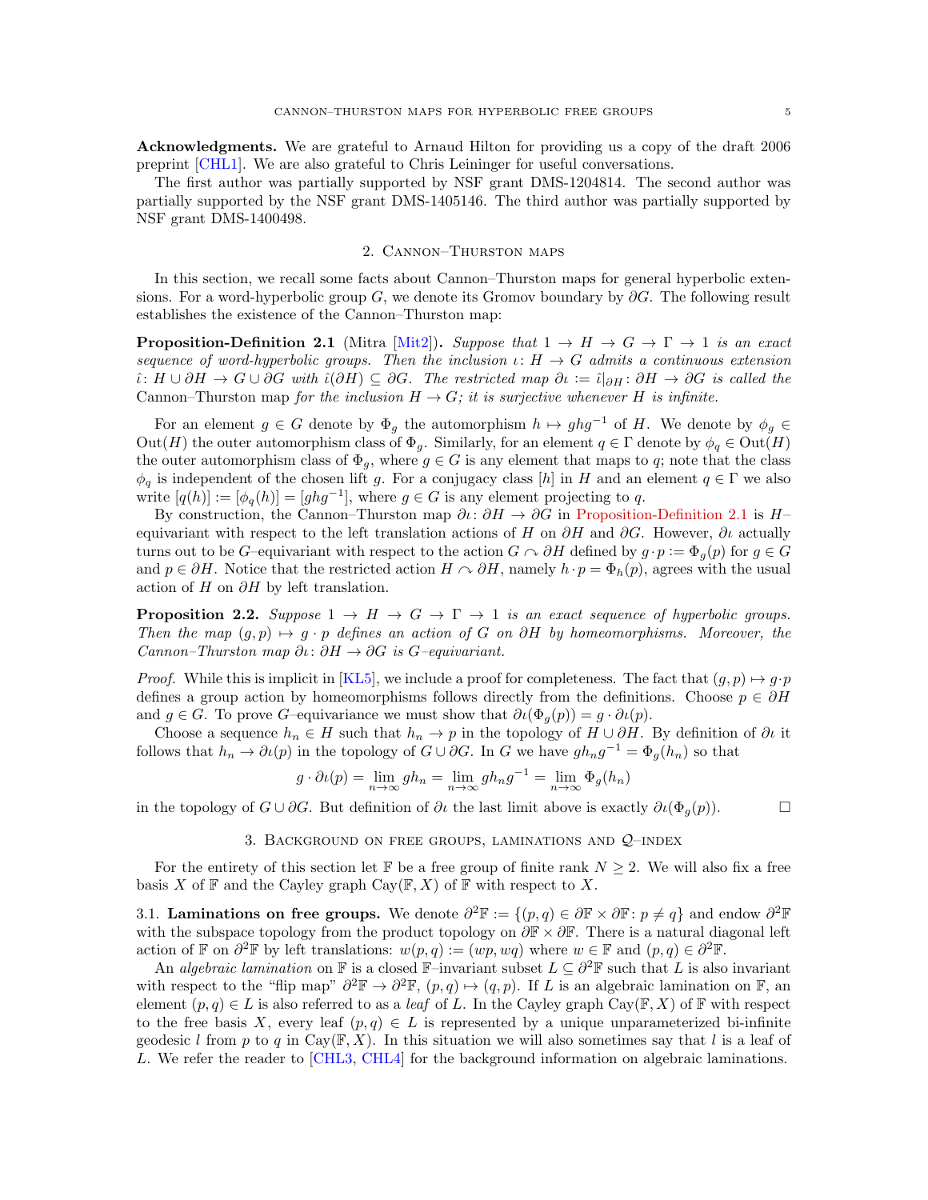**Acknowledgments.** We are grateful to Arnaud Hilton for providing us a copy of the draft 2006 preprint [CHL1]. We are also grateful to Chris Leininger for useful conversations.

The first author was partially supported by NSF grant DMS-1204814. The second author was partially supported by the NSF grant DMS-1405146. The third author was partially supported by NSF grant DMS-1400498.

## 2. Cannon–Thurston maps

In this section, we recall some facts about Cannon–Thurston maps for general hyperbolic extensions. For a word-hyperbolic group $G$, we denote its Gromov boundary by $\partial G$. The following result establishes the existence of the Cannon–Thurston map:

**Proposition-Definition 2.1** (Mitra [Mit2]). *Suppose that $1 \to H \to G \to \Gamma \to 1$ is an exact sequence of word-hyperbolic groups. Then the inclusion $\iota\colon H \to G$ admits a continuous extension $\hat{\iota}\colon H \cup \partial H \to G \cup \partial G$ with $\hat{\iota}(\partial H) \subseteq \partial G$. The restricted map $\partial\iota := \hat{\iota}|_{\partial H}\colon \partial H \to \partial G$ is called the* Cannon–Thurston map *for the inclusion $H \to G$; it is surjective whenever $H$ is infinite.*

For an element $g \in G$ denote by $\Phi_g$ the automorphism $h \mapsto ghg^{-1}$ of $H$. We denote by $\phi_g \in \mathrm{Out}(H)$ the outer automorphism class of $\Phi_g$. Similarly, for an element $q \in \Gamma$ denote by $\phi_q \in \mathrm{Out}(H)$ the outer automorphism class of $\Phi_g$, where $g \in G$ is any element that maps to $q$; note that the class $\phi_q$ is independent of the chosen lift $g$. For a conjugacy class $[h]$ in $H$ and an element $q \in \Gamma$ we also write $[q(h)] := [\phi_q(h)] = [ghg^{-1}]$, where $g \in G$ is any element projecting to $q$.

By construction, the Cannon–Thurston map $\partial\iota\colon \partial H \to \partial G$ in Proposition-Definition 2.1 is $H$–equivariant with respect to the left translation actions of $H$ on $\partial H$ and $\partial G$. However, $\partial\iota$ actually turns out to be $G$–equivariant with respect to the action $G \curvearrowright \partial H$ defined by $g \cdot p := \Phi_g(p)$ for $g \in G$ and $p \in \partial H$. Notice that the restricted action $H \curvearrowright \partial H$, namely $h \cdot p = \Phi_h(p)$, agrees with the usual action of $H$ on $\partial H$ by left translation.

**Proposition 2.2.** *Suppose $1 \to H \to G \to \Gamma \to 1$ is an exact sequence of hyperbolic groups. Then the map $(g,p) \mapsto g \cdot p$ defines an action of $G$ on $\partial H$ by homeomorphisms. Moreover, the Cannon–Thurston map $\partial\iota\colon \partial H \to \partial G$ is $G$–equivariant.*

*Proof.* While this is implicit in [KL5], we include a proof for completeness. The fact that $(g,p) \mapsto g \cdot p$ defines a group action by homeomorphisms follows directly from the definitions. Choose $p \in \partial H$ and $g \in G$. To prove $G$–equivariance we must show that $\partial\iota(\Phi_g(p)) = g \cdot \partial\iota(p)$.

Choose a sequence $h_n \in H$ such that $h_n \to p$ in the topology of $H \cup \partial H$. By definition of $\partial\iota$ it follows that $h_n \to \partial\iota(p)$ in the topology of $G \cup \partial G$. In $G$ we have $gh_ng^{-1} = \Phi_g(h_n)$ so that

$$g \cdot \partial\iota(p) = \lim_{n\to\infty} gh_n = \lim_{n\to\infty} gh_ng^{-1} = \lim_{n\to\infty} \Phi_g(h_n)$$

in the topology of $G \cup \partial G$. But definition of $\partial\iota$ the last limit above is exactly $\partial\iota(\Phi_g(p))$. □

## 3. Background on free groups, laminations and $\mathcal{Q}$–index

For the entirety of this section let $\mathbb{F}$ be a free group of finite rank $N \geq 2$. We will also fix a free basis $X$ of $\mathbb{F}$ and the Cayley graph $\mathrm{Cay}(\mathbb{F}, X)$ of $\mathbb{F}$ with respect to $X$.

### 3.1. Laminations on free groups.

We denote $\partial^2\mathbb{F} := \{(p,q) \in \partial\mathbb{F} \times \partial\mathbb{F} \colon p \neq q\}$ and endow $\partial^2\mathbb{F}$ with the subspace topology from the product topology on $\partial\mathbb{F} \times \partial\mathbb{F}$. There is a natural diagonal left action of $\mathbb{F}$ on $\partial^2\mathbb{F}$ by left translations: $w(p,q) := (wp, wq)$ where $w \in \mathbb{F}$ and $(p,q) \in \partial^2\mathbb{F}$.

An *algebraic lamination* on $\mathbb{F}$ is a closed $\mathbb{F}$–invariant subset $L \subseteq \partial^2\mathbb{F}$ such that $L$ is also invariant with respect to the "flip map" $\partial^2\mathbb{F} \to \partial^2\mathbb{F}$, $(p,q) \mapsto (q,p)$. If $L$ is an algebraic lamination on $\mathbb{F}$, an element $(p,q) \in L$ is also referred to as a *leaf* of $L$. In the Cayley graph $\mathrm{Cay}(\mathbb{F}, X)$ of $\mathbb{F}$ with respect to the free basis $X$, every leaf $(p,q) \in L$ is represented by a unique unparameterized bi-infinite geodesic $l$ from $p$ to $q$ in $\mathrm{Cay}(\mathbb{F}, X)$. In this situation we will also sometimes say that $l$ is a leaf of $L$. We refer the reader to [CHL3, CHL4] for the background information on algebraic laminations.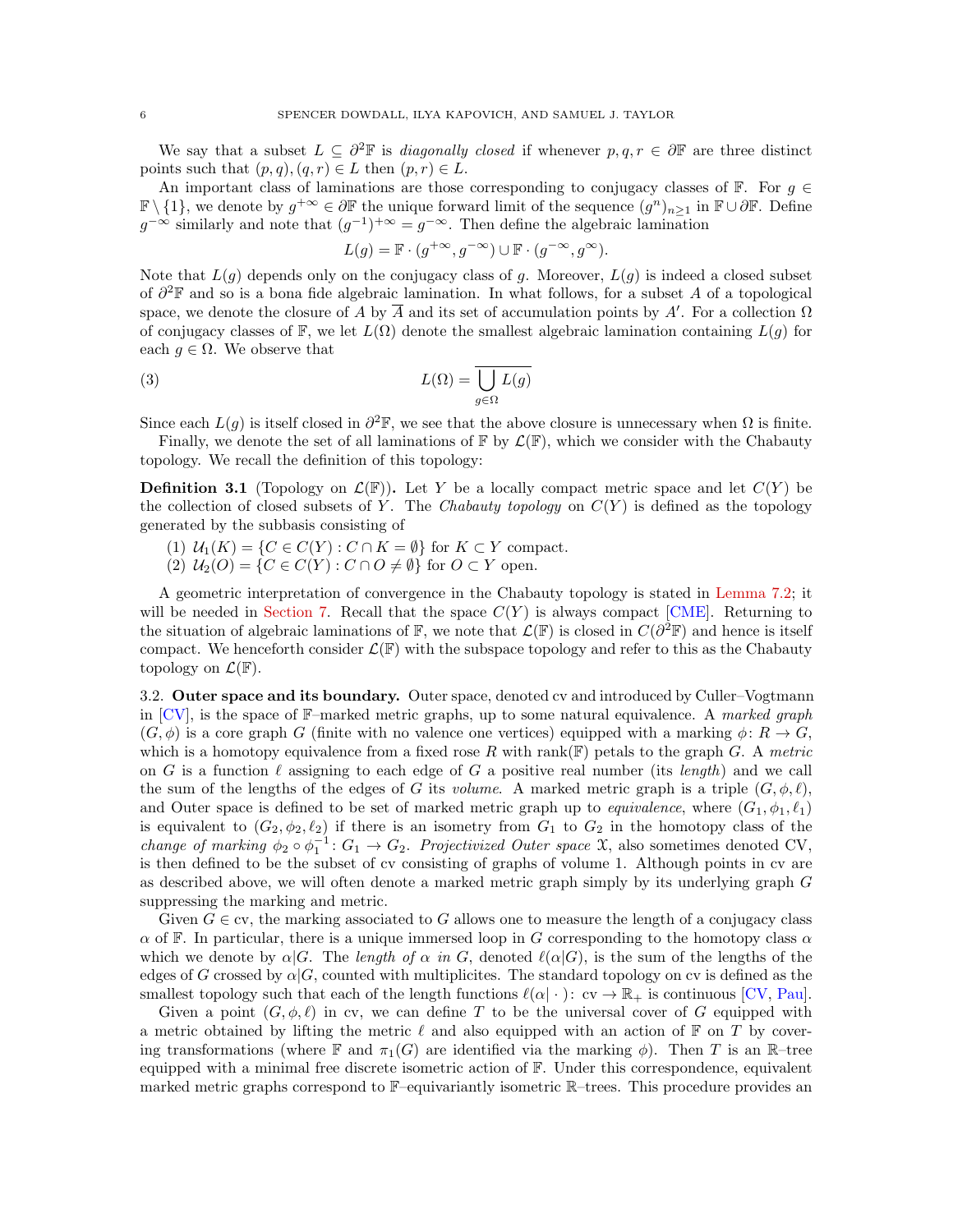We say that a subset $L \subseteq \partial^2\mathbb{F}$ is *diagonally closed* if whenever $p, q, r \in \partial\mathbb{F}$ are three distinct points such that $(p,q), (q,r) \in L$ then $(p,r) \in L$.

An important class of laminations are those corresponding to conjugacy classes of $\mathbb{F}$. For $g \in \mathbb{F} \setminus \{1\}$, we denote by $g^{+\infty} \in \partial\mathbb{F}$ the unique forward limit of the sequence $(g^n)_{n\geq 1}$ in $\mathbb{F} \cup \partial\mathbb{F}$. Define $g^{-\infty}$ similarly and note that $(g^{-1})^{+\infty} = g^{-\infty}$. Then define the algebraic lamination

$$L(g) = \mathbb{F} \cdot (g^{+\infty}, g^{-\infty}) \cup \mathbb{F} \cdot (g^{-\infty}, g^{\infty}).$$

Note that $L(g)$ depends only on the conjugacy class of $g$. Moreover, $L(g)$ is indeed a closed subset of $\partial^2\mathbb{F}$ and so is a bona fide algebraic lamination. In what follows, for a subset $A$ of a topological space, we denote the closure of $A$ by $\overline{A}$ and its set of accumulation points by $A'$. For a collection $\Omega$ of conjugacy classes of $\mathbb{F}$, we let $L(\Omega)$ denote the smallest algebraic lamination containing $L(g)$ for each $g \in \Omega$. We observe that

$$L(\Omega) = \overline{\bigcup_{g\in\Omega} L(g)} \tag{3}$$

Since each $L(g)$ is itself closed in $\partial^2\mathbb{F}$, we see that the above closure is unnecessary when $\Omega$ is finite.

Finally, we denote the set of all laminations of $\mathbb{F}$ by $\mathcal{L}(\mathbb{F})$, which we consider with the Chabauty topology. We recall the definition of this topology:

**Definition 3.1** (Topology on $\mathcal{L}(\mathbb{F})$)**.** Let $Y$ be a locally compact metric space and let $C(Y)$ be the collection of closed subsets of $Y$. The *Chabauty topology* on $C(Y)$ is defined as the topology generated by the subbasis consisting of

1. $\mathcal{U}_1(K) = \{C \in C(Y) : C \cap K = \emptyset\}$ for $K \subset Y$ compact.
2. $\mathcal{U}_2(O) = \{C \in C(Y) : C \cap O \neq \emptyset\}$ for $O \subset Y$ open.

A geometric interpretation of convergence in the Chabauty topology is stated in Lemma 7.2; it will be needed in Section 7. Recall that the space $C(Y)$ is always compact [CME]. Returning to the situation of algebraic laminations of $\mathbb{F}$, we note that $\mathcal{L}(\mathbb{F})$ is closed in $C(\partial^2\mathbb{F})$ and hence is itself compact. We henceforth consider $\mathcal{L}(\mathbb{F})$ with the subspace topology and refer to this as the Chabauty topology on $\mathcal{L}(\mathbb{F})$.

## 3.2. Outer space and its boundary.

Outer space, denoted cv and introduced by Culler–Vogtmann in [CV], is the space of $\mathbb{F}$–marked metric graphs, up to some natural equivalence. A *marked graph* $(G, \phi)$ is a core graph $G$ (finite with no valence one vertices) equipped with a marking $\phi \colon R \to G$, which is a homotopy equivalence from a fixed rose $R$ with rank($\mathbb{F}$) petals to the graph $G$. A *metric* on $G$ is a function $\ell$ assigning to each edge of $G$ a positive real number (its *length*) and we call the sum of the lengths of the edges of $G$ its *volume*. A marked metric graph is a triple $(G, \phi, \ell)$, and Outer space is defined to be set of marked metric graph up to *equivalence*, where $(G_1, \phi_1, \ell_1)$ is equivalent to $(G_2, \phi_2, \ell_2)$ if there is an isometry from $G_1$ to $G_2$ in the homotopy class of the *change of marking* $\phi_2 \circ \phi_1^{-1} \colon G_1 \to G_2$. *Projectivized Outer space* $\mathfrak{X}$, also sometimes denoted CV, is then defined to be the subset of cv consisting of graphs of volume 1. Although points in cv are as described above, we will often denote a marked metric graph simply by its underlying graph $G$ suppressing the marking and metric.

Given $G \in$ cv, the marking associated to $G$ allows one to measure the length of a conjugacy class $\alpha$ of $\mathbb{F}$. In particular, there is a unique immersed loop in $G$ corresponding to the homotopy class $\alpha$ which we denote by $\alpha|G$. The *length of $\alpha$ in $G$*, denoted $\ell(\alpha|G)$, is the sum of the lengths of the edges of $G$ crossed by $\alpha|G$, counted with multiplicites. The standard topology on cv is defined as the smallest topology such that each of the length functions $\ell(\alpha|\cdot) \colon \text{cv} \to \mathbb{R}_+$ is continuous [CV, Pau].

Given a point $(G, \phi, \ell)$ in cv, we can define $T$ to be the universal cover of $G$ equipped with a metric obtained by lifting the metric $\ell$ and also equipped with an action of $\mathbb{F}$ on $T$ by covering transformations (where $\mathbb{F}$ and $\pi_1(G)$ are identified via the marking $\phi$). Then $T$ is an $\mathbb{R}$–tree equipped with a minimal free discrete isometric action of $\mathbb{F}$. Under this correspondence, equivalent marked metric graphs correspond to $\mathbb{F}$–equivariantly isometric $\mathbb{R}$–trees. This procedure provides an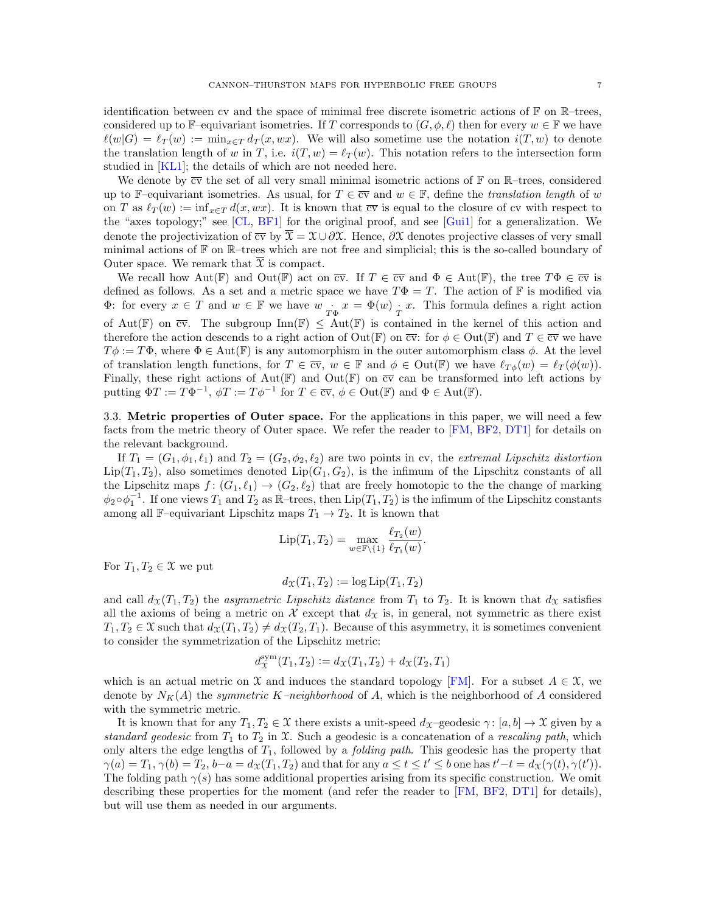identification between cv and the space of minimal free discrete isometric actions of $\mathbb{F}$ on $\mathbb{R}$–trees, considered up to $\mathbb{F}$–equivariant isometries. If $T$ corresponds to $(G, \phi, \ell)$ then for every $w \in \mathbb{F}$ we have $\ell(w|G) = \ell_T(w) := \min_{x \in T} d_T(x, wx)$. We will also sometime use the notation $i(T, w)$ to denote the translation length of $w$ in $T$, i.e. $i(T, w) = \ell_T(w)$. This notation refers to the intersection form studied in [KL1]; the details of which are not needed here.

We denote by $\overline{\mathrm{cv}}$ the set of all very small minimal isometric actions of $\mathbb{F}$ on $\mathbb{R}$–trees, considered up to $\mathbb{F}$–equivariant isometries. As usual, for $T \in \overline{\mathrm{cv}}$ and $w \in \mathbb{F}$, define the *translation length* of $w$ on $T$ as $\ell_T(w) := \inf_{x \in T} d(x, wx)$. It is known that $\overline{\mathrm{cv}}$ is equal to the closure of cv with respect to the "axes topology;" see [CL, BF1] for the original proof, and see [Gui1] for a generalization. We denote the projectivization of $\overline{\mathrm{cv}}$ by $\overline{\mathcal{X}} = \mathcal{X} \cup \partial\mathcal{X}$. Hence, $\partial\mathcal{X}$ denotes projective classes of very small minimal actions of $\mathbb{F}$ on $\mathbb{R}$–trees which are not free and simplicial; this is the so-called boundary of Outer space. We remark that $\overline{\mathcal{X}}$ is compact.

We recall how $\mathrm{Aut}(\mathbb{F})$ and $\mathrm{Out}(\mathbb{F})$ act on $\overline{\mathrm{cv}}$. If $T \in \overline{\mathrm{cv}}$ and $\Phi \in \mathrm{Aut}(\mathbb{F})$, the tree $T\Phi \in \overline{\mathrm{cv}}$ is defined as follows. As a set and a metric space we have $T\Phi = T$. The action of $\mathbb{F}$ is modified via $\Phi$: for every $x \in T$ and $w \in \mathbb{F}$ we have $w \underset{T\Phi}{\cdot} x = \Phi(w) \underset{T}{\cdot} x$. This formula defines a right action of $\mathrm{Aut}(\mathbb{F})$ on $\overline{\mathrm{cv}}$. The subgroup $\mathrm{Inn}(\mathbb{F}) \le \mathrm{Aut}(\mathbb{F})$ is contained in the kernel of this action and therefore the action descends to a right action of $\mathrm{Out}(\mathbb{F})$ on $\overline{\mathrm{cv}}$: for $\phi \in \mathrm{Out}(\mathbb{F})$ and $T \in \overline{\mathrm{cv}}$ we have $T\phi := T\Phi$, where $\Phi \in \mathrm{Aut}(\mathbb{F})$ is any automorphism in the outer automorphism class $\phi$. At the level of translation length functions, for $T \in \overline{\mathrm{cv}}$, $w \in \mathbb{F}$ and $\phi \in \mathrm{Out}(\mathbb{F})$ we have $\ell_{T\phi}(w) = \ell_T(\phi(w))$. Finally, these right actions of $\mathrm{Aut}(\mathbb{F})$ and $\mathrm{Out}(\mathbb{F})$ on $\overline{\mathrm{cv}}$ can be transformed into left actions by putting $\Phi T := T\Phi^{-1}$, $\phi T := T\phi^{-1}$ for $T \in \overline{\mathrm{cv}}$, $\phi \in \mathrm{Out}(\mathbb{F})$ and $\Phi \in \mathrm{Aut}(\mathbb{F})$.

3.3. **Metric properties of Outer space.** For the applications in this paper, we will need a few facts from the metric theory of Outer space. We refer the reader to [FM, BF2, DT1] for details on the relevant background.

If $T_1 = (G_1, \phi_1, \ell_1)$ and $T_2 = (G_2, \phi_2, \ell_2)$ are two points in cv, the *extremal Lipschitz distortion* $\mathrm{Lip}(T_1, T_2)$, also sometimes denoted $\mathrm{Lip}(G_1, G_2)$, is the infimum of the Lipschitz constants of all the Lipschitz maps $f: (G_1, \ell_1) \to (G_2, \ell_2)$ that are freely homotopic to the the change of marking $\phi_2 \circ \phi_1^{-1}$. If one views $T_1$ and $T_2$ as $\mathbb{R}$–trees, then $\mathrm{Lip}(T_1, T_2)$ is the infimum of the Lipschitz constants among all $\mathbb{F}$–equivariant Lipschitz maps $T_1 \to T_2$. It is known that

$$\mathrm{Lip}(T_1, T_2) = \max_{w \in \mathbb{F} \setminus \{1\}} \frac{\ell_{T_2}(w)}{\ell_{T_1}(w)}.$$

For $T_1, T_2 \in \mathcal{X}$ we put

$$d_{\mathcal{X}}(T_1, T_2) := \log \mathrm{Lip}(T_1, T_2)$$

and call $d_{\mathcal{X}}(T_1, T_2)$ the *asymmetric Lipschitz distance* from $T_1$ to $T_2$. It is known that $d_{\mathcal{X}}$ satisfies all the axioms of being a metric on $\mathcal{X}$ except that $d_{\mathcal{X}}$ is, in general, not symmetric as there exist $T_1, T_2 \in \mathcal{X}$ such that $d_{\mathcal{X}}(T_1, T_2) \neq d_{\mathcal{X}}(T_2, T_1)$. Because of this asymmetry, it is sometimes convenient to consider the symmetrization of the Lipschitz metric:

$$d_{\mathcal{X}}^{\mathrm{sym}}(T_1, T_2) := d_{\mathcal{X}}(T_1, T_2) + d_{\mathcal{X}}(T_2, T_1)$$

which is an actual metric on $\mathcal{X}$ and induces the standard topology [FM]. For a subset $A \in \mathcal{X}$, we denote by $N_K(A)$ the *symmetric $K$–neighborhood* of $A$, which is the neighborhood of $A$ considered with the symmetric metric.

It is known that for any $T_1, T_2 \in \mathcal{X}$ there exists a unit-speed $d_{\mathcal{X}}$–geodesic $\gamma: [a, b] \to \mathcal{X}$ given by a *standard geodesic* from $T_1$ to $T_2$ in $\mathcal{X}$. Such a geodesic is a concatenation of a *rescaling path*, which only alters the edge lengths of $T_1$, followed by a *folding path*. This geodesic has the property that $\gamma(a) = T_1$, $\gamma(b) = T_2$, $b - a = d_{\mathcal{X}}(T_1, T_2)$ and that for any $a \le t \le t' \le b$ one has $t' - t = d_{\mathcal{X}}(\gamma(t), \gamma(t'))$. The folding path $\gamma(s)$ has some additional properties arising from its specific construction. We omit describing these properties for the moment (and refer the reader to [FM, BF2, DT1] for details), but will use them as needed in our arguments.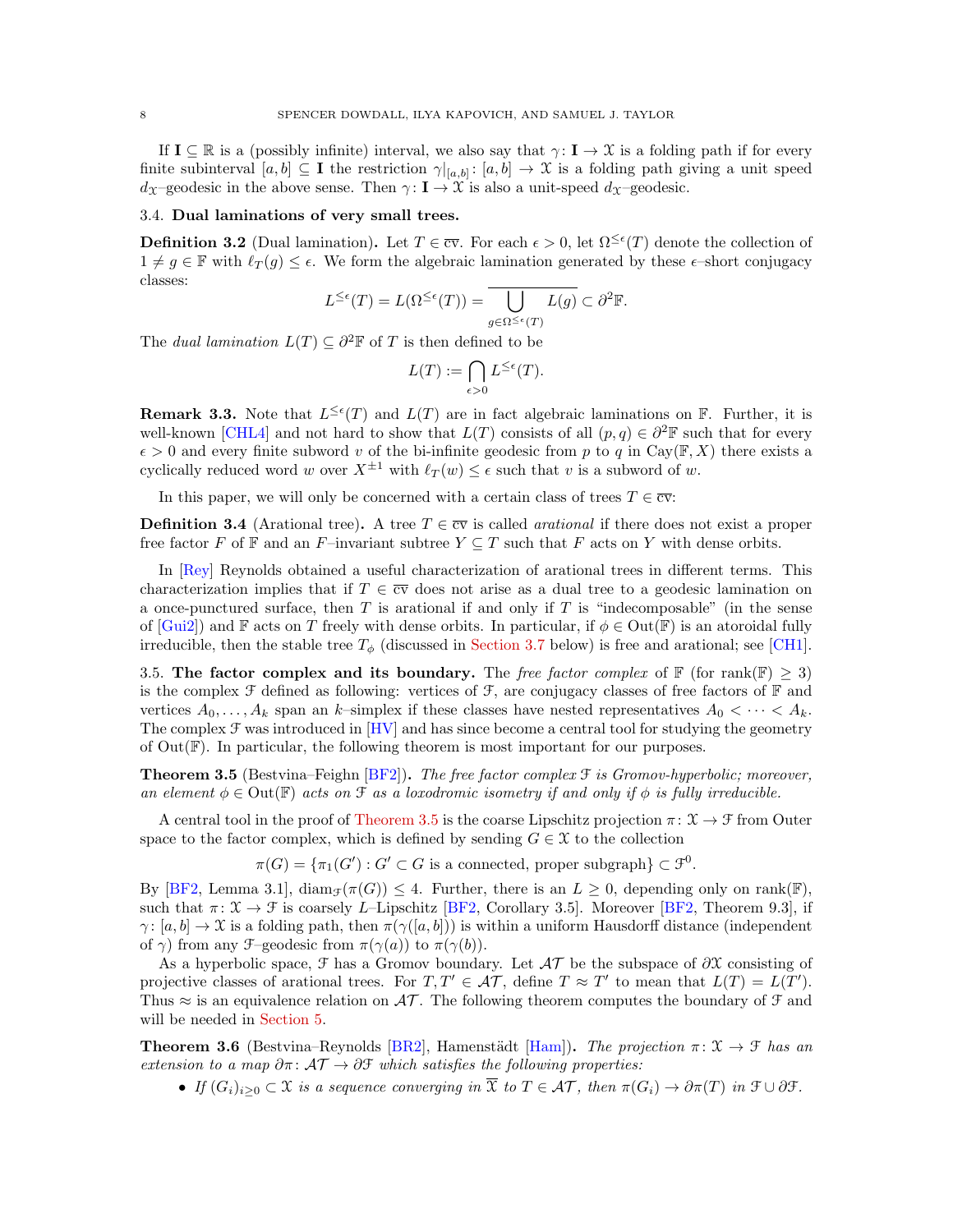If $\mathbf{I} \subseteq \mathbb{R}$ is a (possibly infinite) interval, we also say that $\gamma\colon \mathbf{I} \to \mathcal{X}$ is a folding path if for every finite subinterval $[a,b] \subseteq \mathbf{I}$ the restriction $\gamma|_{[a,b]}\colon [a,b] \to \mathcal{X}$ is a folding path giving a unit speed $d_{\mathcal{X}}$–geodesic in the above sense. Then $\gamma\colon \mathbf{I} \to \mathcal{X}$ is also a unit-speed $d_{\mathcal{X}}$–geodesic.

### 3.4. Dual laminations of very small trees.

**Definition 3.2** (Dual lamination)**.** Let $T \in \overline{\mathrm{cv}}$. For each $\epsilon > 0$, let $\Omega^{\le \epsilon}(T)$ denote the collection of $1 \neq g \in \mathbb{F}$ with $\ell_T(g) \le \epsilon$. We form the algebraic lamination generated by these $\epsilon$–short conjugacy classes:

$$L^{\le \epsilon}(T) = L(\Omega^{\le \epsilon}(T)) = \overline{\bigcup_{g \in \Omega^{\le \epsilon}(T)} L(g)} \subset \partial^2 \mathbb{F}.$$

The *dual lamination* $L(T) \subseteq \partial^2\mathbb{F}$ of $T$ is then defined to be

$$L(T) := \bigcap_{\epsilon > 0} L^{\le \epsilon}(T).$$

**Remark 3.3.** Note that $L^{\le \epsilon}(T)$ and $L(T)$ are in fact algebraic laminations on $\mathbb{F}$. Further, it is well-known [CHL4] and not hard to show that $L(T)$ consists of all $(p,q) \in \partial^2\mathbb{F}$ such that for every $\epsilon > 0$ and every finite subword $v$ of the bi-infinite geodesic from $p$ to $q$ in $\mathrm{Cay}(\mathbb{F}, X)$ there exists a cyclically reduced word $w$ over $X^{\pm 1}$ with $\ell_T(w) \le \epsilon$ such that $v$ is a subword of $w$.

In this paper, we will only be concerned with a certain class of trees $T \in \overline{\mathrm{cv}}$:

**Definition 3.4** (Arational tree)**.** A tree $T \in \overline{\mathrm{cv}}$ is called *arational* if there does not exist a proper free factor $F$ of $\mathbb{F}$ and an $F$–invariant subtree $Y \subseteq T$ such that $F$ acts on $Y$ with dense orbits.

In [Rey] Reynolds obtained a useful characterization of arational trees in different terms. This characterization implies that if $T \in \overline{\mathrm{cv}}$ does not arise as a dual tree to a geodesic lamination on a once-punctured surface, then $T$ is arational if and only if $T$ is "indecomposable" (in the sense of [Gui2]) and $\mathbb{F}$ acts on $T$ freely with dense orbits. In particular, if $\phi \in \mathrm{Out}(\mathbb{F})$ is an atoroidal fully irreducible, then the stable tree $T_\phi$ (discussed in Section 3.7 below) is free and arational; see [CH1].

### 3.5. The factor complex and its boundary.

The *free factor complex* of $\mathbb{F}$ (for $\mathrm{rank}(\mathbb{F}) \ge 3$) is the complex $\mathcal{F}$ defined as following: vertices of $\mathcal{F}$, are conjugacy classes of free factors of $\mathbb{F}$ and vertices $A_0, \dots, A_k$ span an $k$–simplex if these classes have nested representatives $A_0 < \cdots < A_k$. The complex $\mathcal{F}$ was introduced in [HV] and has since become a central tool for studying the geometry of $\mathrm{Out}(\mathbb{F})$. In particular, the following theorem is most important for our purposes.

**Theorem 3.5** (Bestvina–Feighn [BF2])**.** *The free factor complex $\mathcal{F}$ is Gromov-hyperbolic; moreover, an element $\phi \in \mathrm{Out}(\mathbb{F})$ acts on $\mathcal{F}$ as a loxodromic isometry if and only if $\phi$ is fully irreducible.*

A central tool in the proof of Theorem 3.5 is the coarse Lipschitz projection $\pi\colon \mathcal{X} \to \mathcal{F}$ from Outer space to the factor complex, which is defined by sending $G \in \mathcal{X}$ to the collection

$$\pi(G) = \{\pi_1(G') : G' \subset G \text{ is a connected, proper subgraph}\} \subset \mathcal{F}^0.$$

By [BF2, Lemma 3.1], $\mathrm{diam}_{\mathcal{F}}(\pi(G)) \le 4$. Further, there is an $L \ge 0$, depending only on $\mathrm{rank}(\mathbb{F})$, such that $\pi\colon \mathcal{X} \to \mathcal{F}$ is coarsely $L$–Lipschitz [BF2, Corollary 3.5]. Moreover [BF2, Theorem 9.3], if $\gamma\colon [a,b] \to \mathcal{X}$ is a folding path, then $\pi(\gamma([a,b]))$ is within a uniform Hausdorff distance (independent of $\gamma$) from any $\mathcal{F}$–geodesic from $\pi(\gamma(a))$ to $\pi(\gamma(b))$.

As a hyperbolic space, $\mathcal{F}$ has a Gromov boundary. Let $\mathcal{AT}$ be the subspace of $\partial\mathcal{X}$ consisting of projective classes of arational trees. For $T, T' \in \mathcal{AT}$, define $T \approx T'$ to mean that $L(T) = L(T')$. Thus $\approx$ is an equivalence relation on $\mathcal{AT}$. The following theorem computes the boundary of $\mathcal{F}$ and will be needed in Section 5.

**Theorem 3.6** (Bestvina–Reynolds [BR2], Hamenstädt [Ham])**.** *The projection $\pi\colon \mathcal{X} \to \mathcal{F}$ has an extension to a map $\partial\pi\colon \mathcal{AT} \to \partial\mathcal{F}$ which satisfies the following properties:*

- *If $(G_i)_{i \ge 0} \subset \mathcal{X}$ is a sequence converging in $\overline{\mathcal{X}}$ to $T \in \mathcal{AT}$, then $\pi(G_i) \to \partial\pi(T)$ in $\mathcal{F} \cup \partial\mathcal{F}$.*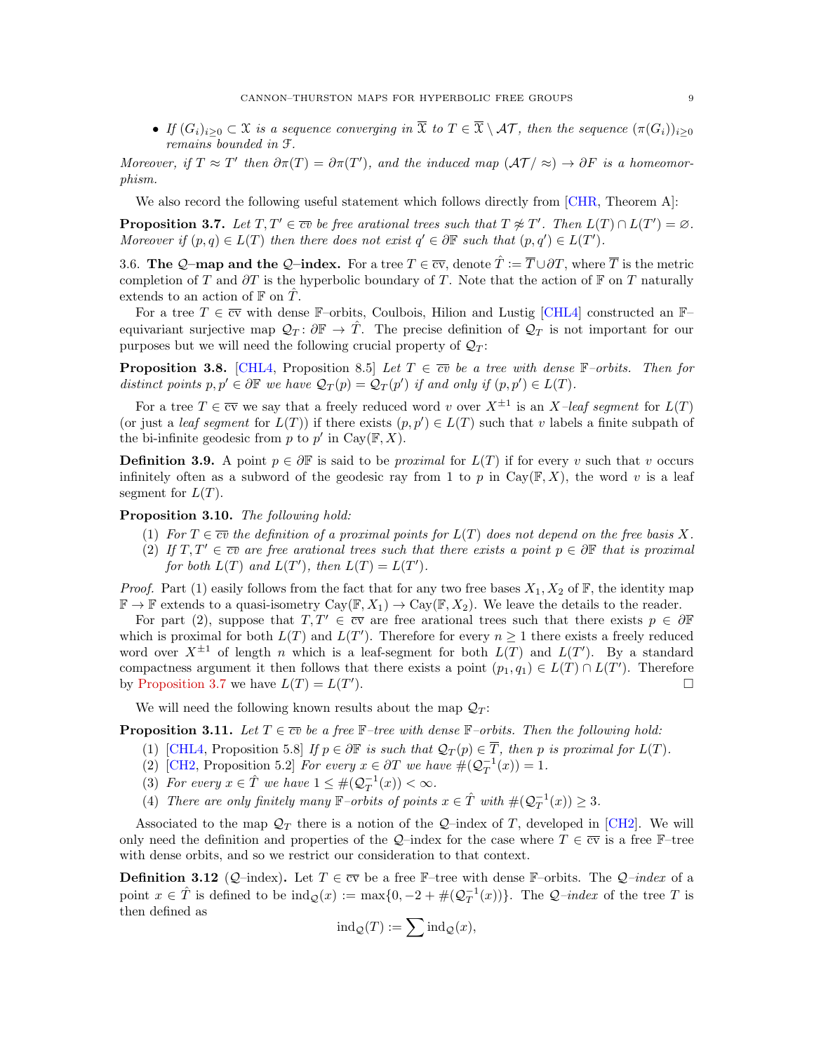- *If $(G_i)_{i\geq 0} \subset \mathcal{X}$ is a sequence converging in $\overline{\mathcal{X}}$ to $T \in \overline{\mathcal{X}} \setminus \mathcal{AT}$, then the sequence $(\pi(G_i))_{i\geq 0}$ remains bounded in $\mathcal{F}$.*

*Moreover, if $T \approx T'$ then $\partial\pi(T) = \partial\pi(T')$, and the induced map $(\mathcal{AT}/\approx) \to \partial F$ is a homeomorphism.*

We also record the following useful statement which follows directly from [CHR, Theorem A]:

**Proposition 3.7.** *Let $T, T' \in \overline{cv}$ be free arational trees such that $T \not\approx T'$. Then $L(T) \cap L(T') = \varnothing$. Moreover if $(p, q) \in L(T)$ then there does not exist $q' \in \partial\mathbb{F}$ such that $(p, q') \in L(T')$.*

3.6. **The $\mathcal{Q}$–map and the $\mathcal{Q}$–index.** For a tree $T \in \overline{cv}$, denote $\hat{T} := \overline{T} \cup \partial T$, where $\overline{T}$ is the metric completion of $T$ and $\partial T$ is the hyperbolic boundary of $T$. Note that the action of $\mathbb{F}$ on $T$ naturally extends to an action of $\mathbb{F}$ on $\hat{T}$.

For a tree $T \in \overline{cv}$ with dense $\mathbb{F}$–orbits, Coulbois, Hilion and Lustig [CHL4] constructed an $\mathbb{F}$–equivariant surjective map $\mathcal{Q}_T : \partial\mathbb{F} \to \hat{T}$. The precise definition of $\mathcal{Q}_T$ is not important for our purposes but we will need the following crucial property of $\mathcal{Q}_T$:

**Proposition 3.8.** [CHL4, Proposition 8.5] *Let $T \in \overline{cv}$ be a tree with dense $\mathbb{F}$–orbits. Then for distinct points $p, p' \in \partial\mathbb{F}$ we have $\mathcal{Q}_T(p) = \mathcal{Q}_T(p')$ if and only if $(p, p') \in L(T)$.*

For a tree $T \in \overline{cv}$ we say that a freely reduced word $v$ over $X^{\pm 1}$ is an *$X$–leaf segment* for $L(T)$ (or just a *leaf segment* for $L(T)$) if there exists $(p, p') \in L(T)$ such that $v$ labels a finite subpath of the bi-infinite geodesic from $p$ to $p'$ in $\mathrm{Cay}(\mathbb{F}, X)$.

**Definition 3.9.** A point $p \in \partial\mathbb{F}$ is said to be *proximal* for $L(T)$ if for every $v$ such that $v$ occurs infinitely often as a subword of the geodesic ray from $1$ to $p$ in $\mathrm{Cay}(\mathbb{F}, X)$, the word $v$ is a leaf segment for $L(T)$.

**Proposition 3.10.** *The following hold:*

1. *For $T \in \overline{cv}$ the definition of a proximal points for $L(T)$ does not depend on the free basis $X$.*
2. *If $T, T' \in \overline{cv}$ are free arational trees such that there exists a point $p \in \partial\mathbb{F}$ that is proximal for both $L(T)$ and $L(T')$, then $L(T) = L(T')$.*

*Proof.* Part (1) easily follows from the fact that for any two free bases $X_1, X_2$ of $\mathbb{F}$, the identity map $\mathbb{F} \to \mathbb{F}$ extends to a quasi-isometry $\mathrm{Cay}(\mathbb{F}, X_1) \to \mathrm{Cay}(\mathbb{F}, X_2)$. We leave the details to the reader.

For part (2), suppose that $T, T' \in \overline{cv}$ are free arational trees such that there exists $p \in \partial\mathbb{F}$ which is proximal for both $L(T)$ and $L(T')$. Therefore for every $n \geq 1$ there exists a freely reduced word over $X^{\pm 1}$ of length $n$ which is a leaf-segment for both $L(T)$ and $L(T')$. By a standard compactness argument it then follows that there exists a point $(p_1, q_1) \in L(T) \cap L(T')$. Therefore by Proposition 3.7 we have $L(T) = L(T')$. $\square$

We will need the following known results about the map $\mathcal{Q}_T$:

**Proposition 3.11.** *Let $T \in \overline{cv}$ be a free $\mathbb{F}$–tree with dense $\mathbb{F}$–orbits. Then the following hold:*

1. [CHL4, Proposition 5.8] *If $p \in \partial\mathbb{F}$ is such that $\mathcal{Q}_T(p) \in \overline{T}$, then $p$ is proximal for $L(T)$.*
2. [CH2, Proposition 5.2] *For every $x \in \partial T$ we have $\#(\mathcal{Q}_T^{-1}(x)) = 1$.*
3. *For every $x \in \hat{T}$ we have $1 \leq \#(\mathcal{Q}_T^{-1}(x)) < \infty$.*
4. *There are only finitely many $\mathbb{F}$–orbits of points $x \in \hat{T}$ with $\#(\mathcal{Q}_T^{-1}(x)) \geq 3$.*

Associated to the map $\mathcal{Q}_T$ there is a notion of the $\mathcal{Q}$–index of $T$, developed in [CH2]. We will only need the definition and properties of the $\mathcal{Q}$–index for the case where $T \in \overline{cv}$ is a free $\mathbb{F}$–tree with dense orbits, and so we restrict our consideration to that context.

**Definition 3.12** ($\mathcal{Q}$–index). Let $T \in \overline{cv}$ be a free $\mathbb{F}$–tree with dense $\mathbb{F}$–orbits. The *$\mathcal{Q}$–index* of a point $x \in \hat{T}$ is defined to be $\mathrm{ind}_{\mathcal{Q}}(x) := \max\{0, -2 + \#(\mathcal{Q}_T^{-1}(x))\}$. The *$\mathcal{Q}$–index* of the tree $T$ is then defined as

$$\mathrm{ind}_{\mathcal{Q}}(T) := \sum \mathrm{ind}_{\mathcal{Q}}(x),$$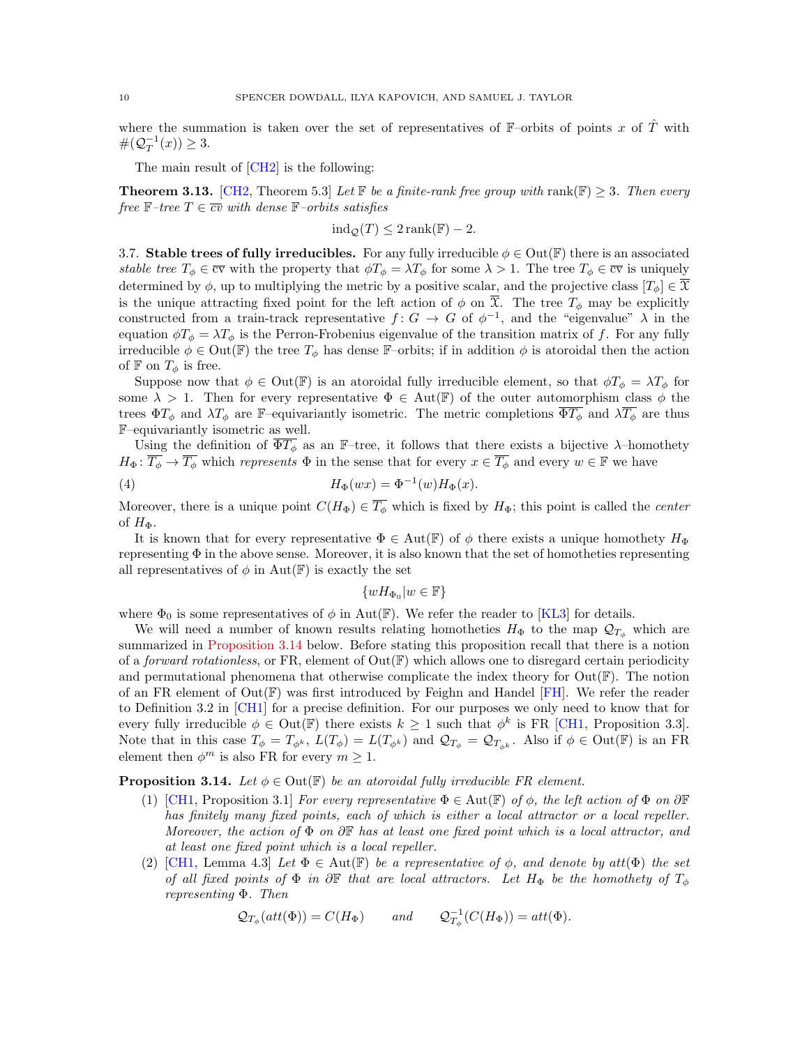where the summation is taken over the set of representatives of $\mathbb{F}$–orbits of points $x$ of $\hat{T}$ with $\#(\mathcal{Q}_T^{-1}(x)) \geq 3$.

The main result of [CH2] is the following:

**Theorem 3.13.** [CH2, Theorem 5.3] *Let $\mathbb{F}$ be a finite-rank free group with $\operatorname{rank}(\mathbb{F}) \geq 3$. Then every free $\mathbb{F}$–tree $T \in \overline{cv}$ with dense $\mathbb{F}$–orbits satisfies*

$$\operatorname{ind}_{\mathcal{Q}}(T) \leq 2\operatorname{rank}(\mathbb{F}) - 2.$$

3.7. **Stable trees of fully irreducibles.** For any fully irreducible $\phi \in \operatorname{Out}(\mathbb{F})$ there is an associated *stable tree* $T_\phi \in \overline{cv}$ with the property that $\phi T_\phi = \lambda T_\phi$ for some $\lambda > 1$. The tree $T_\phi \in \overline{cv}$ is uniquely determined by $\phi$, up to multiplying the metric by a positive scalar, and the projective class $[T_\phi] \in \overline{\mathfrak{X}}$ is the unique attracting fixed point for the left action of $\phi$ on $\overline{\mathfrak{X}}$. The tree $T_\phi$ may be explicitly constructed from a train-track representative $f\colon G \to G$ of $\phi^{-1}$, and the "eigenvalue" $\lambda$ in the equation $\phi T_\phi = \lambda T_\phi$ is the Perron-Frobenius eigenvalue of the transition matrix of $f$. For any fully irreducible $\phi \in \operatorname{Out}(\mathbb{F})$ the tree $T_\phi$ has dense $\mathbb{F}$–orbits; if in addition $\phi$ is atoroidal then the action of $\mathbb{F}$ on $T_\phi$ is free.

Suppose now that $\phi \in \operatorname{Out}(\mathbb{F})$ is an atoroidal fully irreducible element, so that $\phi T_\phi = \lambda T_\phi$ for some $\lambda > 1$. Then for every representative $\Phi \in \operatorname{Aut}(\mathbb{F})$ of the outer automorphism class $\phi$ the trees $\Phi T_\phi$ and $\lambda T_\phi$ are $\mathbb{F}$–equivariantly isometric. The metric completions $\overline{\Phi T_\phi}$ and $\lambda\overline{T_\phi}$ are thus $\mathbb{F}$–equivariantly isometric as well.

Using the definition of $\overline{\Phi T_\phi}$ as an $\mathbb{F}$–tree, it follows that there exists a bijective $\lambda$–homothety $H_\Phi\colon \overline{T_\phi} \to \overline{T_\phi}$ which *represents* $\Phi$ in the sense that for every $x \in \overline{T_\phi}$ and every $w \in \mathbb{F}$ we have

$$H_\Phi(wx) = \Phi^{-1}(w)H_\Phi(x). \tag{4}$$

Moreover, there is a unique point $C(H_\Phi) \in \overline{T_\phi}$ which is fixed by $H_\Phi$; this point is called the *center* of $H_\Phi$.

It is known that for every representative $\Phi \in \operatorname{Aut}(\mathbb{F})$ of $\phi$ there exists a unique homothety $H_\Phi$ representing $\Phi$ in the above sense. Moreover, it is also known that the set of homotheties representing all representatives of $\phi$ in $\operatorname{Aut}(\mathbb{F})$ is exactly the set

$$\{wH_{\Phi_0} | w \in \mathbb{F}\}$$

where $\Phi_0$ is some representatives of $\phi$ in $\operatorname{Aut}(\mathbb{F})$. We refer the reader to [KL3] for details.

We will need a number of known results relating homotheties $H_\Phi$ to the map $\mathcal{Q}_{T_\phi}$ which are summarized in Proposition 3.14 below. Before stating this proposition recall that there is a notion of a *forward rotationless*, or FR, element of $\operatorname{Out}(\mathbb{F})$ which allows one to disregard certain periodicity and permutational phenomena that otherwise complicate the index theory for $\operatorname{Out}(\mathbb{F})$. The notion of an FR element of $\operatorname{Out}(\mathbb{F})$ was first introduced by Feighn and Handel [FH]. We refer the reader to Definition 3.2 in [CH1] for a precise definition. For our purposes we only need to know that for every fully irreducible $\phi \in \operatorname{Out}(\mathbb{F})$ there exists $k \geq 1$ such that $\phi^k$ is FR [CH1, Proposition 3.3]. Note that in this case $T_\phi = T_{\phi^k}$, $L(T_\phi) = L(T_{\phi^k})$ and $\mathcal{Q}_{T_\phi} = \mathcal{Q}_{T_{\phi^k}}$. Also if $\phi \in \operatorname{Out}(\mathbb{F})$ is an FR element then $\phi^m$ is also FR for every $m \geq 1$.

**Proposition 3.14.** *Let $\phi \in \operatorname{Out}(\mathbb{F})$ be an atoroidal fully irreducible FR element.*

1. [CH1, Proposition 3.1] *For every representative $\Phi \in \operatorname{Aut}(\mathbb{F})$ of $\phi$, the left action of $\Phi$ on $\partial\mathbb{F}$ has finitely many fixed points, each of which is either a local attractor or a local repeller. Moreover, the action of $\Phi$ on $\partial\mathbb{F}$ has at least one fixed point which is a local attractor, and at least one fixed point which is a local repeller.*
2. [CH1, Lemma 4.3] *Let $\Phi \in \operatorname{Aut}(\mathbb{F})$ be a representative of $\phi$, and denote by $att(\Phi)$ the set of all fixed points of $\Phi$ in $\partial\mathbb{F}$ that are local attractors. Let $H_\Phi$ be the homothety of $T_\phi$ representing $\Phi$. Then*

$$\mathcal{Q}_{T_\phi}(att(\Phi)) = C(H_\Phi) \qquad and \qquad \mathcal{Q}_{T_\phi}^{-1}(C(H_\Phi)) = att(\Phi).$$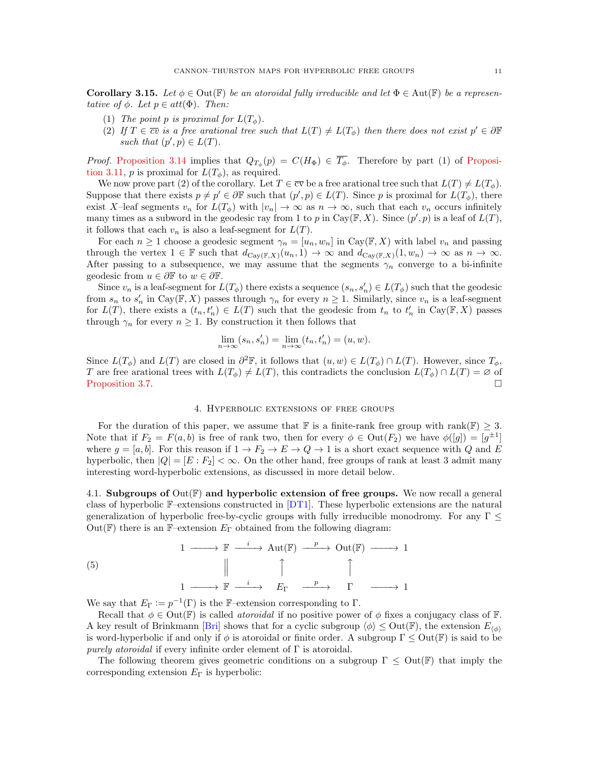**Corollary 3.15.** *Let $\phi \in \mathrm{Out}(\mathbb{F})$ be an atoroidal fully irreducible and let $\Phi \in \mathrm{Aut}(\mathbb{F})$ be a representative of $\phi$. Let $p \in att(\Phi)$. Then:*

1. *The point $p$ is proximal for $L(T_\phi)$.*
2. *If $T \in \overline{cv}$ is a free arational tree such that $L(T) \neq L(T_\phi)$ then there does not exist $p' \in \partial\mathbb{F}$ such that $(p', p) \in L(T)$.*

*Proof.* Proposition 3.14 implies that $Q_{T_\phi}(p) = C(H_\Phi) \in \overline{T_\phi}$. Therefore by part (1) of Proposition 3.11, $p$ is proximal for $L(T_\phi)$, as required.

We now prove part (2) of the corollary. Let $T \in \overline{cv}$ be a free arational tree such that $L(T) \neq L(T_\phi)$. Suppose that there exists $p \neq p' \in \partial\mathbb{F}$ such that $(p', p) \in L(T)$. Since $p$ is proximal for $L(T_\phi)$, there exist $X$–leaf segments $v_n$ for $L(T_\phi)$ with $|v_n| \to \infty$ as $n \to \infty$, such that each $v_n$ occurs infinitely many times as a subword in the geodesic ray from 1 to $p$ in $\mathrm{Cay}(\mathbb{F}, X)$. Since $(p', p)$ is a leaf of $L(T)$, it follows that each $v_n$ is also a leaf-segment for $L(T)$.

For each $n \geq 1$ choose a geodesic segment $\gamma_n = [u_n, w_n]$ in $\mathrm{Cay}(\mathbb{F}, X)$ with label $v_n$ and passing through the vertex $1 \in \mathbb{F}$ such that $d_{\mathrm{Cay}(\mathbb{F},X)}(u_n, 1) \to \infty$ and $d_{\mathrm{Cay}(\mathbb{F},X)}(1, w_n) \to \infty$ as $n \to \infty$. After passing to a subsequence, we may assume that the segments $\gamma_n$ converge to a bi-infinite geodesic from $u \in \partial\mathbb{F}$ to $w \in \partial\mathbb{F}$.

Since $v_n$ is a leaf-segment for $L(T_\phi)$ there exists a sequence $(s_n, s'_n) \in L(T_\phi)$ such that the geodesic from $s_n$ to $s'_n$ in $\mathrm{Cay}(\mathbb{F}, X)$ passes through $\gamma_n$ for every $n \geq 1$. Similarly, since $v_n$ is a leaf-segment for $L(T)$, there exists a $(t_n, t'_n) \in L(T)$ such that the geodesic from $t_n$ to $t'_n$ in $\mathrm{Cay}(\mathbb{F}, X)$ passes through $\gamma_n$ for every $n \geq 1$. By construction it then follows that

$$\lim_{n\to\infty}(s_n, s'_n) = \lim_{n\to\infty}(t_n, t'_n) = (u, w).$$

Since $L(T_\phi)$ and $L(T)$ are closed in $\partial^2\mathbb{F}$, it follows that $(u, w) \in L(T_\phi) \cap L(T)$. However, since $T_\phi$, $T$ are free arational trees with $L(T_\phi) \neq L(T)$, this contradicts the conclusion $L(T_\phi) \cap L(T) = \varnothing$ of Proposition 3.7. $\square$

## 4. Hyperbolic extensions of free groups

For the duration of this paper, we assume that $\mathbb{F}$ is a finite-rank free group with $\mathrm{rank}(\mathbb{F}) \geq 3$. Note that if $F_2 = F(a, b)$ is free of rank two, then for every $\phi \in \mathrm{Out}(F_2)$ we have $\phi([g]) = [g^{\pm 1}]$ where $g = [a, b]$. For this reason if $1 \to F_2 \to E \to Q \to 1$ is a short exact sequence with $Q$ and $E$ hyperbolic, then $|Q| = [E : F_2] < \infty$. On the other hand, free groups of rank at least 3 admit many interesting word-hyperbolic extensions, as discussed in more detail below.

### 4.1. Subgroups of $\mathrm{Out}(\mathbb{F})$ and hyperbolic extension of free groups.

We now recall a general class of hyperbolic $\mathbb{F}$–extensions constructed in [DT1]. These hyperbolic extensions are the natural generalization of hyperbolic free-by-cyclic groups with fully irreducible monodromy. For any $\Gamma \leq \mathrm{Out}(\mathbb{F})$ there is an $\mathbb{F}$–extension $E_\Gamma$ obtained from the following diagram:

$$\begin{array}{ccccccccc}
1 & \longrightarrow & \mathbb{F} & \xrightarrow{\ i\ } & \mathrm{Aut}(\mathbb{F}) & \xrightarrow{\ p\ } & \mathrm{Out}(\mathbb{F}) & \longrightarrow & 1 \\
 & & \| & & \uparrow & & \uparrow & & \\
1 & \longrightarrow & \mathbb{F} & \xrightarrow{\ i\ } & E_\Gamma & \xrightarrow{\ p\ } & \Gamma & \longrightarrow & 1
\end{array} \tag{5}$$

We say that $E_\Gamma := p^{-1}(\Gamma)$ is the $\mathbb{F}$–extension corresponding to $\Gamma$.

Recall that $\phi \in \mathrm{Out}(\mathbb{F})$ is called *atoroidal* if no positive power of $\phi$ fixes a conjugacy class of $\mathbb{F}$. A key result of Brinkmann [Bri] shows that for a cyclic subgroup $\langle\phi\rangle \leq \mathrm{Out}(\mathbb{F})$, the extension $E_{\langle\phi\rangle}$ is word-hyperbolic if and only if $\phi$ is atoroidal or finite order. A subgroup $\Gamma \leq \mathrm{Out}(\mathbb{F})$ is said to be *purely atoroidal* if every infinite order element of $\Gamma$ is atoroidal.

The following theorem gives geometric conditions on a subgroup $\Gamma \leq \mathrm{Out}(\mathbb{F})$ that imply the corresponding extension $E_\Gamma$ is hyperbolic: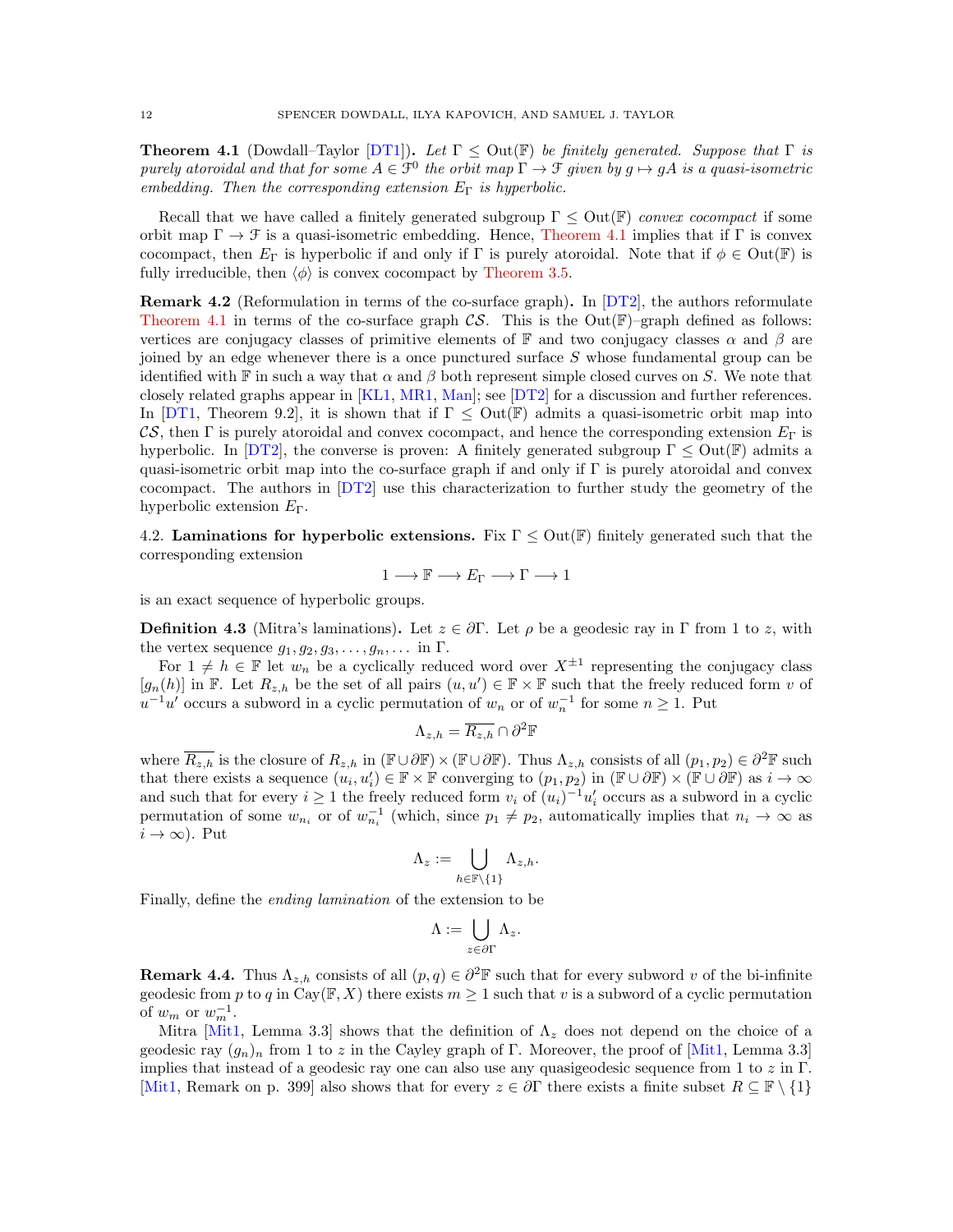**Theorem 4.1** (Dowdall–Taylor [DT1])**.** *Let $\Gamma \le \mathrm{Out}(\mathbb{F})$ be finitely generated. Suppose that $\Gamma$ is purely atoroidal and that for some $A \in \mathcal{F}^0$ the orbit map $\Gamma \to \mathcal{F}$ given by $g \mapsto gA$ is a quasi-isometric embedding. Then the corresponding extension $E_\Gamma$ is hyperbolic.*

Recall that we have called a finitely generated subgroup $\Gamma \le \mathrm{Out}(\mathbb{F})$ *convex cocompact* if some orbit map $\Gamma \to \mathcal{F}$ is a quasi-isometric embedding. Hence, Theorem 4.1 implies that if $\Gamma$ is convex cocompact, then $E_\Gamma$ is hyperbolic if and only if $\Gamma$ is purely atoroidal. Note that if $\phi \in \mathrm{Out}(\mathbb{F})$ is fully irreducible, then $\langle \phi \rangle$ is convex cocompact by Theorem 3.5.

**Remark 4.2** (Reformulation in terms of the co-surface graph)**.** In [DT2], the authors reformulate Theorem 4.1 in terms of the co-surface graph $\mathcal{CS}$. This is the $\mathrm{Out}(\mathbb{F})$–graph defined as follows: vertices are conjugacy classes of primitive elements of $\mathbb{F}$ and two conjugacy classes $\alpha$ and $\beta$ are joined by an edge whenever there is a once punctured surface $S$ whose fundamental group can be identified with $\mathbb{F}$ in such a way that $\alpha$ and $\beta$ both represent simple closed curves on $S$. We note that closely related graphs appear in [KL1, MR1, Man]; see [DT2] for a discussion and further references. In [DT1, Theorem 9.2], it is shown that if $\Gamma \le \mathrm{Out}(\mathbb{F})$ admits a quasi-isometric orbit map into $\mathcal{CS}$, then $\Gamma$ is purely atoroidal and convex cocompact, and hence the corresponding extension $E_\Gamma$ is hyperbolic. In [DT2], the converse is proven: A finitely generated subgroup $\Gamma \le \mathrm{Out}(\mathbb{F})$ admits a quasi-isometric orbit map into the co-surface graph if and only if $\Gamma$ is purely atoroidal and convex cocompact. The authors in [DT2] use this characterization to further study the geometry of the hyperbolic extension $E_\Gamma$.

4.2. **Laminations for hyperbolic extensions.** Fix $\Gamma \le \mathrm{Out}(\mathbb{F})$ finitely generated such that the corresponding extension

$$1 \longrightarrow \mathbb{F} \longrightarrow E_\Gamma \longrightarrow \Gamma \longrightarrow 1$$

is an exact sequence of hyperbolic groups.

**Definition 4.3** (Mitra's laminations)**.** Let $z \in \partial\Gamma$. Let $\rho$ be a geodesic ray in $\Gamma$ from $1$ to $z$, with the vertex sequence $g_1, g_2, g_3, \dots, g_n, \dots$ in $\Gamma$.

For $1 \ne h \in \mathbb{F}$ let $w_n$ be a cyclically reduced word over $X^{\pm 1}$ representing the conjugacy class $[g_n(h)]$ in $\mathbb{F}$. Let $R_{z,h}$ be the set of all pairs $(u, u') \in \mathbb{F} \times \mathbb{F}$ such that the freely reduced form $v$ of $u^{-1}u'$ occurs a subword in a cyclic permutation of $w_n$ or of $w_n^{-1}$ for some $n \ge 1$. Put

$$\Lambda_{z,h} = \overline{R_{z,h}} \cap \partial^2\mathbb{F}$$

where $\overline{R_{z,h}}$ is the closure of $R_{z,h}$ in $(\mathbb{F} \cup \partial\mathbb{F}) \times (\mathbb{F} \cup \partial\mathbb{F})$. Thus $\Lambda_{z,h}$ consists of all $(p_1, p_2) \in \partial^2\mathbb{F}$ such that there exists a sequence $(u_i, u_i') \in \mathbb{F} \times \mathbb{F}$ converging to $(p_1, p_2)$ in $(\mathbb{F} \cup \partial\mathbb{F}) \times (\mathbb{F} \cup \partial\mathbb{F})$ as $i \to \infty$ and such that for every $i \ge 1$ the freely reduced form $v_i$ of $(u_i)^{-1}u_i'$ occurs as a subword in a cyclic permutation of some $w_{n_i}$ or of $w_{n_i}^{-1}$ (which, since $p_1 \ne p_2$, automatically implies that $n_i \to \infty$ as $i \to \infty$). Put

$$\Lambda_z := \bigcup_{h \in \mathbb{F} \setminus \{1\}} \Lambda_{z,h}.$$

Finally, define the *ending lamination* of the extension to be

$$\Lambda := \bigcup_{z \in \partial\Gamma} \Lambda_z.$$

**Remark 4.4.** Thus $\Lambda_{z,h}$ consists of all $(p, q) \in \partial^2\mathbb{F}$ such that for every subword $v$ of the bi-infinite geodesic from $p$ to $q$ in $\mathrm{Cay}(\mathbb{F}, X)$ there exists $m \ge 1$ such that $v$ is a subword of a cyclic permutation of $w_m$ or $w_m^{-1}$.

Mitra [Mit1, Lemma 3.3] shows that the definition of $\Lambda_z$ does not depend on the choice of a geodesic ray $(g_n)_n$ from $1$ to $z$ in the Cayley graph of $\Gamma$. Moreover, the proof of [Mit1, Lemma 3.3] implies that instead of a geodesic ray one can also use any quasigeodesic sequence from $1$ to $z$ in $\Gamma$. [Mit1, Remark on p. 399] also shows that for every $z \in \partial\Gamma$ there exists a finite subset $R \subseteq \mathbb{F} \setminus \{1\}$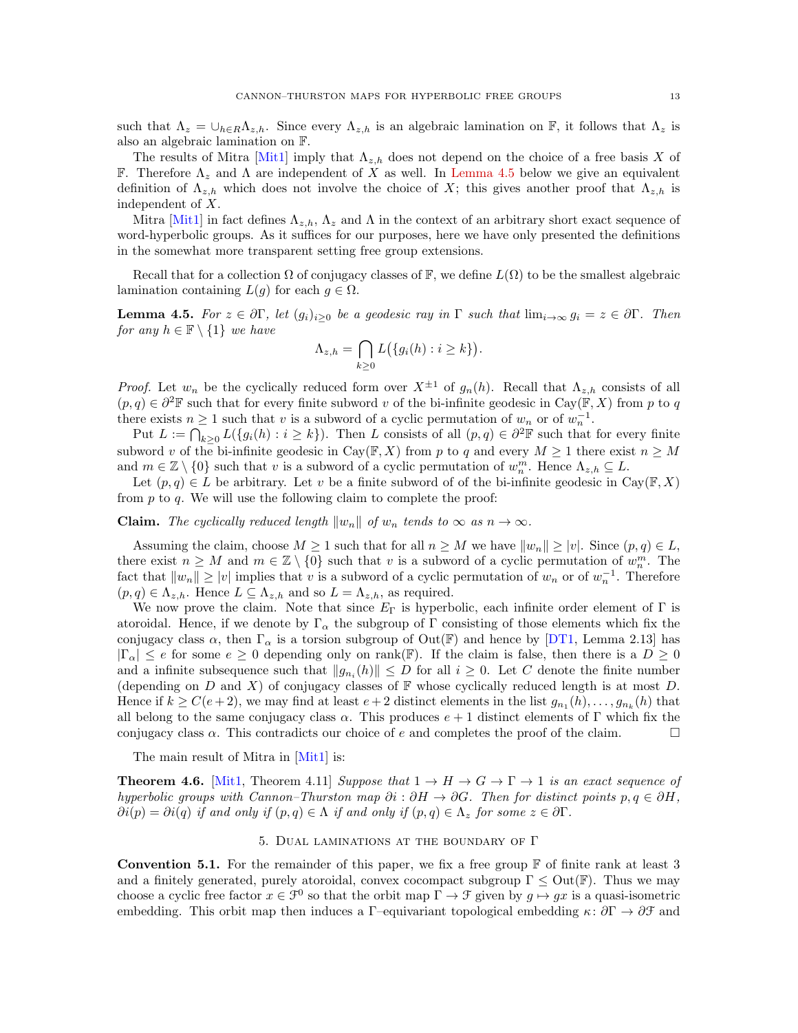such that $\Lambda_z = \cup_{h\in R}\Lambda_{z,h}$. Since every $\Lambda_{z,h}$ is an algebraic lamination on $\mathbb{F}$, it follows that $\Lambda_z$ is also an algebraic lamination on $\mathbb{F}$.

The results of Mitra [Mit1] imply that $\Lambda_{z,h}$ does not depend on the choice of a free basis $X$ of $\mathbb{F}$. Therefore $\Lambda_z$ and $\Lambda$ are independent of $X$ as well. In Lemma 4.5 below we give an equivalent definition of $\Lambda_{z,h}$ which does not involve the choice of $X$; this gives another proof that $\Lambda_{z,h}$ is independent of $X$.

Mitra [Mit1] in fact defines $\Lambda_{z,h}$, $\Lambda_z$ and $\Lambda$ in the context of an arbitrary short exact sequence of word-hyperbolic groups. As it suffices for our purposes, here we have only presented the definitions in the somewhat more transparent setting free group extensions.

Recall that for a collection $\Omega$ of conjugacy classes of $\mathbb{F}$, we define $L(\Omega)$ to be the smallest algebraic lamination containing $L(g)$ for each $g \in \Omega$.

**Lemma 4.5.** *For $z \in \partial\Gamma$, let $(g_i)_{i\geq 0}$ be a geodesic ray in $\Gamma$ such that $\lim_{i\to\infty} g_i = z \in \partial\Gamma$. Then for any $h \in \mathbb{F}\setminus\{1\}$ we have*

$$\Lambda_{z,h} = \bigcap_{k\geq 0} L\big(\{g_i(h) : i \geq k\}\big).$$

*Proof.* Let $w_n$ be the cyclically reduced form over $X^{\pm 1}$ of $g_n(h)$. Recall that $\Lambda_{z,h}$ consists of all $(p,q) \in \partial^2\mathbb{F}$ such that for every finite subword $v$ of the bi-infinite geodesic in $\mathrm{Cay}(\mathbb{F},X)$ from $p$ to $q$ there exists $n \geq 1$ such that $v$ is a subword of a cyclic permutation of $w_n$ or of $w_n^{-1}$.

Put $L := \bigcap_{k\geq 0} L(\{g_i(h) : i \geq k\})$. Then $L$ consists of all $(p,q) \in \partial^2\mathbb{F}$ such that for every finite subword $v$ of the bi-infinite geodesic in $\mathrm{Cay}(\mathbb{F},X)$ from $p$ to $q$ and every $M \geq 1$ there exist $n \geq M$ and $m \in \mathbb{Z}\setminus\{0\}$ such that $v$ is a subword of a cyclic permutation of $w_n^m$. Hence $\Lambda_{z,h} \subseteq L$.

Let $(p,q) \in L$ be arbitrary. Let $v$ be a finite subword of of the bi-infinite geodesic in $\mathrm{Cay}(\mathbb{F},X)$ from $p$ to $q$. We will use the following claim to complete the proof:

**Claim.** *The cyclically reduced length $\|w_n\|$ of $w_n$ tends to $\infty$ as $n \to \infty$.*

Assuming the claim, choose $M \geq 1$ such that for all $n \geq M$ we have $\|w_n\| \geq |v|$. Since $(p,q) \in L$, there exist $n \geq M$ and $m \in \mathbb{Z}\setminus\{0\}$ such that $v$ is a subword of a cyclic permutation of $w_n^m$. The fact that $\|w_n\| \geq |v|$ implies that $v$ is a subword of a cyclic permutation of $w_n$ or of $w_n^{-1}$. Therefore $(p,q) \in \Lambda_{z,h}$. Hence $L \subseteq \Lambda_{z,h}$ and so $L = \Lambda_{z,h}$, as required.

We now prove the claim. Note that since $E_\Gamma$ is hyperbolic, each infinite order element of $\Gamma$ is atoroidal. Hence, if we denote by $\Gamma_\alpha$ the subgroup of $\Gamma$ consisting of those elements which fix the conjugacy class $\alpha$, then $\Gamma_\alpha$ is a torsion subgroup of $\mathrm{Out}(\mathbb{F})$ and hence by [DT1, Lemma 2.13] has $|\Gamma_\alpha| \leq e$ for some $e \geq 0$ depending only on $\mathrm{rank}(\mathbb{F})$. If the claim is false, then there is a $D \geq 0$ and a infinite subsequence such that $\|g_{n_i}(h)\| \leq D$ for all $i \geq 0$. Let $C$ denote the finite number (depending on $D$ and $X$) of conjugacy classes of $\mathbb{F}$ whose cyclically reduced length is at most $D$. Hence if $k \geq C(e+2)$, we may find at least $e+2$ distinct elements in the list $g_{n_1}(h), \ldots, g_{n_k}(h)$ that all belong to the same conjugacy class $\alpha$. This produces $e+1$ distinct elements of $\Gamma$ which fix the conjugacy class $\alpha$. This contradicts our choice of $e$ and completes the proof of the claim. □

The main result of Mitra in [Mit1] is:

**Theorem 4.6.** [Mit1, Theorem 4.11] *Suppose that $1 \to H \to G \to \Gamma \to 1$ is an exact sequence of hyperbolic groups with Cannon–Thurston map $\partial i : \partial H \to \partial G$. Then for distinct points $p, q \in \partial H$, $\partial i(p) = \partial i(q)$ if and only if $(p,q) \in \Lambda$ if and only if $(p,q) \in \Lambda_z$ for some $z \in \partial\Gamma$.*

## 5. Dual laminations at the boundary of $\Gamma$

**Convention 5.1.** For the remainder of this paper, we fix a free group $\mathbb{F}$ of finite rank at least 3 and a finitely generated, purely atoroidal, convex cocompact subgroup $\Gamma \leq \mathrm{Out}(\mathbb{F})$. Thus we may choose a cyclic free factor $x \in \mathcal{F}^0$ so that the orbit map $\Gamma \to \mathcal{F}$ given by $g \mapsto gx$ is a quasi-isometric embedding. This orbit map then induces a $\Gamma$–equivariant topological embedding $\kappa\colon \partial\Gamma \to \partial\mathcal{F}$ and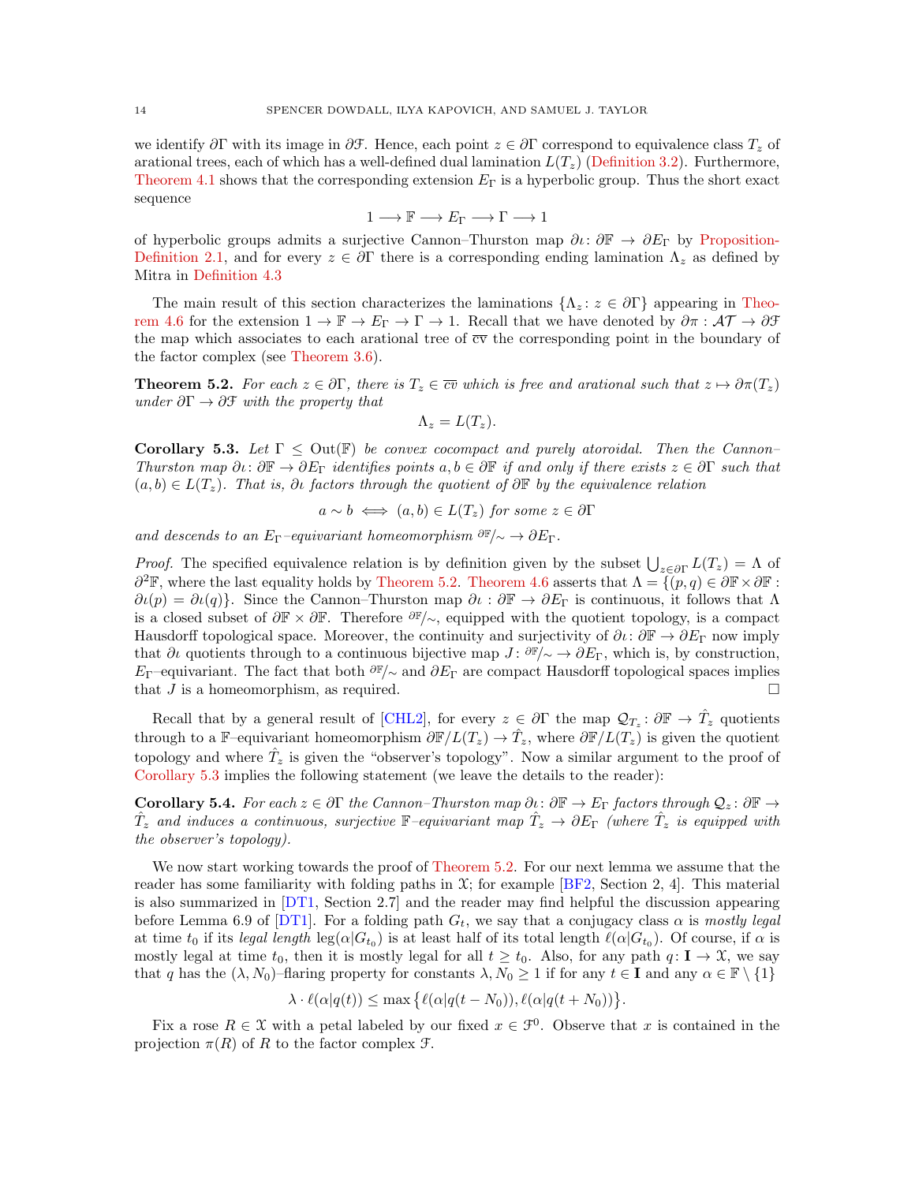we identify $\partial\Gamma$ with its image in $\partial\mathcal{F}$. Hence, each point $z \in \partial\Gamma$ correspond to equivalence class $T_z$ of arational trees, each of which has a well-defined dual lamination $L(T_z)$ (Definition 3.2). Furthermore, Theorem 4.1 shows that the corresponding extension $E_\Gamma$ is a hyperbolic group. Thus the short exact sequence

$$1 \longrightarrow \mathbb{F} \longrightarrow E_\Gamma \longrightarrow \Gamma \longrightarrow 1$$

of hyperbolic groups admits a surjective Cannon–Thurston map $\partial\iota \colon \partial\mathbb{F} \to \partial E_\Gamma$ by Proposition-Definition 2.1, and for every $z \in \partial\Gamma$ there is a corresponding ending lamination $\Lambda_z$ as defined by Mitra in Definition 4.3

The main result of this section characterizes the laminations $\{\Lambda_z : z \in \partial\Gamma\}$ appearing in Theorem 4.6 for the extension $1 \to \mathbb{F} \to E_\Gamma \to \Gamma \to 1$. Recall that we have denoted by $\partial\pi : \mathcal{AT} \to \partial\mathcal{F}$ the map which associates to each arational tree of $\overline{\text{cv}}$ the corresponding point in the boundary of the factor complex (see Theorem 3.6).

**Theorem 5.2.** *For each $z \in \partial\Gamma$, there is $T_z \in \overline{cv}$ which is free and arational such that $z \mapsto \partial\pi(T_z)$ under $\partial\Gamma \to \partial\mathcal{F}$ with the property that*

$$\Lambda_z = L(T_z).$$

**Corollary 5.3.** *Let $\Gamma \leq \mathrm{Out}(\mathbb{F})$ be convex cocompact and purely atoroidal. Then the Cannon–Thurston map $\partial\iota \colon \partial\mathbb{F} \to \partial E_\Gamma$ identifies points $a, b \in \partial\mathbb{F}$ if and only if there exists $z \in \partial\Gamma$ such that $(a, b) \in L(T_z)$. That is, $\partial\iota$ factors through the quotient of $\partial\mathbb{F}$ by the equivalence relation*

$$a \sim b \iff (a, b) \in L(T_z) \text{ for some } z \in \partial\Gamma$$

*and descends to an $E_\Gamma$–equivariant homeomorphism $\partial\mathbb{F}/\sim \to \partial E_\Gamma$.*

*Proof.* The specified equivalence relation is by definition given by the subset $\bigcup_{z\in\partial\Gamma} L(T_z) = \Lambda$ of $\partial^2\mathbb{F}$, where the last equality holds by Theorem 5.2. Theorem 4.6 asserts that $\Lambda = \{(p, q) \in \partial\mathbb{F} \times \partial\mathbb{F} : \partial\iota(p) = \partial\iota(q)\}$. Since the Cannon–Thurston map $\partial\iota : \partial\mathbb{F} \to \partial E_\Gamma$ is continuous, it follows that $\Lambda$ is a closed subset of $\partial\mathbb{F} \times \partial\mathbb{F}$. Therefore $\partial\mathbb{F}/\sim$, equipped with the quotient topology, is a compact Hausdorff topological space. Moreover, the continuity and surjectivity of $\partial\iota \colon \partial\mathbb{F} \to \partial E_\Gamma$ now imply that $\partial\iota$ quotients through to a continuous bijective map $J \colon \partial\mathbb{F}/\sim \to \partial E_\Gamma$, which is, by construction, $E_\Gamma$–equivariant. The fact that both $\partial\mathbb{F}/\sim$ and $\partial E_\Gamma$ are compact Hausdorff topological spaces implies that $J$ is a homeomorphism, as required. □

Recall that by a general result of [CHL2], for every $z \in \partial\Gamma$ the map $\mathcal{Q}_{T_z} \colon \partial\mathbb{F} \to \hat{T}_z$ quotients through to a $\mathbb{F}$–equivariant homeomorphism $\partial\mathbb{F}/L(T_z) \to \hat{T}_z$, where $\partial\mathbb{F}/L(T_z)$ is given the quotient topology and where $\hat{T}_z$ is given the "observer's topology". Now a similar argument to the proof of Corollary 5.3 implies the following statement (we leave the details to the reader):

**Corollary 5.4.** *For each $z \in \partial\Gamma$ the Cannon–Thurston map $\partial\iota \colon \partial\mathbb{F} \to E_\Gamma$ factors through $\mathcal{Q}_z \colon \partial\mathbb{F} \to \hat{T}_z$ and induces a continuous, surjective $\mathbb{F}$–equivariant map $\hat{T}_z \to \partial E_\Gamma$ (where $\hat{T}_z$ is equipped with the observer's topology).*

We now start working towards the proof of Theorem 5.2. For our next lemma we assume that the reader has some familiarity with folding paths in $\mathcal{X}$; for example [BF2, Section 2, 4]. This material is also summarized in [DT1, Section 2.7] and the reader may find helpful the discussion appearing before Lemma 6.9 of [DT1]. For a folding path $G_t$, we say that a conjugacy class $\alpha$ is *mostly legal* at time $t_0$ if its *legal length* $\mathrm{leg}(\alpha|G_{t_0})$ is at least half of its total length $\ell(\alpha|G_{t_0})$. Of course, if $\alpha$ is mostly legal at time $t_0$, then it is mostly legal for all $t \geq t_0$. Also, for any path $q \colon \mathbf{I} \to \mathcal{X}$, we say that $q$ has the $(\lambda, N_0)$–flaring property for constants $\lambda, N_0 \geq 1$ if for any $t \in \mathbf{I}$ and any $\alpha \in \mathbb{F} \setminus \{1\}$

$$\lambda \cdot \ell(\alpha|q(t)) \leq \max\big\{\ell(\alpha|q(t - N_0)), \ell(\alpha|q(t + N_0))\big\}.$$

Fix a rose $R \in \mathcal{X}$ with a petal labeled by our fixed $x \in \mathcal{F}^0$. Observe that $x$ is contained in the projection $\pi(R)$ of $R$ to the factor complex $\mathcal{F}$.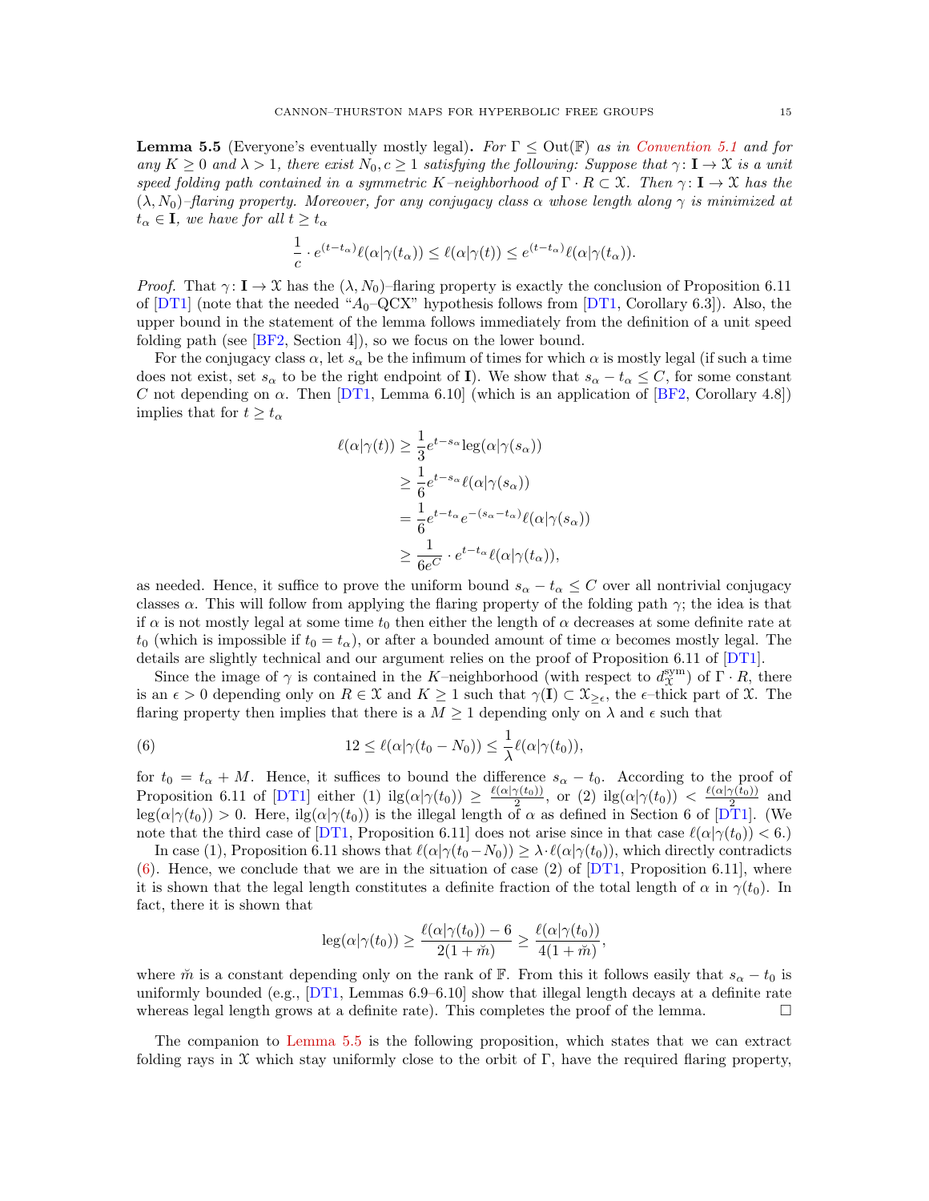**Lemma 5.5** (Everyone's eventually mostly legal)**.** *For $\Gamma \leq \mathrm{Out}(\mathbb{F})$ as in Convention 5.1 and for any $K \geq 0$ and $\lambda > 1$, there exist $N_0, c \geq 1$ satisfying the following: Suppose that $\gamma \colon \mathbf{I} \to \mathfrak{X}$ is a unit speed folding path contained in a symmetric $K$–neighborhood of $\Gamma \cdot R \subset \mathfrak{X}$. Then $\gamma \colon \mathbf{I} \to \mathfrak{X}$ has the $(\lambda, N_0)$–flaring property. Moreover, for any conjugacy class $\alpha$ whose length along $\gamma$ is minimized at $t_\alpha \in \mathbf{I}$, we have for all $t \geq t_\alpha$*

$$\frac{1}{c} \cdot e^{(t - t_\alpha)} \ell(\alpha|\gamma(t_\alpha)) \leq \ell(\alpha|\gamma(t)) \leq e^{(t-t_\alpha)} \ell(\alpha|\gamma(t_\alpha)).$$

*Proof.* That $\gamma \colon \mathbf{I} \to \mathfrak{X}$ has the $(\lambda, N_0)$–flaring property is exactly the conclusion of Proposition 6.11 of [DT1] (note that the needed "$A_0$–QCX" hypothesis follows from [DT1, Corollary 6.3]). Also, the upper bound in the statement of the lemma follows immediately from the definition of a unit speed folding path (see [BF2, Section 4]), so we focus on the lower bound.

For the conjugacy class $\alpha$, let $s_\alpha$ be the infimum of times for which $\alpha$ is mostly legal (if such a time does not exist, set $s_\alpha$ to be the right endpoint of $\mathbf{I}$). We show that $s_\alpha - t_\alpha \leq C$, for some constant $C$ not depending on $\alpha$. Then [DT1, Lemma 6.10] (which is an application of [BF2, Corollary 4.8]) implies that for $t \geq t_\alpha$

$$\begin{aligned}
\ell(\alpha|\gamma(t)) &\geq \frac{1}{3} e^{t - s_\alpha} \mathrm{leg}(\alpha|\gamma(s_\alpha)) \\
&\geq \frac{1}{6} e^{t - s_\alpha} \ell(\alpha|\gamma(s_\alpha)) \\
&= \frac{1}{6} e^{t - t_\alpha} e^{-(s_\alpha - t_\alpha)} \ell(\alpha|\gamma(s_\alpha)) \\
&\geq \frac{1}{6e^C} \cdot e^{t - t_\alpha} \ell(\alpha|\gamma(t_\alpha)),
\end{aligned}$$

as needed. Hence, it suffice to prove the uniform bound $s_\alpha - t_\alpha \leq C$ over all nontrivial conjugacy classes $\alpha$. This will follow from applying the flaring property of the folding path $\gamma$; the idea is that if $\alpha$ is not mostly legal at some time $t_0$ then either the length of $\alpha$ decreases at some definite rate at $t_0$ (which is impossible if $t_0 = t_\alpha$), or after a bounded amount of time $\alpha$ becomes mostly legal. The details are slightly technical and our argument relies on the proof of Proposition 6.11 of [DT1].

Since the image of $\gamma$ is contained in the $K$–neighborhood (with respect to $d_{\mathfrak{X}}^{\mathrm{sym}}$) of $\Gamma \cdot R$, there is an $\epsilon > 0$ depending only on $R \in \mathfrak{X}$ and $K \geq 1$ such that $\gamma(\mathbf{I}) \subset \mathfrak{X}_{\geq \epsilon}$, the $\epsilon$–thick part of $\mathfrak{X}$. The flaring property then implies that there is a $M \geq 1$ depending only on $\lambda$ and $\epsilon$ such that

$$12 \leq \ell(\alpha|\gamma(t_0 - N_0)) \leq \frac{1}{\lambda} \ell(\alpha|\gamma(t_0)), \tag{6}$$

for $t_0 = t_\alpha + M$. Hence, it suffices to bound the difference $s_\alpha - t_0$. According to the proof of Proposition 6.11 of [DT1] either (1) $\mathrm{ilg}(\alpha|\gamma(t_0)) \geq \frac{\ell(\alpha|\gamma(t_0))}{2}$, or (2) $\mathrm{ilg}(\alpha|\gamma(t_0)) < \frac{\ell(\alpha|\gamma(t_0))}{2}$ and $\mathrm{leg}(\alpha|\gamma(t_0)) > 0$. Here, $\mathrm{ilg}(\alpha|\gamma(t_0))$ is the illegal length of $\alpha$ as defined in Section 6 of [DT1]. (We note that the third case of [DT1, Proposition 6.11] does not arise since in that case $\ell(\alpha|\gamma(t_0)) < 6$.)

In case (1), Proposition 6.11 shows that $\ell(\alpha|\gamma(t_0 - N_0)) \geq \lambda \cdot \ell(\alpha|\gamma(t_0))$, which directly contradicts (6). Hence, we conclude that we are in the situation of case (2) of [DT1, Proposition 6.11], where it is shown that the legal length constitutes a definite fraction of the total length of $\alpha$ in $\gamma(t_0)$. In fact, there it is shown that

$$\mathrm{leg}(\alpha|\gamma(t_0)) \geq \frac{\ell(\alpha|\gamma(t_0)) - 6}{2(1 + \breve{m})} \geq \frac{\ell(\alpha|\gamma(t_0))}{4(1+\breve{m})},$$

where $\breve{m}$ is a constant depending only on the rank of $\mathbb{F}$. From this it follows easily that $s_\alpha - t_0$ is uniformly bounded (e.g., [DT1, Lemmas 6.9–6.10] show that illegal length decays at a definite rate whereas legal length grows at a definite rate). This completes the proof of the lemma. $\square$

The companion to Lemma 5.5 is the following proposition, which states that we can extract folding rays in $\mathfrak{X}$ which stay uniformly close to the orbit of $\Gamma$, have the required flaring property,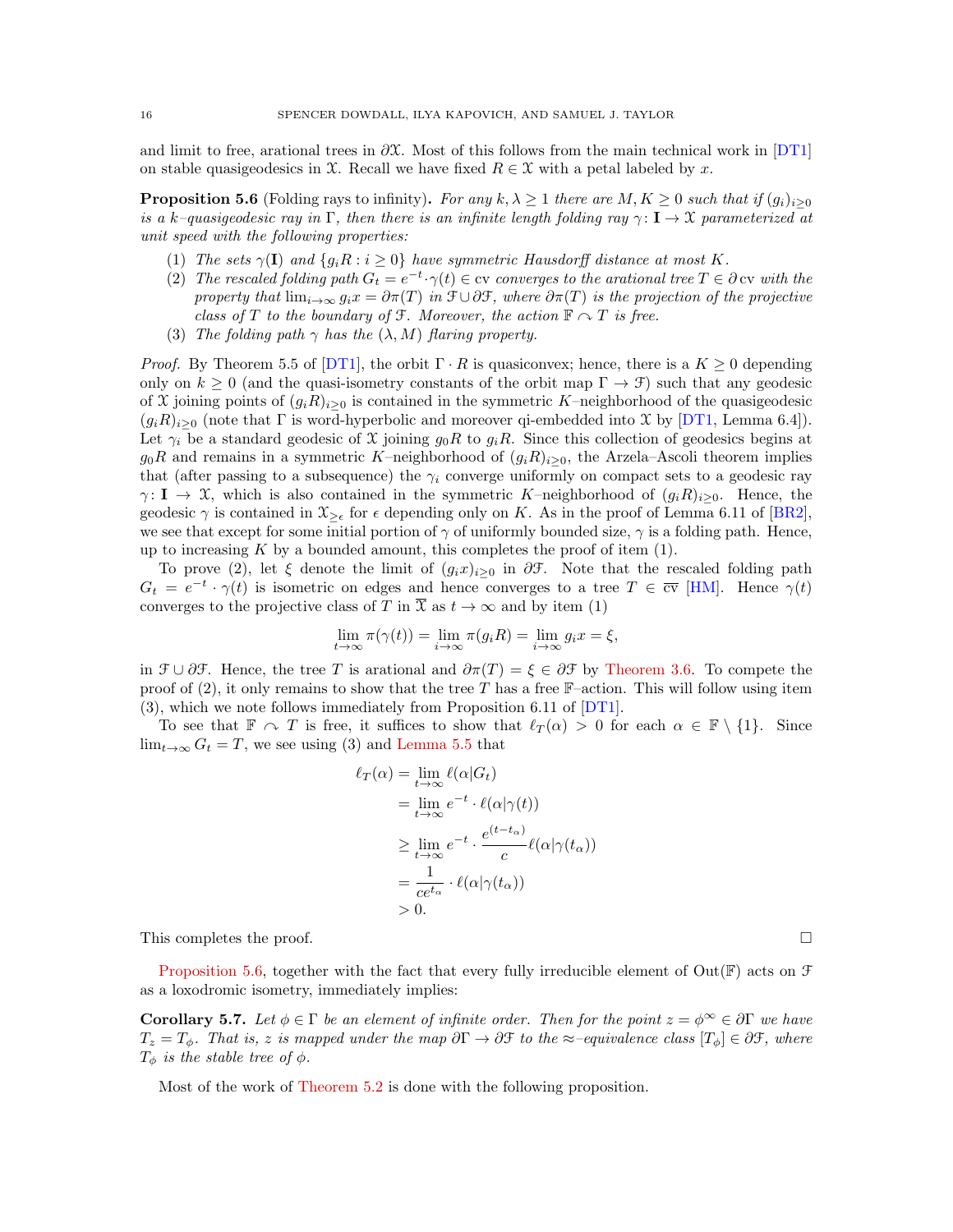and limit to free, arational trees in $\partial\mathcal{X}$. Most of this follows from the main technical work in [DT1] on stable quasigeodesics in $\mathcal{X}$. Recall we have fixed $R \in \mathcal{X}$ with a petal labeled by $x$.

**Proposition 5.6** (Folding rays to infinity)**.** *For any $k, \lambda \geq 1$ there are $M, K \geq 0$ such that if $(g_i)_{i\geq 0}$ is a $k$–quasigeodesic ray in $\Gamma$, then there is an infinite length folding ray $\gamma\colon \mathbf{I} \to \mathcal{X}$ parameterized at unit speed with the following properties:*

1. *The sets $\gamma(\mathbf{I})$ and $\{g_iR : i \geq 0\}$ have symmetric Hausdorff distance at most $K$.*
2. *The rescaled folding path $G_t = e^{-t}\cdot\gamma(t) \in \mathrm{cv}$ converges to the arational tree $T \in \partial\,\mathrm{cv}$ with the property that $\lim_{i\to\infty} g_i x = \partial\pi(T)$ in $\mathcal{F}\cup\partial\mathcal{F}$, where $\partial\pi(T)$ is the projection of the projective class of $T$ to the boundary of $\mathcal{F}$. Moreover, the action $\mathbb{F} \curvearrowright T$ is free.*
3. *The folding path $\gamma$ has the $(\lambda, M)$ flaring property.*

*Proof.* By Theorem 5.5 of [DT1], the orbit $\Gamma\cdot R$ is quasiconvex; hence, there is a $K \geq 0$ depending only on $k \geq 0$ (and the quasi-isometry constants of the orbit map $\Gamma \to \mathcal{F}$) such that any geodesic of $\mathcal{X}$ joining points of $(g_iR)_{i\geq 0}$ is contained in the symmetric $K$–neighborhood of the quasigeodesic $(g_iR)_{i\geq 0}$ (note that $\Gamma$ is word-hyperbolic and moreover qi-embedded into $\mathcal{X}$ by [DT1, Lemma 6.4]). Let $\gamma_i$ be a standard geodesic of $\mathcal{X}$ joining $g_0R$ to $g_iR$. Since this collection of geodesics begins at $g_0R$ and remains in a symmetric $K$–neighborhood of $(g_iR)_{i\geq 0}$, the Arzela–Ascoli theorem implies that (after passing to a subsequence) the $\gamma_i$ converge uniformly on compact sets to a geodesic ray $\gamma\colon \mathbf{I} \to \mathcal{X}$, which is also contained in the symmetric $K$–neighborhood of $(g_iR)_{i\geq 0}$. Hence, the geodesic $\gamma$ is contained in $\mathcal{X}_{\geq\epsilon}$ for $\epsilon$ depending only on $K$. As in the proof of Lemma 6.11 of [BR2], we see that except for some initial portion of $\gamma$ of uniformly bounded size, $\gamma$ is a folding path. Hence, up to increasing $K$ by a bounded amount, this completes the proof of item (1).

To prove (2), let $\xi$ denote the limit of $(g_ix)_{i\geq 0}$ in $\partial\mathcal{F}$. Note that the rescaled folding path $G_t = e^{-t}\cdot\gamma(t)$ is isometric on edges and hence converges to a tree $T \in \overline{\mathrm{cv}}$ [HM]. Hence $\gamma(t)$ converges to the projective class of $T$ in $\overline{\mathcal{X}}$ as $t \to \infty$ and by item (1)

$$\lim_{t\to\infty} \pi(\gamma(t)) = \lim_{i\to\infty} \pi(g_iR) = \lim_{i\to\infty} g_ix = \xi,$$

in $\mathcal{F}\cup\partial\mathcal{F}$. Hence, the tree $T$ is arational and $\partial\pi(T) = \xi \in \partial\mathcal{F}$ by Theorem 3.6. To compete the proof of (2), it only remains to show that the tree $T$ has a free $\mathbb{F}$–action. This will follow using item (3), which we note follows immediately from Proposition 6.11 of [DT1].

To see that $\mathbb{F} \curvearrowright T$ is free, it suffices to show that $\ell_T(\alpha) > 0$ for each $\alpha \in \mathbb{F}\setminus\{1\}$. Since $\lim_{t\to\infty} G_t = T$, we see using (3) and Lemma 5.5 that

$$\begin{aligned}
\ell_T(\alpha) &= \lim_{t\to\infty} \ell(\alpha|G_t)\\
&= \lim_{t\to\infty} e^{-t}\cdot\ell(\alpha|\gamma(t))\\
&\geq \lim_{t\to\infty} e^{-t}\cdot\frac{e^{(t-t_\alpha)}}{c}\ell(\alpha|\gamma(t_\alpha))\\
&= \frac{1}{ce^{t_\alpha}}\cdot\ell(\alpha|\gamma(t_\alpha))\\
&> 0.
\end{aligned}$$

This completes the proof. $\square$

Proposition 5.6, together with the fact that every fully irreducible element of $\mathrm{Out}(\mathbb{F})$ acts on $\mathcal{F}$ as a loxodromic isometry, immediately implies:

**Corollary 5.7.** *Let $\phi \in \Gamma$ be an element of infinite order. Then for the point $z = \phi^\infty \in \partial\Gamma$ we have $T_z = T_\phi$. That is, $z$ is mapped under the map $\partial\Gamma \to \partial\mathcal{F}$ to the $\approx$–equivalence class $[T_\phi] \in \partial\mathcal{F}$, where $T_\phi$ is the stable tree of $\phi$.*

Most of the work of Theorem 5.2 is done with the following proposition.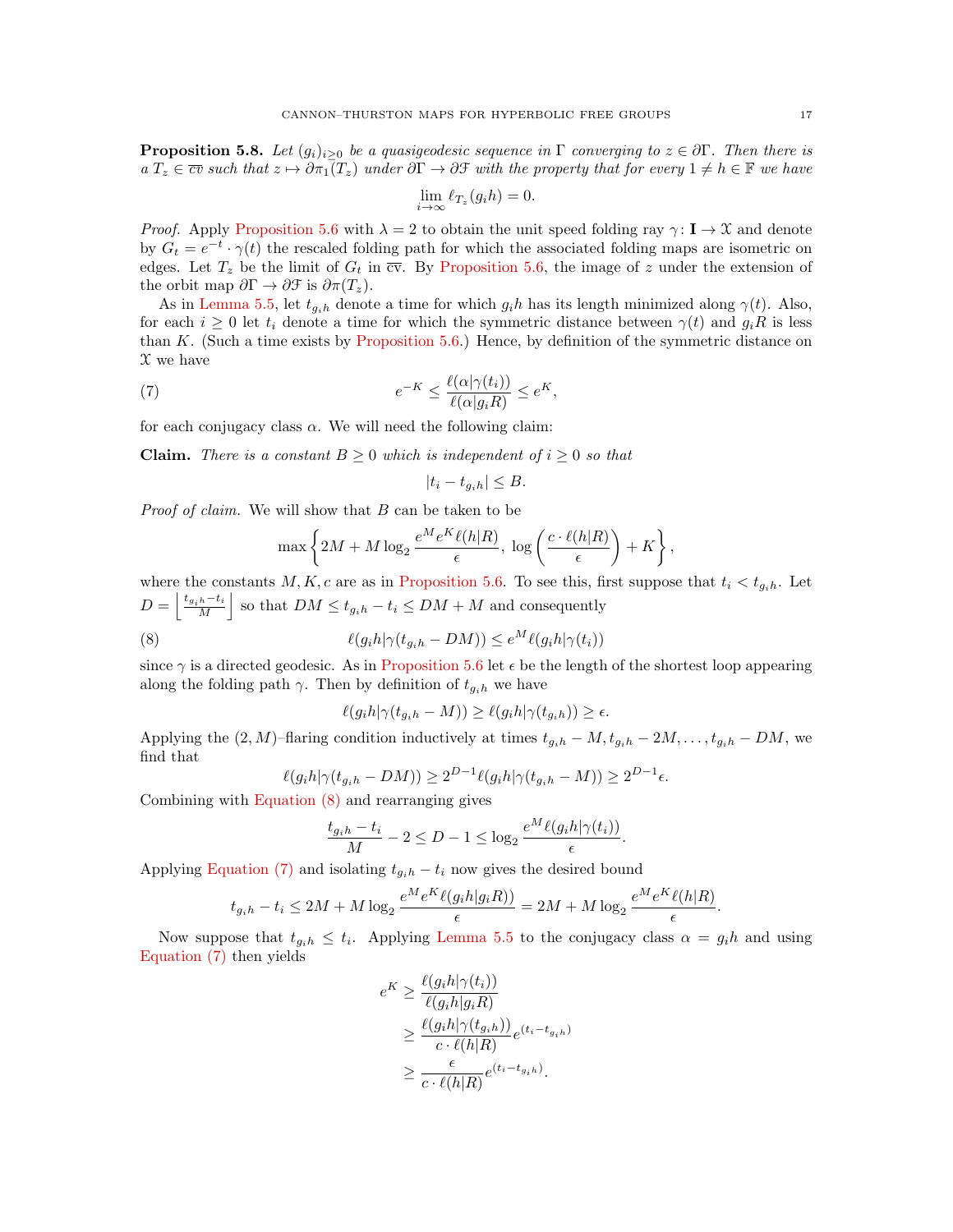**Proposition 5.8.** *Let $(g_i)_{i\geq 0}$ be a quasigeodesic sequence in $\Gamma$ converging to $z \in \partial\Gamma$. Then there is a $T_z \in \overline{\mathrm{cv}}$ such that $z \mapsto \partial\pi_1(T_z)$ under $\partial\Gamma \to \partial\mathcal{F}$ with the property that for every $1 \neq h \in \mathbb{F}$ we have*

$$\lim_{i\to\infty} \ell_{T_z}(g_i h) = 0.$$

*Proof.* Apply Proposition 5.6 with $\lambda = 2$ to obtain the unit speed folding ray $\gamma\colon \mathbf{I} \to \mathcal{X}$ and denote by $G_t = e^{-t}\cdot\gamma(t)$ the rescaled folding path for which the associated folding maps are isometric on edges. Let $T_z$ be the limit of $G_t$ in $\overline{\mathrm{cv}}$. By Proposition 5.6, the image of $z$ under the extension of the orbit map $\partial\Gamma \to \partial\mathcal{F}$ is $\partial\pi(T_z)$.

As in Lemma 5.5, let $t_{g_ih}$ denote a time for which $g_ih$ has its length minimized along $\gamma(t)$. Also, for each $i \geq 0$ let $t_i$ denote a time for which the symmetric distance between $\gamma(t)$ and $g_iR$ is less than $K$. (Such a time exists by Proposition 5.6.) Hence, by definition of the symmetric distance on $\mathcal{X}$ we have

$$e^{-K} \leq \frac{\ell(\alpha|\gamma(t_i))}{\ell(\alpha|g_iR)} \leq e^K, \tag{7}$$

for each conjugacy class $\alpha$. We will need the following claim:

**Claim.** *There is a constant $B \geq 0$ which is independent of $i \geq 0$ so that*

$$|t_i - t_{g_ih}| \leq B.$$

*Proof of claim.* We will show that $B$ can be taken to be

$$\max\left\{2M + M\log_2 \frac{e^M e^K \ell(h|R)}{\epsilon},\ \log\left(\frac{c\cdot\ell(h|R)}{\epsilon}\right) + K\right\},$$

where the constants $M, K, c$ are as in Proposition 5.6. To see this, first suppose that $t_i < t_{g_ih}$. Let $D = \left\lfloor \frac{t_{g_ih} - t_i}{M}\right\rfloor$ so that $DM \leq t_{g_ih} - t_i \leq DM + M$ and consequently

$$\ell(g_ih|\gamma(t_{g_ih} - DM)) \leq e^M \ell(g_ih|\gamma(t_i)) \tag{8}$$

since $\gamma$ is a directed geodesic. As in Proposition 5.6 let $\epsilon$ be the length of the shortest loop appearing along the folding path $\gamma$. Then by definition of $t_{g_ih}$ we have

$$\ell(g_ih|\gamma(t_{g_ih} - M)) \geq \ell(g_ih|\gamma(t_{g_ih})) \geq \epsilon.$$

Applying the $(2, M)$–flaring condition inductively at times $t_{g_ih} - M, t_{g_ih} - 2M, \ldots, t_{g_ih} - DM$, we find that

$$\ell(g_ih|\gamma(t_{g_ih} - DM)) \geq 2^{D-1}\ell(g_ih|\gamma(t_{g_ih} - M)) \geq 2^{D-1}\epsilon.$$

Combining with Equation (8) and rearranging gives

$$\frac{t_{g_ih} - t_i}{M} - 2 \leq D - 1 \leq \log_2 \frac{e^M \ell(g_ih|\gamma(t_i))}{\epsilon}.$$

Applying Equation (7) and isolating $t_{g_ih} - t_i$ now gives the desired bound

$$t_{g_ih} - t_i \leq 2M + M\log_2 \frac{e^M e^K \ell(g_ih|g_iR))}{\epsilon} = 2M + M\log_2 \frac{e^M e^K \ell(h|R)}{\epsilon}.$$

Now suppose that $t_{g_ih} \leq t_i$. Applying Lemma 5.5 to the conjugacy class $\alpha = g_ih$ and using Equation (7) then yields

$$\begin{aligned}
e^K &\geq \frac{\ell(g_ih|\gamma(t_i))}{\ell(g_ih|g_iR)} \\
&\geq \frac{\ell(g_ih|\gamma(t_{g_ih}))}{c\cdot\ell(h|R)} e^{(t_i - t_{g_ih})} \\
&\geq \frac{\epsilon}{c\cdot\ell(h|R)} e^{(t_i - t_{g_ih})}.
\end{aligned}$$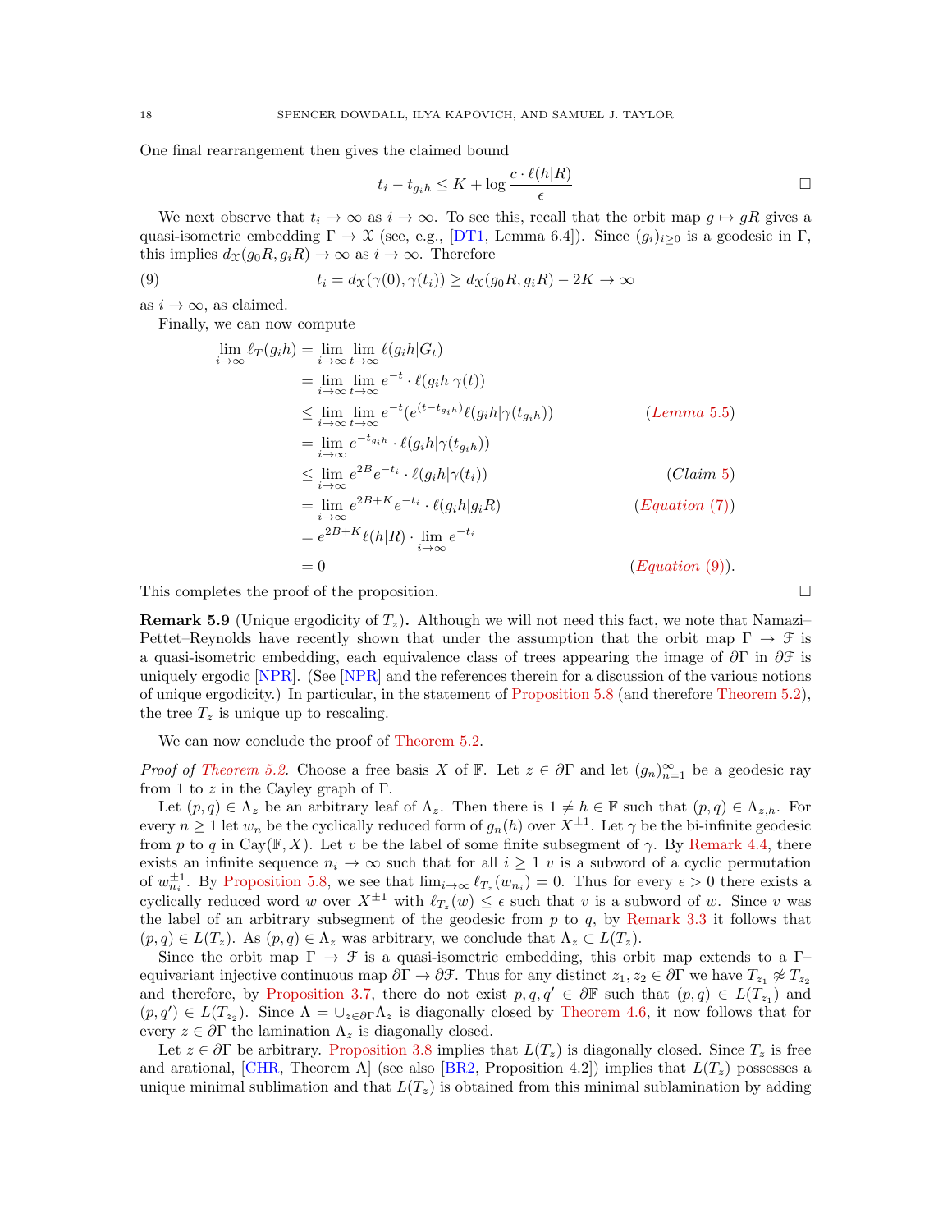One final rearrangement then gives the claimed bound

$$t_i - t_{g_i h} \le K + \log \frac{c \cdot \ell(h|R)}{\epsilon} \qquad \square$$

We next observe that $t_i \to \infty$ as $i \to \infty$. To see this, recall that the orbit map $g \mapsto gR$ gives a quasi-isometric embedding $\Gamma \to \mathfrak{X}$ (see, e.g., [DT1, Lemma 6.4]). Since $(g_i)_{i \ge 0}$ is a geodesic in $\Gamma$, this implies $d_{\mathfrak{X}}(g_0 R, g_i R) \to \infty$ as $i \to \infty$. Therefore

$$t_i = d_{\mathfrak{X}}(\gamma(0), \gamma(t_i)) \ge d_{\mathfrak{X}}(g_0 R, g_i R) - 2K \to \infty \tag{9}$$

as $i \to \infty$, as claimed.

Finally, we can now compute

$$\begin{aligned}
\lim_{i\to\infty} \ell_T(g_i h) &= \lim_{i\to\infty} \lim_{t\to\infty} \ell(g_i h | G_t) \\
&= \lim_{i\to\infty} \lim_{t\to\infty} e^{-t} \cdot \ell(g_i h | \gamma(t)) \\
&\le \lim_{i\to\infty} \lim_{t\to\infty} e^{-t} (e^{(t - t_{g_i h})} \ell(g_i h | \gamma(t_{g_i h})) && (\textit{Lemma 5.5}) \\
&= \lim_{i\to\infty} e^{-t_{g_i h}} \cdot \ell(g_i h | \gamma(t_{g_i h})) \\
&\le \lim_{i\to\infty} e^{2B} e^{-t_i} \cdot \ell(g_i h | \gamma(t_i)) && (\textit{Claim 5}) \\
&= \lim_{i\to\infty} e^{2B+K} e^{-t_i} \cdot \ell(g_i h | g_i R) && (\textit{Equation (7)}) \\
&= e^{2B+K} \ell(h|R) \cdot \lim_{i\to\infty} e^{-t_i} \\
&= 0 && (\textit{Equation (9)}).
\end{aligned}$$

This completes the proof of the proposition. $\square$

**Remark 5.9** (Unique ergodicity of $T_z$)**.** Although we will not need this fact, we note that Namazi–Pettet–Reynolds have recently shown that under the assumption that the orbit map $\Gamma \to \mathcal{F}$ is a quasi-isometric embedding, each equivalence class of trees appearing the image of $\partial\Gamma$ in $\partial\mathcal{F}$ is uniquely ergodic [NPR]. (See [NPR] and the references therein for a discussion of the various notions of unique ergodicity.) In particular, in the statement of Proposition 5.8 (and therefore Theorem 5.2), the tree $T_z$ is unique up to rescaling.

We can now conclude the proof of Theorem 5.2.

*Proof of Theorem 5.2.* Choose a free basis $X$ of $\mathbb{F}$. Let $z \in \partial\Gamma$ and let $(g_n)_{n=1}^{\infty}$ be a geodesic ray from 1 to $z$ in the Cayley graph of $\Gamma$.

Let $(p, q) \in \Lambda_z$ be an arbitrary leaf of $\Lambda_z$. Then there is $1 \ne h \in \mathbb{F}$ such that $(p, q) \in \Lambda_{z,h}$. For every $n \ge 1$ let $w_n$ be the cyclically reduced form of $g_n(h)$ over $X^{\pm 1}$. Let $\gamma$ be the bi-infinite geodesic from $p$ to $q$ in $\mathrm{Cay}(\mathbb{F}, X)$. Let $v$ be the label of some finite subsegment of $\gamma$. By Remark 4.4, there exists an infinite sequence $n_i \to \infty$ such that for all $i \ge 1$ $v$ is a subword of a cyclic permutation of $w_{n_i}^{\pm 1}$. By Proposition 5.8, we see that $\lim_{i\to\infty} \ell_{T_z}(w_{n_i}) = 0$. Thus for every $\epsilon > 0$ there exists a cyclically reduced word $w$ over $X^{\pm 1}$ with $\ell_{T_z}(w) \le \epsilon$ such that $v$ is a subword of $w$. Since $v$ was the label of an arbitrary subsegment of the geodesic from $p$ to $q$, by Remark 3.3 it follows that $(p, q) \in L(T_z)$. As $(p, q) \in \Lambda_z$ was arbitrary, we conclude that $\Lambda_z \subset L(T_z)$.

Since the orbit map $\Gamma \to \mathcal{F}$ is a quasi-isometric embedding, this orbit map extends to a $\Gamma$–equivariant injective continuous map $\partial\Gamma \to \partial\mathcal{F}$. Thus for any distinct $z_1, z_2 \in \partial\Gamma$ we have $T_{z_1} \not\approx T_{z_2}$ and therefore, by Proposition 3.7, there do not exist $p, q, q' \in \partial\mathbb{F}$ such that $(p, q) \in L(T_{z_1})$ and $(p, q') \in L(T_{z_2})$. Since $\Lambda = \cup_{z\in\partial\Gamma} \Lambda_z$ is diagonally closed by Theorem 4.6, it now follows that for every $z \in \partial\Gamma$ the lamination $\Lambda_z$ is diagonally closed.

Let $z \in \partial\Gamma$ be arbitrary. Proposition 3.8 implies that $L(T_z)$ is diagonally closed. Since $T_z$ is free and arational, [CHR, Theorem A] (see also [BR2, Proposition 4.2]) implies that $L(T_z)$ possesses a unique minimal sublimation and that $L(T_z)$ is obtained from this minimal sublamination by adding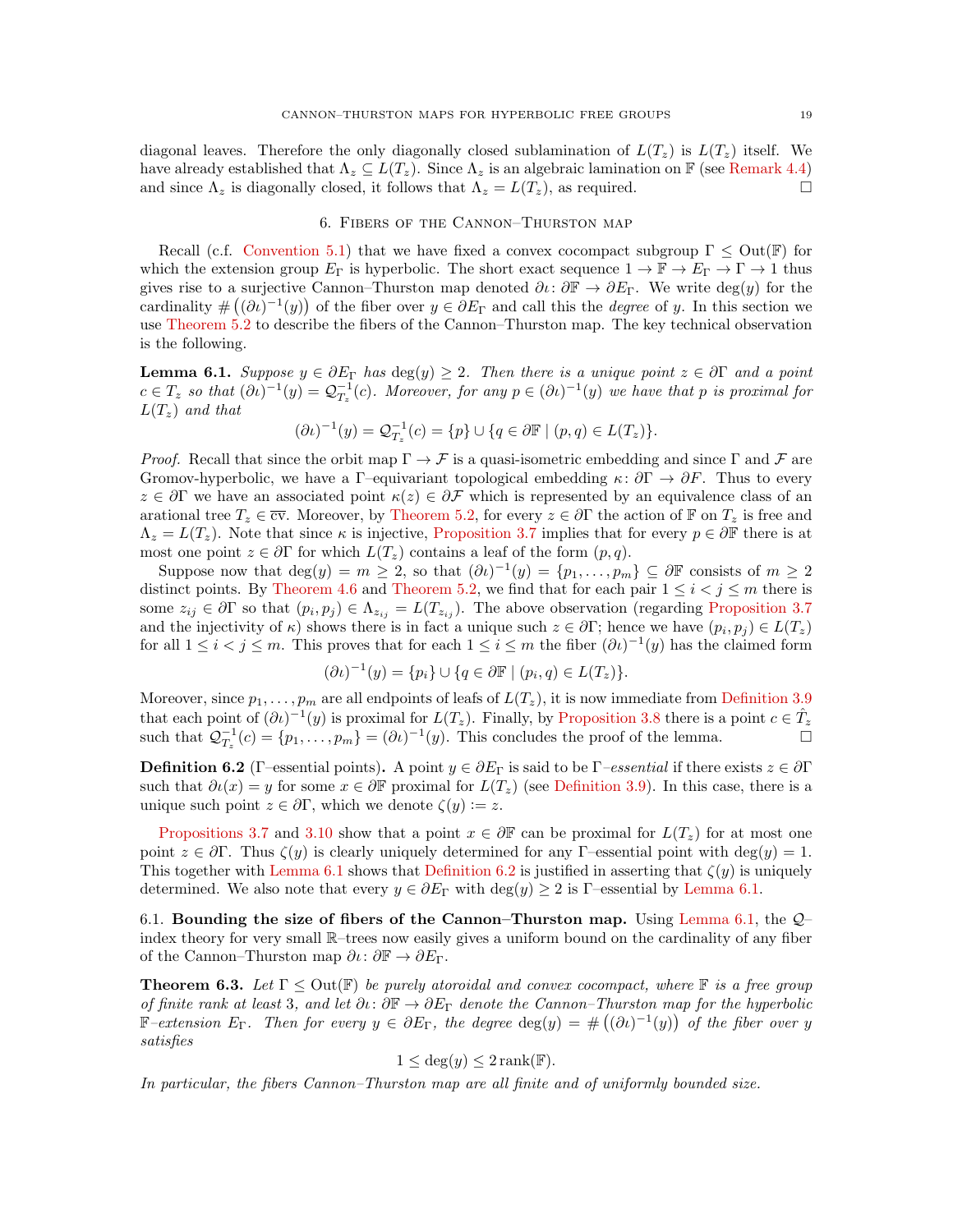diagonal leaves. Therefore the only diagonally closed sublamination of $L(T_z)$ is $L(T_z)$ itself. We have already established that $\Lambda_z \subseteq L(T_z)$. Since $\Lambda_z$ is an algebraic lamination on $\mathbb{F}$ (see Remark 4.4) and since $\Lambda_z$ is diagonally closed, it follows that $\Lambda_z = L(T_z)$, as required. □

## 6. Fibers of the Cannon–Thurston map

Recall (c.f. Convention 5.1) that we have fixed a convex cocompact subgroup $\Gamma \leq \mathrm{Out}(\mathbb{F})$ for which the extension group $E_\Gamma$ is hyperbolic. The short exact sequence $1 \to \mathbb{F} \to E_\Gamma \to \Gamma \to 1$ thus gives rise to a surjective Cannon–Thurston map denoted $\partial\iota \colon \partial\mathbb{F} \to \partial E_\Gamma$. We write $\deg(y)$ for the cardinality $\#\big((\partial\iota)^{-1}(y)\big)$ of the fiber over $y \in \partial E_\Gamma$ and call this the *degree* of $y$. In this section we use Theorem 5.2 to describe the fibers of the Cannon–Thurston map. The key technical observation is the following.

**Lemma 6.1.** *Suppose $y \in \partial E_\Gamma$ has $\deg(y) \geq 2$. Then there is a unique point $z \in \partial\Gamma$ and a point $c \in T_z$ so that $(\partial\iota)^{-1}(y) = \mathcal{Q}^{-1}_{T_z}(c)$. Moreover, for any $p \in (\partial\iota)^{-1}(y)$ we have that $p$ is proximal for $L(T_z)$ and that*

$$(\partial\iota)^{-1}(y) = \mathcal{Q}^{-1}_{T_z}(c) = \{p\} \cup \{q \in \partial\mathbb{F} \mid (p,q) \in L(T_z)\}.$$

*Proof.* Recall that since the orbit map $\Gamma \to \mathcal{F}$ is a quasi-isometric embedding and since $\Gamma$ and $\mathcal{F}$ are Gromov-hyperbolic, we have a $\Gamma$–equivariant topological embedding $\kappa \colon \partial\Gamma \to \partial F$. Thus to every $z \in \partial\Gamma$ we have an associated point $\kappa(z) \in \partial\mathcal{F}$ which is represented by an equivalence class of an arational tree $T_z \in \overline{\mathrm{cv}}$. Moreover, by Theorem 5.2, for every $z \in \partial\Gamma$ the action of $\mathbb{F}$ on $T_z$ is free and $\Lambda_z = L(T_z)$. Note that since $\kappa$ is injective, Proposition 3.7 implies that for every $p \in \partial\mathbb{F}$ there is at most one point $z \in \partial\Gamma$ for which $L(T_z)$ contains a leaf of the form $(p,q)$.

Suppose now that $\deg(y) = m \geq 2$, so that $(\partial\iota)^{-1}(y) = \{p_1, \dots, p_m\} \subseteq \partial\mathbb{F}$ consists of $m \geq 2$ distinct points. By Theorem 4.6 and Theorem 5.2, we find that for each pair $1 \leq i < j \leq m$ there is some $z_{ij} \in \partial\Gamma$ so that $(p_i, p_j) \in \Lambda_{z_{ij}} = L(T_{z_{ij}})$. The above observation (regarding Proposition 3.7 and the injectivity of $\kappa$) shows there is in fact a unique such $z \in \partial\Gamma$; hence we have $(p_i,p_j) \in L(T_z)$ for all $1 \leq i < j \leq m$. This proves that for each $1 \leq i \leq m$ the fiber $(\partial\iota)^{-1}(y)$ has the claimed form

$$(\partial\iota)^{-1}(y) = \{p_i\} \cup \{q \in \partial\mathbb{F} \mid (p_i, q) \in L(T_z)\}.$$

Moreover, since $p_1, \dots, p_m$ are all endpoints of leafs of $L(T_z)$, it is now immediate from Definition 3.9 that each point of $(\partial\iota)^{-1}(y)$ is proximal for $L(T_z)$. Finally, by Proposition 3.8 there is a point $c \in \hat{T}_z$ such that $\mathcal{Q}^{-1}_{T_z}(c) = \{p_1, \dots, p_m\} = (\partial\iota)^{-1}(y)$. This concludes the proof of the lemma. □

**Definition 6.2** ($\Gamma$–essential points)**.** A point $y \in \partial E_\Gamma$ is said to be $\Gamma$*–essential* if there exists $z \in \partial\Gamma$ such that $\partial\iota(x) = y$ for some $x \in \partial\mathbb{F}$ proximal for $L(T_z)$ (see Definition 3.9). In this case, there is a unique such point $z \in \partial\Gamma$, which we denote $\zeta(y) := z$.

Propositions 3.7 and 3.10 show that a point $x \in \partial\mathbb{F}$ can be proximal for $L(T_z)$ for at most one point $z \in \partial\Gamma$. Thus $\zeta(y)$ is clearly uniquely determined for any $\Gamma$–essential point with $\deg(y) = 1$. This together with Lemma 6.1 shows that Definition 6.2 is justified in asserting that $\zeta(y)$ is uniquely determined. We also note that every $y \in \partial E_\Gamma$ with $\deg(y) \geq 2$ is $\Gamma$–essential by Lemma 6.1.

### 6.1. Bounding the size of fibers of the Cannon–Thurston map.

Using Lemma 6.1, the $\mathcal{Q}$–index theory for very small $\mathbb{R}$–trees now easily gives a uniform bound on the cardinality of any fiber of the Cannon–Thurston map $\partial\iota \colon \partial\mathbb{F} \to \partial E_\Gamma$.

**Theorem 6.3.** *Let $\Gamma \leq \mathrm{Out}(\mathbb{F})$ be purely atoroidal and convex cocompact, where $\mathbb{F}$ is a free group of finite rank at least 3, and let $\partial\iota \colon \partial\mathbb{F} \to \partial E_\Gamma$ denote the Cannon–Thurston map for the hyperbolic $\mathbb{F}$–extension $E_\Gamma$. Then for every $y \in \partial E_\Gamma$, the degree $\deg(y) = \#\big((\partial\iota)^{-1}(y)\big)$ of the fiber over $y$ satisfies*

$$1 \leq \deg(y) \leq 2\,\mathrm{rank}(\mathbb{F}).$$

*In particular, the fibers Cannon–Thurston map are all finite and of uniformly bounded size.*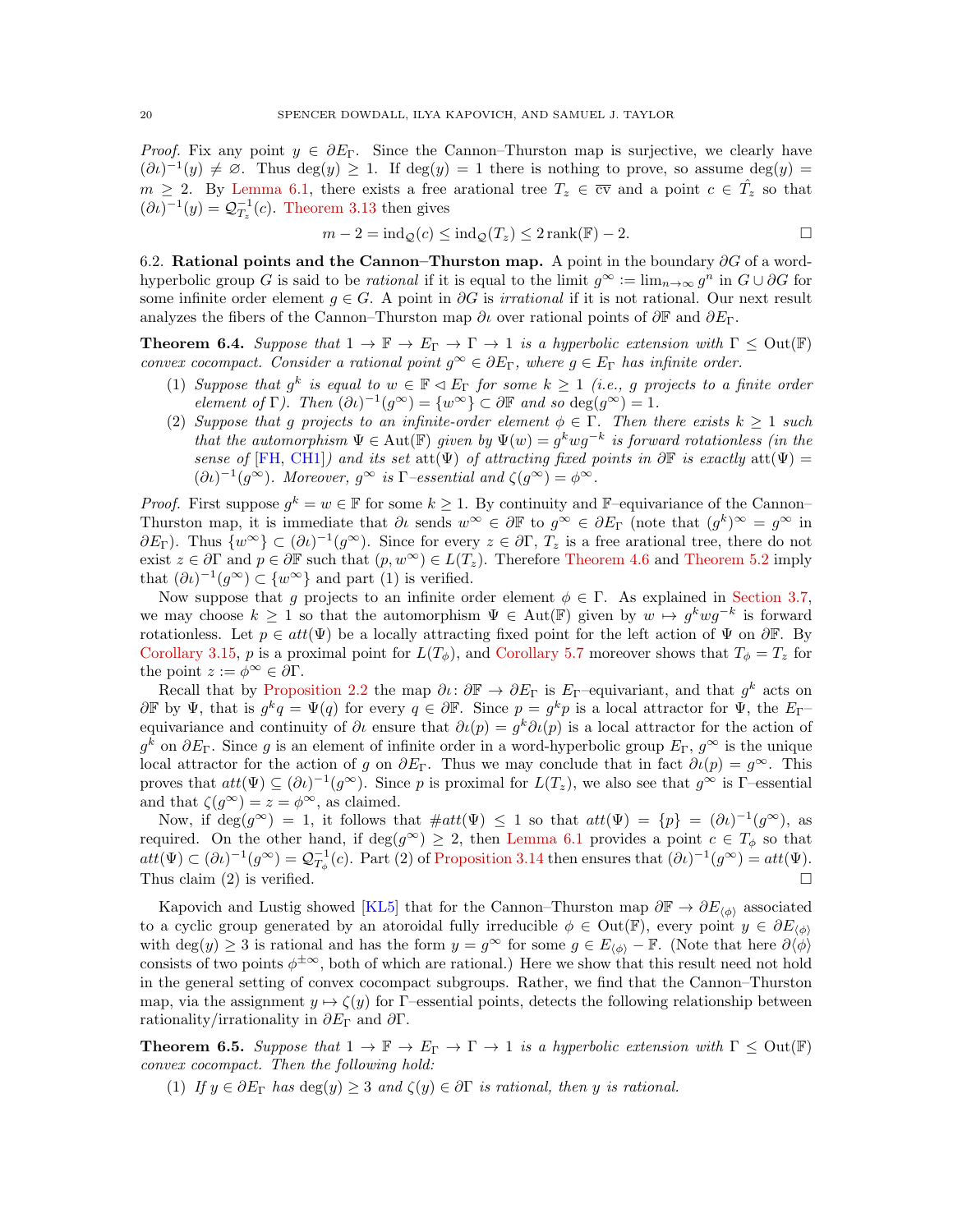*Proof.* Fix any point $y \in \partial E_\Gamma$. Since the Cannon–Thurston map is surjective, we clearly have $(\partial\iota)^{-1}(y) \neq \varnothing$. Thus $\deg(y) \geq 1$. If $\deg(y) = 1$ there is nothing to prove, so assume $\deg(y) = m \geq 2$. By Lemma 6.1, there exists a free arational tree $T_z \in \overline{\mathrm{cv}}$ and a point $c \in \hat{T}_z$ so that $(\partial\iota)^{-1}(y) = \mathcal{Q}_{T_z}^{-1}(c)$. Theorem 3.13 then gives

$$m - 2 = \mathrm{ind}_{\mathcal{Q}}(c) \leq \mathrm{ind}_{\mathcal{Q}}(T_z) \leq 2\,\mathrm{rank}(\mathbb{F}) - 2.$$

□

## 6.2. Rational points and the Cannon–Thurston map.

A point in the boundary $\partial G$ of a word-hyperbolic group $G$ is said to be *rational* if it is equal to the limit $g^\infty := \lim_{n\to\infty} g^n$ in $G \cup \partial G$ for some infinite order element $g \in G$. A point in $\partial G$ is *irrational* if it is not rational. Our next result analyzes the fibers of the Cannon–Thurston map $\partial\iota$ over rational points of $\partial\mathbb{F}$ and $\partial E_\Gamma$.

**Theorem 6.4.** *Suppose that $1 \to \mathbb{F} \to E_\Gamma \to \Gamma \to 1$ is a hyperbolic extension with $\Gamma \leq \mathrm{Out}(\mathbb{F})$ convex cocompact. Consider a rational point $g^\infty \in \partial E_\Gamma$, where $g \in E_\Gamma$ has infinite order.*

1. *Suppose that $g^k$ is equal to $w \in \mathbb{F} \lhd E_\Gamma$ for some $k \geq 1$ (i.e., $g$ projects to a finite order element of $\Gamma$). Then $(\partial\iota)^{-1}(g^\infty) = \{w^\infty\} \subset \partial\mathbb{F}$ and so $\deg(g^\infty) = 1$.*
2. *Suppose that $g$ projects to an infinite-order element $\phi \in \Gamma$. Then there exists $k \geq 1$ such that the automorphism $\Psi \in \mathrm{Aut}(\mathbb{F})$ given by $\Psi(w) = g^k w g^{-k}$ is forward rotationless (in the sense of [FH, CH1]) and its set $\mathrm{att}(\Psi)$ of attracting fixed points in $\partial\mathbb{F}$ is exactly $\mathrm{att}(\Psi) = (\partial\iota)^{-1}(g^\infty)$. Moreover, $g^\infty$ is $\Gamma$–essential and $\zeta(g^\infty) = \phi^\infty$.*

*Proof.* First suppose $g^k = w \in \mathbb{F}$ for some $k \geq 1$. By continuity and $\mathbb{F}$–equivariance of the Cannon–Thurston map, it is immediate that $\partial\iota$ sends $w^\infty \in \partial\mathbb{F}$ to $g^\infty \in \partial E_\Gamma$ (note that $(g^k)^\infty = g^\infty$ in $\partial E_\Gamma$). Thus $\{w^\infty\} \subset (\partial\iota)^{-1}(g^\infty)$. Since for every $z \in \partial\Gamma$, $T_z$ is a free arational tree, there do not exist $z \in \partial\Gamma$ and $p \in \partial\mathbb{F}$ such that $(p, w^\infty) \in L(T_z)$. Therefore Theorem 4.6 and Theorem 5.2 imply that $(\partial\iota)^{-1}(g^\infty) \subset \{w^\infty\}$ and part (1) is verified.

Now suppose that $g$ projects to an infinite order element $\phi \in \Gamma$. As explained in Section 3.7, we may choose $k \geq 1$ so that the automorphism $\Psi \in \mathrm{Aut}(\mathbb{F})$ given by $w \mapsto g^k w g^{-k}$ is forward rotationless. Let $p \in att(\Psi)$ be a locally attracting fixed point for the left action of $\Psi$ on $\partial\mathbb{F}$. By Corollary 3.15, $p$ is a proximal point for $L(T_\phi)$, and Corollary 5.7 moreover shows that $T_\phi = T_z$ for the point $z := \phi^\infty \in \partial\Gamma$.

Recall that by Proposition 2.2 the map $\partial\iota\colon \partial\mathbb{F} \to \partial E_\Gamma$ is $E_\Gamma$–equivariant, and that $g^k$ acts on $\partial\mathbb{F}$ by $\Psi$, that is $g^k q = \Psi(q)$ for every $q \in \partial\mathbb{F}$. Since $p = g^k p$ is a local attractor for $\Psi$, the $E_\Gamma$–equivariance and continuity of $\partial\iota$ ensure that $\partial\iota(p) = g^k \partial\iota(p)$ is a local attractor for the action of $g^k$ on $\partial E_\Gamma$. Since $g$ is an element of infinite order in a word-hyperbolic group $E_\Gamma$, $g^\infty$ is the unique local attractor for the action of $g$ on $\partial E_\Gamma$. Thus we may conclude that in fact $\partial\iota(p) = g^\infty$. This proves that $att(\Psi) \subseteq (\partial\iota)^{-1}(g^\infty)$. Since $p$ is proximal for $L(T_z)$, we also see that $g^\infty$ is $\Gamma$–essential and that $\zeta(g^\infty) = z = \phi^\infty$, as claimed.

Now, if $\deg(g^\infty) = 1$, it follows that $\#att(\Psi) \leq 1$ so that $att(\Psi) = \{p\} = (\partial\iota)^{-1}(g^\infty)$, as required. On the other hand, if $\deg(g^\infty) \geq 2$, then Lemma 6.1 provides a point $c \in T_\phi$ so that $att(\Psi) \subset (\partial\iota)^{-1}(g^\infty) = \mathcal{Q}_{T_\phi}^{-1}(c)$. Part (2) of Proposition 3.14 then ensures that $(\partial\iota)^{-1}(g^\infty) = att(\Psi)$. Thus claim (2) is verified. □

Kapovich and Lustig showed [KL5] that for the Cannon–Thurston map $\partial\mathbb{F} \to \partial E_{\langle\phi\rangle}$ associated to a cyclic group generated by an atoroidal fully irreducible $\phi \in \mathrm{Out}(\mathbb{F})$, every point $y \in \partial E_{\langle\phi\rangle}$ with $\deg(y) \geq 3$ is rational and has the form $y = g^\infty$ for some $g \in E_{\langle\phi\rangle} - \mathbb{F}$. (Note that here $\partial\langle\phi\rangle$ consists of two points $\phi^{\pm\infty}$, both of which are rational.) Here we show that this result need not hold in the general setting of convex cocompact subgroups. Rather, we find that the Cannon–Thurston map, via the assignment $y \mapsto \zeta(y)$ for $\Gamma$–essential points, detects the following relationship between rationality/irrationality in $\partial E_\Gamma$ and $\partial\Gamma$.

**Theorem 6.5.** *Suppose that $1 \to \mathbb{F} \to E_\Gamma \to \Gamma \to 1$ is a hyperbolic extension with $\Gamma \leq \mathrm{Out}(\mathbb{F})$ convex cocompact. Then the following hold:*

1. *If $y \in \partial E_\Gamma$ has $\deg(y) \geq 3$ and $\zeta(y) \in \partial\Gamma$ is rational, then $y$ is rational.*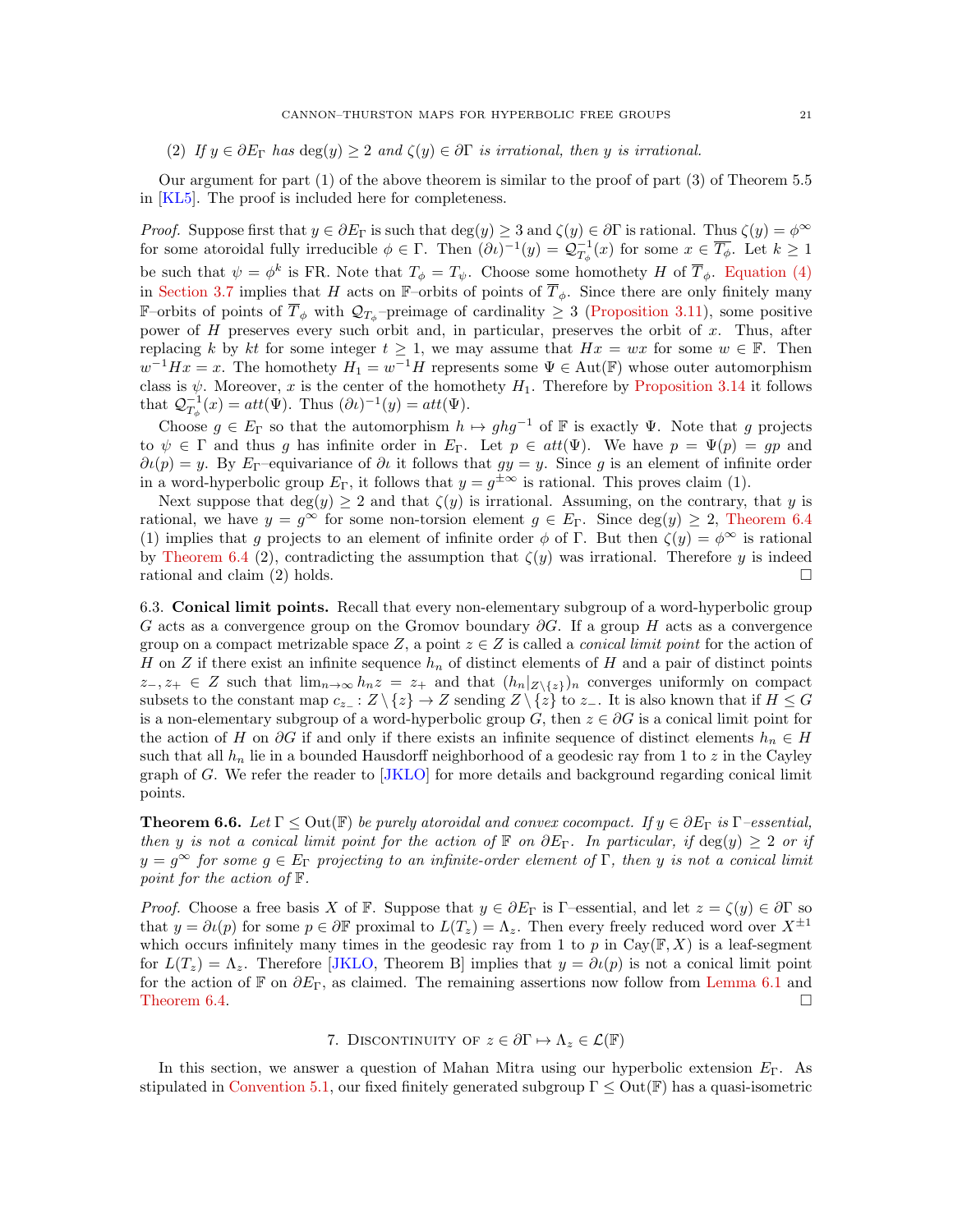(2) *If $y \in \partial E_\Gamma$ has $\deg(y) \geq 2$ and $\zeta(y) \in \partial\Gamma$ is irrational, then $y$ is irrational.*

Our argument for part (1) of the above theorem is similar to the proof of part (3) of Theorem 5.5 in [KL5]. The proof is included here for completeness.

*Proof.* Suppose first that $y \in \partial E_\Gamma$ is such that $\deg(y) \geq 3$ and $\zeta(y) \in \partial\Gamma$ is rational. Thus $\zeta(y) = \phi^\infty$ for some atoroidal fully irreducible $\phi \in \Gamma$. Then $(\partial\iota)^{-1}(y) = \mathcal{Q}_{T_\phi}^{-1}(x)$ for some $x \in \overline{T_\phi}$. Let $k \geq 1$ be such that $\psi = \phi^k$ is FR. Note that $T_\phi = T_\psi$. Choose some homothety $H$ of $\overline{T}_\phi$. Equation (4) in Section 3.7 implies that $H$ acts on $\mathbb{F}$–orbits of points of $\overline{T}_\phi$. Since there are only finitely many $\mathbb{F}$–orbits of points of $\overline{T}_\phi$ with $\mathcal{Q}_{T_\phi}$–preimage of cardinality $\geq 3$ (Proposition 3.11), some positive power of $H$ preserves every such orbit and, in particular, preserves the orbit of $x$. Thus, after replacing $k$ by $kt$ for some integer $t \geq 1$, we may assume that $Hx = wx$ for some $w \in \mathbb{F}$. Then $w^{-1}Hx = x$. The homothety $H_1 = w^{-1}H$ represents some $\Psi \in \mathrm{Aut}(\mathbb{F})$ whose outer automorphism class is $\psi$. Moreover, $x$ is the center of the homothety $H_1$. Therefore by Proposition 3.14 it follows that $\mathcal{Q}_{T_\phi}^{-1}(x) = att(\Psi)$. Thus $(\partial\iota)^{-1}(y) = att(\Psi)$.

Choose $g \in E_\Gamma$ so that the automorphism $h \mapsto ghg^{-1}$ of $\mathbb{F}$ is exactly $\Psi$. Note that $g$ projects to $\psi \in \Gamma$ and thus $g$ has infinite order in $E_\Gamma$. Let $p \in att(\Psi)$. We have $p = \Psi(p) = gp$ and $\partial\iota(p) = y$. By $E_\Gamma$–equivariance of $\partial\iota$ it follows that $gy = y$. Since $g$ is an element of infinite order in a word-hyperbolic group $E_\Gamma$, it follows that $y = g^{\pm\infty}$ is rational. This proves claim (1).

Next suppose that $\deg(y) \geq 2$ and that $\zeta(y)$ is irrational. Assuming, on the contrary, that $y$ is rational, we have $y = g^\infty$ for some non-torsion element $g \in E_\Gamma$. Since $\deg(y) \geq 2$, Theorem 6.4 (1) implies that $g$ projects to an element of infinite order $\phi$ of $\Gamma$. But then $\zeta(y) = \phi^\infty$ is rational by Theorem 6.4 (2), contradicting the assumption that $\zeta(y)$ was irrational. Therefore $y$ is indeed rational and claim (2) holds. $\square$

**6.3. Conical limit points.** Recall that every non-elementary subgroup of a word-hyperbolic group $G$ acts as a convergence group on the Gromov boundary $\partial G$. If a group $H$ acts as a convergence group on a compact metrizable space $Z$, a point $z \in Z$ is called a *conical limit point* for the action of $H$ on $Z$ if there exist an infinite sequence $h_n$ of distinct elements of $H$ and a pair of distinct points $z_-, z_+ \in Z$ such that $\lim_{n\to\infty} h_n z = z_+$ and that $(h_n|_{Z\setminus\{z\}})_n$ converges uniformly on compact subsets to the constant map $c_{z_-} : Z \setminus \{z\} \to Z$ sending $Z \setminus \{z\}$ to $z_-$. It is also known that if $H \leq G$ is a non-elementary subgroup of a word-hyperbolic group $G$, then $z \in \partial G$ is a conical limit point for the action of $H$ on $\partial G$ if and only if there exists an infinite sequence of distinct elements $h_n \in H$ such that all $h_n$ lie in a bounded Hausdorff neighborhood of a geodesic ray from 1 to $z$ in the Cayley graph of $G$. We refer the reader to [JKLO] for more details and background regarding conical limit points.

**Theorem 6.6.** *Let $\Gamma \leq \mathrm{Out}(\mathbb{F})$ be purely atoroidal and convex cocompact. If $y \in \partial E_\Gamma$ is $\Gamma$–essential, then $y$ is not a conical limit point for the action of $\mathbb{F}$ on $\partial E_\Gamma$. In particular, if $\deg(y) \geq 2$ or if $y = g^\infty$ for some $g \in E_\Gamma$ projecting to an infinite-order element of $\Gamma$, then $y$ is not a conical limit point for the action of $\mathbb{F}$.*

*Proof.* Choose a free basis $X$ of $\mathbb{F}$. Suppose that $y \in \partial E_\Gamma$ is $\Gamma$–essential, and let $z = \zeta(y) \in \partial\Gamma$ so that $y = \partial\iota(p)$ for some $p \in \partial\mathbb{F}$ proximal to $L(T_z) = \Lambda_z$. Then every freely reduced word over $X^{\pm 1}$ which occurs infinitely many times in the geodesic ray from 1 to $p$ in $\mathrm{Cay}(\mathbb{F}, X)$ is a leaf-segment for $L(T_z) = \Lambda_z$. Therefore [JKLO, Theorem B] implies that $y = \partial\iota(p)$ is not a conical limit point for the action of $\mathbb{F}$ on $\partial E_\Gamma$, as claimed. The remaining assertions now follow from Lemma 6.1 and Theorem 6.4. $\square$

## 7. Discontinuity of $z \in \partial\Gamma \mapsto \Lambda_z \in \mathcal{L}(\mathbb{F})$

In this section, we answer a question of Mahan Mitra using our hyperbolic extension $E_\Gamma$. As stipulated in Convention 5.1, our fixed finitely generated subgroup $\Gamma \leq \mathrm{Out}(\mathbb{F})$ has a quasi-isometric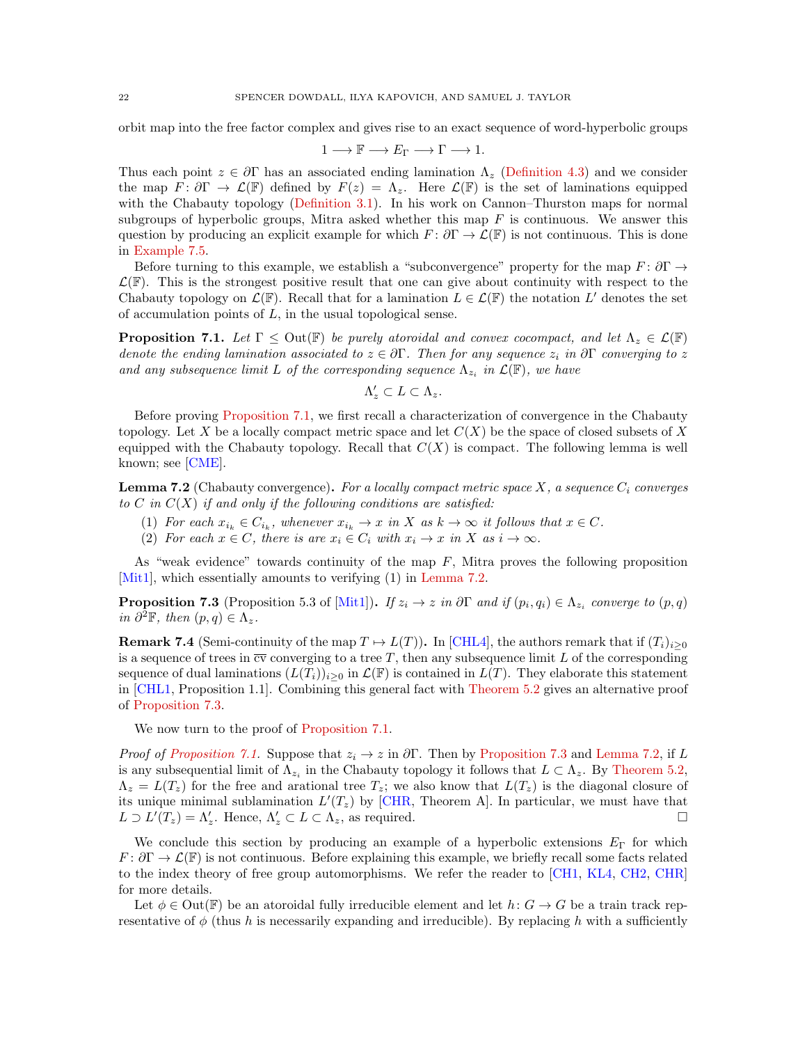orbit map into the free factor complex and gives rise to an exact sequence of word-hyperbolic groups

$$1 \longrightarrow \mathbb{F} \longrightarrow E_\Gamma \longrightarrow \Gamma \longrightarrow 1.$$

Thus each point $z \in \partial\Gamma$ has an associated ending lamination $\Lambda_z$ (Definition 4.3) and we consider the map $F\colon \partial\Gamma \to \mathcal{L}(\mathbb{F})$ defined by $F(z) = \Lambda_z$. Here $\mathcal{L}(\mathbb{F})$ is the set of laminations equipped with the Chabauty topology (Definition 3.1). In his work on Cannon–Thurston maps for normal subgroups of hyperbolic groups, Mitra asked whether this map $F$ is continuous. We answer this question by producing an explicit example for which $F\colon \partial\Gamma \to \mathcal{L}(\mathbb{F})$ is not continuous. This is done in Example 7.5.

Before turning to this example, we establish a "subconvergence" property for the map $F\colon \partial\Gamma \to \mathcal{L}(\mathbb{F})$. This is the strongest positive result that one can give about continuity with respect to the Chabauty topology on $\mathcal{L}(\mathbb{F})$. Recall that for a lamination $L \in \mathcal{L}(\mathbb{F})$ the notation $L'$ denotes the set of accumulation points of $L$, in the usual topological sense.

**Proposition 7.1.** *Let $\Gamma \le \mathrm{Out}(\mathbb{F})$ be purely atoroidal and convex cocompact, and let $\Lambda_z \in \mathcal{L}(\mathbb{F})$ denote the ending lamination associated to $z \in \partial\Gamma$. Then for any sequence $z_i$ in $\partial\Gamma$ converging to $z$ and any subsequence limit $L$ of the corresponding sequence $\Lambda_{z_i}$ in $\mathcal{L}(\mathbb{F})$, we have*

$$\Lambda_z' \subset L \subset \Lambda_z.$$

Before proving Proposition 7.1, we first recall a characterization of convergence in the Chabauty topology. Let $X$ be a locally compact metric space and let $C(X)$ be the space of closed subsets of $X$ equipped with the Chabauty topology. Recall that $C(X)$ is compact. The following lemma is well known; see [CME].

**Lemma 7.2** (Chabauty convergence)**.** *For a locally compact metric space $X$, a sequence $C_i$ converges to $C$ in $C(X)$ if and only if the following conditions are satisfied:*

1. *For each $x_{i_k} \in C_{i_k}$, whenever $x_{i_k} \to x$ in $X$ as $k \to \infty$ it follows that $x \in C$.*
2. *For each $x \in C$, there is are $x_i \in C_i$ with $x_i \to x$ in $X$ as $i \to \infty$.*

As "weak evidence" towards continuity of the map $F$, Mitra proves the following proposition [Mit1], which essentially amounts to verifying (1) in Lemma 7.2.

**Proposition 7.3** (Proposition 5.3 of [Mit1])**.** *If $z_i \to z$ in $\partial\Gamma$ and if $(p_i, q_i) \in \Lambda_{z_i}$ converge to $(p,q)$ in $\partial^2\mathbb{F}$, then $(p,q) \in \Lambda_z$.*

**Remark 7.4** (Semi-continuity of the map $T \mapsto L(T)$)**.** In [CHL4], the authors remark that if $(T_i)_{i\ge 0}$ is a sequence of trees in $\overline{\mathrm{cv}}$ converging to a tree $T$, then any subsequence limit $L$ of the corresponding sequence of dual laminations $(L(T_i))_{i\ge 0}$ in $\mathcal{L}(\mathbb{F})$ is contained in $L(T)$. They elaborate this statement in [CHL1, Proposition 1.1]. Combining this general fact with Theorem 5.2 gives an alternative proof of Proposition 7.3.

We now turn to the proof of Proposition 7.1.

*Proof of Proposition 7.1.* Suppose that $z_i \to z$ in $\partial\Gamma$. Then by Proposition 7.3 and Lemma 7.2, if $L$ is any subsequential limit of $\Lambda_{z_i}$ in the Chabauty topology it follows that $L \subset \Lambda_z$. By Theorem 5.2, $\Lambda_z = L(T_z)$ for the free and arational tree $T_z$; we also know that $L(T_z)$ is the diagonal closure of its unique minimal sublamination $L'(T_z)$ by [CHR, Theorem A]. In particular, we must have that $L \supset L'(T_z) = \Lambda_z'$. Hence, $\Lambda_z' \subset L \subset \Lambda_z$, as required. $\square$

We conclude this section by producing an example of a hyperbolic extensions $E_\Gamma$ for which $F\colon \partial\Gamma \to \mathcal{L}(\mathbb{F})$ is not continuous. Before explaining this example, we briefly recall some facts related to the index theory of free group automorphisms. We refer the reader to [CH1, KL4, CH2, CHR] for more details.

Let $\phi \in \mathrm{Out}(\mathbb{F})$ be an atoroidal fully irreducible element and let $h\colon G \to G$ be a train track representative of $\phi$ (thus $h$ is necessarily expanding and irreducible). By replacing $h$ with a sufficiently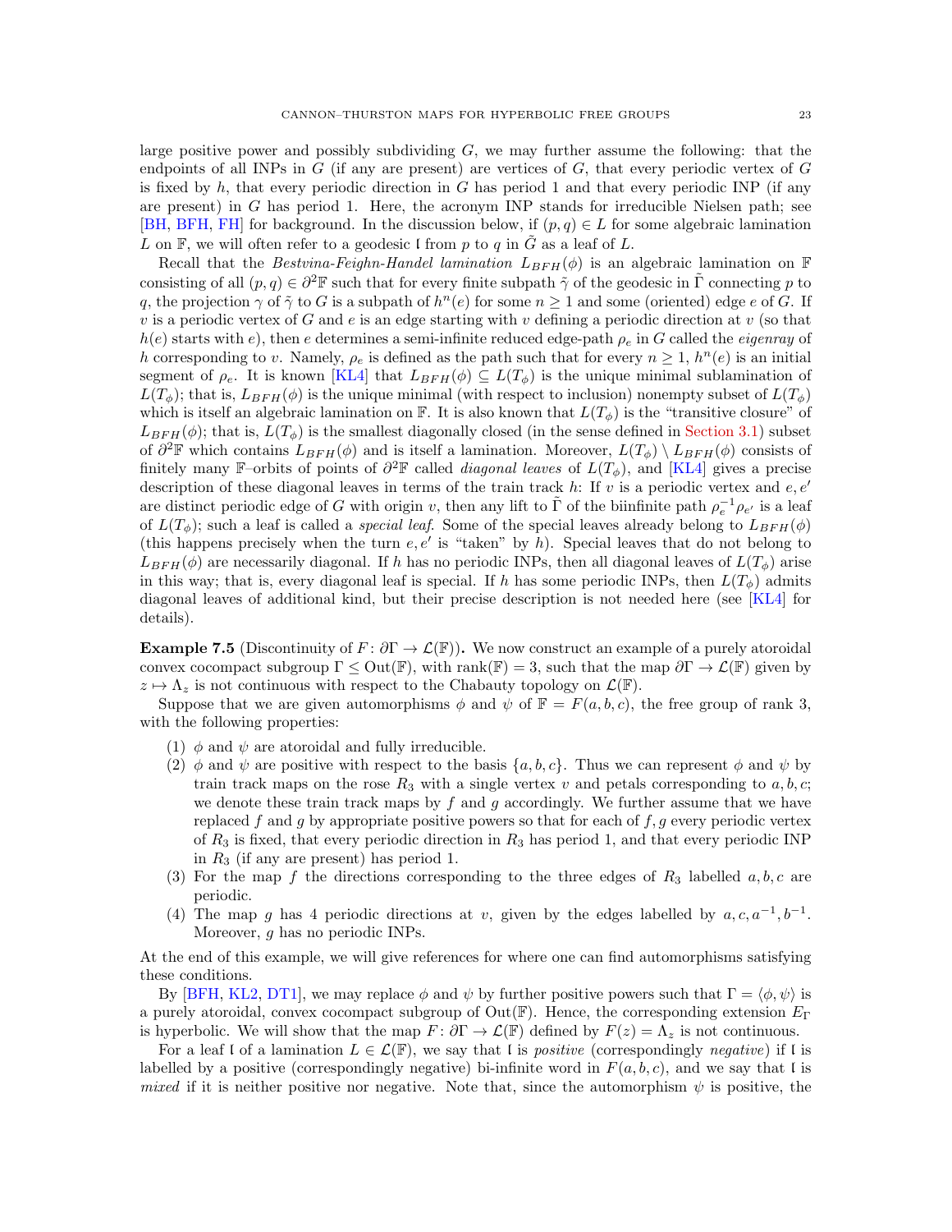large positive power and possibly subdividing $G$, we may further assume the following: that the endpoints of all INPs in $G$ (if any are present) are vertices of $G$, that every periodic vertex of $G$ is fixed by $h$, that every periodic direction in $G$ has period 1 and that every periodic INP (if any are present) in $G$ has period 1. Here, the acronym INP stands for irreducible Nielsen path; see [BH, BFH, FH] for background. In the discussion below, if $(p, q) \in L$ for some algebraic lamination $L$ on $\mathbb{F}$, we will often refer to a geodesic $\mathfrak{l}$ from $p$ to $q$ in $\tilde{G}$ as a leaf of $L$.

Recall that the *Bestvina-Feighn-Handel lamination* $L_{BFH}(\phi)$ is an algebraic lamination on $\mathbb{F}$ consisting of all $(p, q) \in \partial^2\mathbb{F}$ such that for every finite subpath $\tilde{\gamma}$ of the geodesic in $\tilde{\Gamma}$ connecting $p$ to $q$, the projection $\gamma$ of $\tilde{\gamma}$ to $G$ is a subpath of $h^n(e)$ for some $n \geq 1$ and some (oriented) edge $e$ of $G$. If $v$ is a periodic vertex of $G$ and $e$ is an edge starting with $v$ defining a periodic direction at $v$ (so that $h(e)$ starts with $e$), then $e$ determines a semi-infinite reduced edge-path $\rho_e$ in $G$ called the *eigenray* of $h$ corresponding to $v$. Namely, $\rho_e$ is defined as the path such that for every $n \geq 1$, $h^n(e)$ is an initial segment of $\rho_e$. It is known [KL4] that $L_{BFH}(\phi) \subseteq L(T_\phi)$ is the unique minimal sublamination of $L(T_\phi)$; that is, $L_{BFH}(\phi)$ is the unique minimal (with respect to inclusion) nonempty subset of $L(T_\phi)$ which is itself an algebraic lamination on $\mathbb{F}$. It is also known that $L(T_\phi)$ is the "transitive closure" of $L_{BFH}(\phi)$; that is, $L(T_\phi)$ is the smallest diagonally closed (in the sense defined in Section 3.1) subset of $\partial^2\mathbb{F}$ which contains $L_{BFH}(\phi)$ and is itself a lamination. Moreover, $L(T_\phi) \setminus L_{BFH}(\phi)$ consists of finitely many $\mathbb{F}$–orbits of points of $\partial^2\mathbb{F}$ called *diagonal leaves* of $L(T_\phi)$, and [KL4] gives a precise description of these diagonal leaves in terms of the train track $h$: If $v$ is a periodic vertex and $e, e'$ are distinct periodic edge of $G$ with origin $v$, then any lift to $\tilde{\Gamma}$ of the biinfinite path $\rho_e^{-1}\rho_{e'}$ is a leaf of $L(T_\phi)$; such a leaf is called a *special leaf*. Some of the special leaves already belong to $L_{BFH}(\phi)$ (this happens precisely when the turn $e, e'$ is "taken" by $h$). Special leaves that do not belong to $L_{BFH}(\phi)$ are necessarily diagonal. If $h$ has no periodic INPs, then all diagonal leaves of $L(T_\phi)$ arise in this way; that is, every diagonal leaf is special. If $h$ has some periodic INPs, then $L(T_\phi)$ admits diagonal leaves of additional kind, but their precise description is not needed here (see [KL4] for details).

**Example 7.5** (Discontinuity of $F\colon \partial\Gamma \to \mathcal{L}(\mathbb{F})$)**.** We now construct an example of a purely atoroidal convex cocompact subgroup $\Gamma \leq \mathrm{Out}(\mathbb{F})$, with $\mathrm{rank}(\mathbb{F}) = 3$, such that the map $\partial\Gamma \to \mathcal{L}(\mathbb{F})$ given by $z \mapsto \Lambda_z$ is not continuous with respect to the Chabauty topology on $\mathcal{L}(\mathbb{F})$.

Suppose that we are given automorphisms $\phi$ and $\psi$ of $\mathbb{F} = F(a, b, c)$, the free group of rank 3, with the following properties:

1. $\phi$ and $\psi$ are atoroidal and fully irreducible.
2. $\phi$ and $\psi$ are positive with respect to the basis $\{a, b, c\}$. Thus we can represent $\phi$ and $\psi$ by train track maps on the rose $R_3$ with a single vertex $v$ and petals corresponding to $a, b, c$; we denote these train track maps by $f$ and $g$ accordingly. We further assume that we have replaced $f$ and $g$ by appropriate positive powers so that for each of $f, g$ every periodic vertex of $R_3$ is fixed, that every periodic direction in $R_3$ has period 1, and that every periodic INP in $R_3$ (if any are present) has period 1.
3. For the map $f$ the directions corresponding to the three edges of $R_3$ labelled $a, b, c$ are periodic.
4. The map $g$ has 4 periodic directions at $v$, given by the edges labelled by $a, c, a^{-1}, b^{-1}$. Moreover, $g$ has no periodic INPs.

At the end of this example, we will give references for where one can find automorphisms satisfying these conditions.

By [BFH, KL2, DT1], we may replace $\phi$ and $\psi$ by further positive powers such that $\Gamma = \langle \phi, \psi \rangle$ is a purely atoroidal, convex cocompact subgroup of $\mathrm{Out}(\mathbb{F})$. Hence, the corresponding extension $E_\Gamma$ is hyperbolic. We will show that the map $F\colon \partial\Gamma \to \mathcal{L}(\mathbb{F})$ defined by $F(z) = \Lambda_z$ is not continuous.

For a leaf $\mathfrak{l}$ of a lamination $L \in \mathcal{L}(\mathbb{F})$, we say that $\mathfrak{l}$ is *positive* (correspondingly *negative*) if $\mathfrak{l}$ is labelled by a positive (correspondingly negative) bi-infinite word in $F(a, b, c)$, and we say that $\mathfrak{l}$ is *mixed* if it is neither positive nor negative. Note that, since the automorphism $\psi$ is positive, the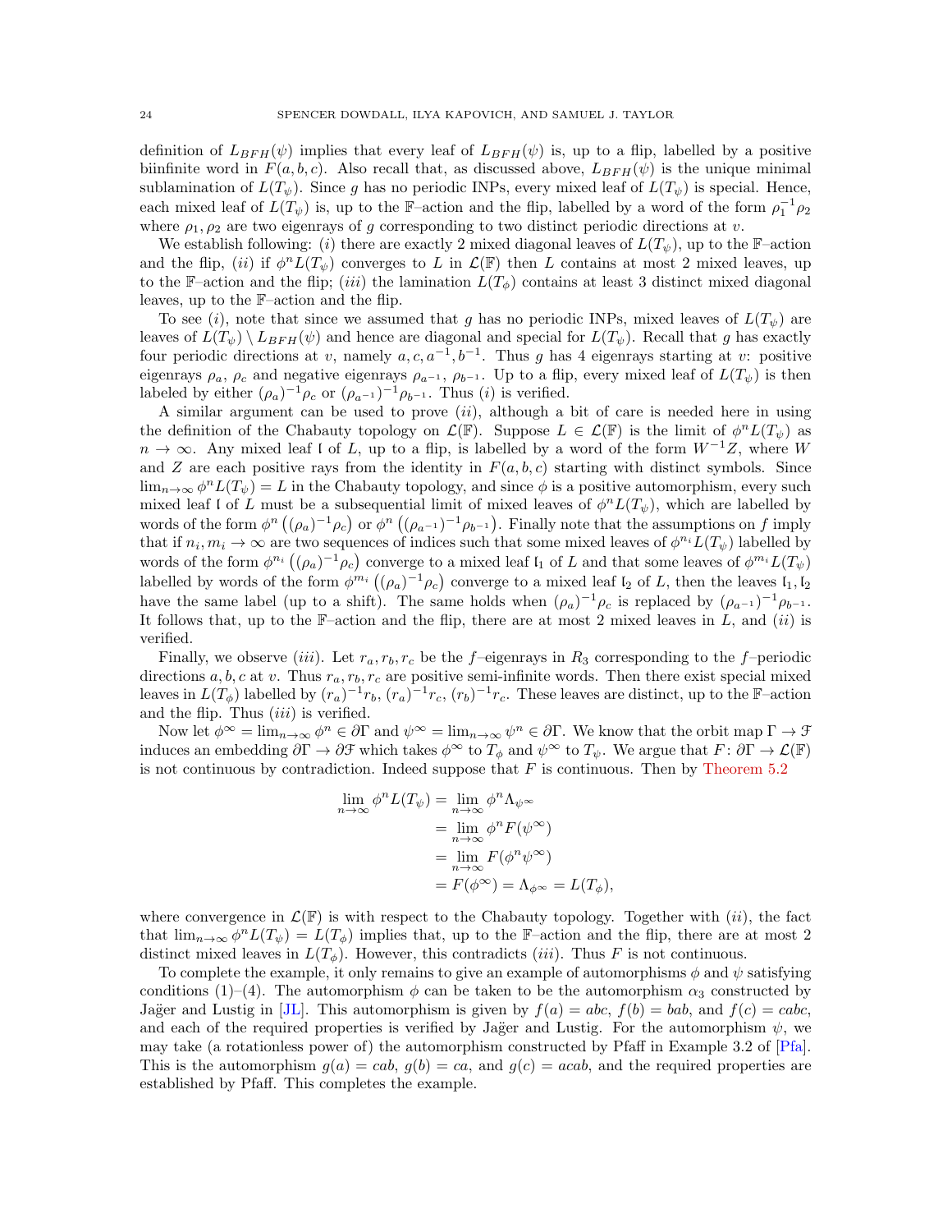definition of $L_{BFH}(\psi)$ implies that every leaf of $L_{BFH}(\psi)$ is, up to a flip, labelled by a positive biinfinite word in $F(a,b,c)$. Also recall that, as discussed above, $L_{BFH}(\psi)$ is the unique minimal sublamination of $L(T_\psi)$. Since $g$ has no periodic INPs, every mixed leaf of $L(T_\psi)$ is special. Hence, each mixed leaf of $L(T_\psi)$ is, up to the $\mathbb{F}$–action and the flip, labelled by a word of the form $\rho_1^{-1}\rho_2$ where $\rho_1, \rho_2$ are two eigenrays of $g$ corresponding to two distinct periodic directions at $v$.

We establish following: $(i)$ there are exactly 2 mixed diagonal leaves of $L(T_\psi)$, up to the $\mathbb{F}$–action and the flip, $(ii)$ if $\phi^n L(T_\psi)$ converges to $L$ in $\mathcal{L}(\mathbb{F})$ then $L$ contains at most 2 mixed leaves, up to the $\mathbb{F}$–action and the flip; $(iii)$ the lamination $L(T_\phi)$ contains at least 3 distinct mixed diagonal leaves, up to the $\mathbb{F}$–action and the flip.

To see $(i)$, note that since we assumed that $g$ has no periodic INPs, mixed leaves of $L(T_\psi)$ are leaves of $L(T_\psi) \setminus L_{BFH}(\psi)$ and hence are diagonal and special for $L(T_\psi)$. Recall that $g$ has exactly four periodic directions at $v$, namely $a, c, a^{-1}, b^{-1}$. Thus $g$ has 4 eigenrays starting at $v$: positive eigenrays $\rho_a$, $\rho_c$ and negative eigenrays $\rho_{a^{-1}}$, $\rho_{b^{-1}}$. Up to a flip, every mixed leaf of $L(T_\psi)$ is then labeled by either $(\rho_a)^{-1}\rho_c$ or $(\rho_{a^{-1}})^{-1}\rho_{b^{-1}}$. Thus $(i)$ is verified.

A similar argument can be used to prove $(ii)$, although a bit of care is needed here in using the definition of the Chabauty topology on $\mathcal{L}(\mathbb{F})$. Suppose $L \in \mathcal{L}(\mathbb{F})$ is the limit of $\phi^n L(T_\psi)$ as $n \to \infty$. Any mixed leaf $\mathfrak{l}$ of $L$, up to a flip, is labelled by a word of the form $W^{-1}Z$, where $W$ and $Z$ are each positive rays from the identity in $F(a,b,c)$ starting with distinct symbols. Since $\lim_{n\to\infty} \phi^n L(T_\psi) = L$ in the Chabauty topology, and since $\phi$ is a positive automorphism, every such mixed leaf $\mathfrak{l}$ of $L$ must be a subsequential limit of mixed leaves of $\phi^n L(T_\psi)$, which are labelled by words of the form $\phi^n\left((\rho_a)^{-1}\rho_c\right)$ or $\phi^n\left((\rho_{a^{-1}})^{-1}\rho_{b^{-1}}\right)$. Finally note that the assumptions on $f$ imply that if $n_i, m_i \to \infty$ are two sequences of indices such that some mixed leaves of $\phi^{n_i} L(T_\psi)$ labelled by words of the form $\phi^{n_i}\left((\rho_a)^{-1}\rho_c\right)$ converge to a mixed leaf $\mathfrak{l}_1$ of $L$ and that some leaves of $\phi^{m_i} L(T_\psi)$ labelled by words of the form $\phi^{m_i}\left((\rho_a)^{-1}\rho_c\right)$ converge to a mixed leaf $\mathfrak{l}_2$ of $L$, then the leaves $\mathfrak{l}_1, \mathfrak{l}_2$ have the same label (up to a shift). The same holds when $(\rho_a)^{-1}\rho_c$ is replaced by $(\rho_{a^{-1}})^{-1}\rho_{b^{-1}}$. It follows that, up to the $\mathbb{F}$–action and the flip, there are at most 2 mixed leaves in $L$, and $(ii)$ is verified.

Finally, we observe $(iii)$. Let $r_a, r_b, r_c$ be the $f$–eigenrays in $R_3$ corresponding to the $f$–periodic directions $a, b, c$ at $v$. Thus $r_a, r_b, r_c$ are positive semi-infinite words. Then there exist special mixed leaves in $L(T_\phi)$ labelled by $(r_a)^{-1}r_b$, $(r_a)^{-1}r_c$, $(r_b)^{-1}r_c$. These leaves are distinct, up to the $\mathbb{F}$–action and the flip. Thus $(iii)$ is verified.

Now let $\phi^\infty = \lim_{n\to\infty} \phi^n \in \partial\Gamma$ and $\psi^\infty = \lim_{n\to\infty} \psi^n \in \partial\Gamma$. We know that the orbit map $\Gamma \to \mathcal{F}$ induces an embedding $\partial\Gamma \to \partial\mathcal{F}$ which takes $\phi^\infty$ to $T_\phi$ and $\psi^\infty$ to $T_\psi$. We argue that $F\colon \partial\Gamma \to \mathcal{L}(\mathbb{F})$ is not continuous by contradiction. Indeed suppose that $F$ is continuous. Then by Theorem 5.2

$$
\begin{aligned}
\lim_{n\to\infty} \phi^n L(T_\psi) &= \lim_{n\to\infty} \phi^n \Lambda_{\psi^\infty} \\
&= \lim_{n\to\infty} \phi^n F(\psi^\infty) \\
&= \lim_{n\to\infty} F(\phi^n \psi^\infty) \\
&= F(\phi^\infty) = \Lambda_{\phi^\infty} = L(T_\phi),
\end{aligned}
$$

where convergence in $\mathcal{L}(\mathbb{F})$ is with respect to the Chabauty topology. Together with $(ii)$, the fact that $\lim_{n\to\infty} \phi^n L(T_\psi) = L(T_\phi)$ implies that, up to the $\mathbb{F}$–action and the flip, there are at most 2 distinct mixed leaves in $L(T_\phi)$. However, this contradicts $(iii)$. Thus $F$ is not continuous.

To complete the example, it only remains to give an example of automorphisms $\phi$ and $\psi$ satisfying conditions (1)–(4). The automorphism $\phi$ can be taken to be the automorphism $\alpha_3$ constructed by Jağer and Lustig in [JL]. This automorphism is given by $f(a) = abc$, $f(b) = bab$, and $f(c) = cabc$, and each of the required properties is verified by Jağer and Lustig. For the automorphism $\psi$, we may take (a rotationless power of) the automorphism constructed by Pfaff in Example 3.2 of [Pfa]. This is the automorphism $g(a) = cab$, $g(b) = ca$, and $g(c) = acab$, and the required properties are established by Pfaff. This completes the example.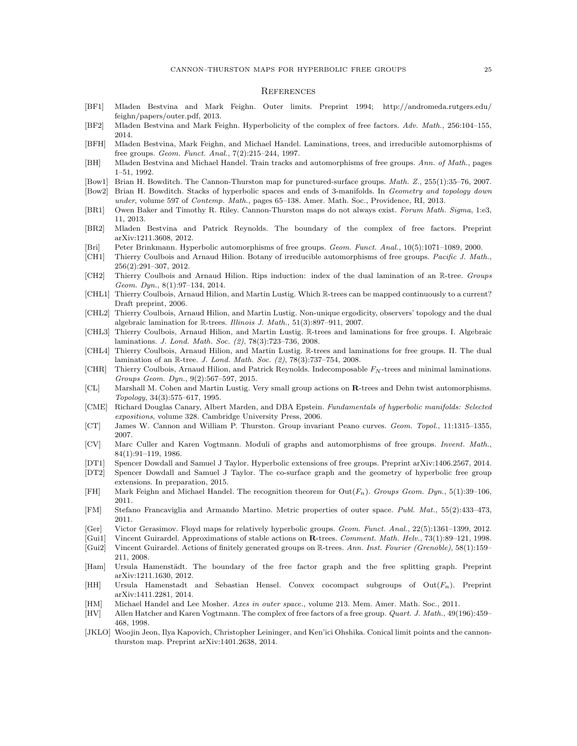## References

[BF1] Mladen Bestvina and Mark Feighn. Outer limits. Preprint 1994; http://andromeda.rutgers.edu/feighn/papers/outer.pdf, 2013.

[BF2] Mladen Bestvina and Mark Feighn. Hyperbolicity of the complex of free factors. *Adv. Math.*, 256:104–155, 2014.

[BFH] Mladen Bestvina, Mark Feighn, and Michael Handel. Laminations, trees, and irreducible automorphisms of free groups. *Geom. Funct. Anal.*, 7(2):215–244, 1997.

[BH] Mladen Bestvina and Michael Handel. Train tracks and automorphisms of free groups. *Ann. of Math.*, pages 1–51, 1992.

[Bow1] Brian H. Bowditch. The Cannon-Thurston map for punctured-surface groups. *Math. Z.*, 255(1):35–76, 2007.

[Bow2] Brian H. Bowditch. Stacks of hyperbolic spaces and ends of 3-manifolds. In *Geometry and topology down under*, volume 597 of *Contemp. Math.*, pages 65–138. Amer. Math. Soc., Providence, RI, 2013.

[BR1] Owen Baker and Timothy R. Riley. Cannon-Thurston maps do not always exist. *Forum Math. Sigma*, 1:e3, 11, 2013.

[BR2] Mladen Bestvina and Patrick Reynolds. The boundary of the complex of free factors. Preprint arXiv:1211.3608, 2012.

[Bri] Peter Brinkmann. Hyperbolic automorphisms of free groups. *Geom. Funct. Anal.*, 10(5):1071–1089, 2000.

[CH1] Thierry Coulbois and Arnaud Hilion. Botany of irreducible automorphisms of free groups. *Pacific J. Math.*, 256(2):291–307, 2012.

[CH2] Thierry Coulbois and Arnaud Hilion. Rips induction: index of the dual lamination of an $\mathbb{R}$-tree. *Groups Geom. Dyn.*, 8(1):97–134, 2014.

[CHL1] Thierry Coulbois, Arnaud Hilion, and Martin Lustig. Which $\mathbb{R}$-trees can be mapped continuously to a current? Draft preprint, 2006.

[CHL2] Thierry Coulbois, Arnaud Hilion, and Martin Lustig. Non-unique ergodicity, observers' topology and the dual algebraic lamination for $\mathbb{R}$-trees. *Illinois J. Math.*, 51(3):897–911, 2007.

[CHL3] Thierry Coulbois, Arnaud Hilion, and Martin Lustig. $\mathbb{R}$-trees and laminations for free groups. I. Algebraic laminations. *J. Lond. Math. Soc. (2)*, 78(3):723–736, 2008.

[CHL4] Thierry Coulbois, Arnaud Hilion, and Martin Lustig. $\mathbb{R}$-trees and laminations for free groups. II. The dual lamination of an $\mathbb{R}$-tree. *J. Lond. Math. Soc. (2)*, 78(3):737–754, 2008.

[CHR] Thierry Coulbois, Arnaud Hilion, and Patrick Reynolds. Indecomposable $F_N$-trees and minimal laminations. *Groups Geom. Dyn.*, 9(2):567–597, 2015.

[CL] Marshall M. Cohen and Martin Lustig. Very small group actions on $\mathbf{R}$-trees and Dehn twist automorphisms. *Topology*, 34(3):575–617, 1995.

[CME] Richard Douglas Canary, Albert Marden, and DBA Epstein. *Fundamentals of hyperbolic manifolds: Selected expositions*, volume 328. Cambridge University Press, 2006.

[CT] James W. Cannon and William P. Thurston. Group invariant Peano curves. *Geom. Topol.*, 11:1315–1355, 2007.

[CV] Marc Culler and Karen Vogtmann. Moduli of graphs and automorphisms of free groups. *Invent. Math.*, 84(1):91–119, 1986.

[DT1] Spencer Dowdall and Samuel J Taylor. Hyperbolic extensions of free groups. Preprint arXiv:1406.2567, 2014.

[DT2] Spencer Dowdall and Samuel J Taylor. The co-surface graph and the geometry of hyperbolic free group extensions. In preparation, 2015.

[FH] Mark Feighn and Michael Handel. The recognition theorem for $\mathrm{Out}(F_n)$. *Groups Geom. Dyn.*, 5(1):39–106, 2011.

[FM] Stefano Francaviglia and Armando Martino. Metric properties of outer space. *Publ. Mat.*, 55(2):433–473, 2011.

[Ger] Victor Gerasimov. Floyd maps for relatively hyperbolic groups. *Geom. Funct. Anal.*, 22(5):1361–1399, 2012.

[Gui1] Vincent Guirardel. Approximations of stable actions on $\mathbf{R}$-trees. *Comment. Math. Helv.*, 73(1):89–121, 1998.

[Gui2] Vincent Guirardel. Actions of finitely generated groups on $\mathbb{R}$-trees. *Ann. Inst. Fourier (Grenoble)*, 58(1):159–211, 2008.

[Ham] Ursula Hamenstädt. The boundary of the free factor graph and the free splitting graph. Preprint arXiv:1211.1630, 2012.

[HH] Ursula Hamenstadt and Sebastian Hensel. Convex cocompact subgroups of $\mathrm{Out}(F_n)$. Preprint arXiv:1411.2281, 2014.

[HM] Michael Handel and Lee Mosher. *Axes in outer space.*, volume 213. Mem. Amer. Math. Soc., 2011.

[HV] Allen Hatcher and Karen Vogtmann. The complex of free factors of a free group. *Quart. J. Math.*, 49(196):459–468, 1998.

[JKLO] Woojin Jeon, Ilya Kapovich, Christopher Leininger, and Ken'ici Ohshika. Conical limit points and the cannon-thurston map. Preprint arXiv:1401.2638, 2014.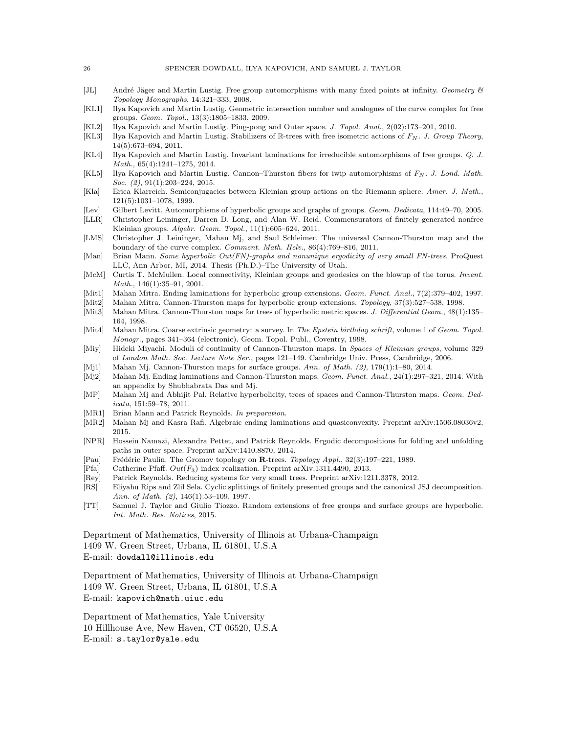[JL] André Jäger and Martin Lustig. Free group automorphisms with many fixed points at infinity. *Geometry & Topology Monographs*, 14:321–333, 2008.

[KL1] Ilya Kapovich and Martin Lustig. Geometric intersection number and analogues of the curve complex for free groups. *Geom. Topol.*, 13(3):1805–1833, 2009.

[KL2] Ilya Kapovich and Martin Lustig. Ping-pong and Outer space. *J. Topol. Anal.*, 2(02):173–201, 2010.

[KL3] Ilya Kapovich and Martin Lustig. Stabilizers of $\mathbb{R}$-trees with free isometric actions of $F_N$. *J. Group Theory*, 14(5):673–694, 2011.

[KL4] Ilya Kapovich and Martin Lustig. Invariant laminations for irreducible automorphisms of free groups. *Q. J. Math.*, 65(4):1241–1275, 2014.

[KL5] Ilya Kapovich and Martin Lustig. Cannon–Thurston fibers for iwip automorphisms of $F_N$. *J. Lond. Math. Soc. (2)*, 91(1):203–224, 2015.

[Kla] Erica Klarreich. Semiconjugacies between Kleinian group actions on the Riemann sphere. *Amer. J. Math.*, 121(5):1031–1078, 1999.

[Lev] Gilbert Levitt. Automorphisms of hyperbolic groups and graphs of groups. *Geom. Dedicata*, 114:49–70, 2005.

[LLR] Christopher Leininger, Darren D. Long, and Alan W. Reid. Commensurators of finitely generated nonfree Kleinian groups. *Algebr. Geom. Topol.*, 11(1):605–624, 2011.

[LMS] Christopher J. Leininger, Mahan Mj, and Saul Schleimer. The universal Cannon-Thurston map and the boundary of the curve complex. *Comment. Math. Helv.*, 86(4):769–816, 2011.

[Man] Brian Mann. *Some hyperbolic Out(FN)-graphs and nonunique ergodicity of very small FN-trees*. ProQuest LLC, Ann Arbor, MI, 2014. Thesis (Ph.D.)–The University of Utah.

[McM] Curtis T. McMullen. Local connectivity, Kleinian groups and geodesics on the blowup of the torus. *Invent. Math.*, 146(1):35–91, 2001.

[Mit1] Mahan Mitra. Ending laminations for hyperbolic group extensions. *Geom. Funct. Anal.*, 7(2):379–402, 1997.

[Mit2] Mahan Mitra. Cannon-Thurston maps for hyperbolic group extensions. *Topology*, 37(3):527–538, 1998.

[Mit3] Mahan Mitra. Cannon-Thurston maps for trees of hyperbolic metric spaces. *J. Differential Geom.*, 48(1):135–164, 1998.

[Mit4] Mahan Mitra. Coarse extrinsic geometry: a survey. In *The Epstein birthday schrift*, volume 1 of *Geom. Topol. Monogr.*, pages 341–364 (electronic). Geom. Topol. Publ., Coventry, 1998.

[Miy] Hideki Miyachi. Moduli of continuity of Cannon-Thurston maps. In *Spaces of Kleinian groups*, volume 329 of *London Math. Soc. Lecture Note Ser.*, pages 121–149. Cambridge Univ. Press, Cambridge, 2006.

[Mj1] Mahan Mj. Cannon-Thurston maps for surface groups. *Ann. of Math. (2)*, 179(1):1–80, 2014.

[Mj2] Mahan Mj. Ending laminations and Cannon-Thurston maps. *Geom. Funct. Anal.*, 24(1):297–321, 2014. With an appendix by Shubhabrata Das and Mj.

[MP] Mahan Mj and Abhijit Pal. Relative hyperbolicity, trees of spaces and Cannon-Thurston maps. *Geom. Dedicata*, 151:59–78, 2011.

[MR1] Brian Mann and Patrick Reynolds. *In preparation*.

[MR2] Mahan Mj and Kasra Rafi. Algebraic ending laminations and quasiconvexity. Preprint arXiv:1506.08036v2, 2015.

[NPR] Hossein Namazi, Alexandra Pettet, and Patrick Reynolds. Ergodic decompositions for folding and unfolding paths in outer space. Preprint arXiv:1410.8870, 2014.

[Pau] Frédéric Paulin. The Gromov topology on **R**-trees. *Topology Appl.*, 32(3):197–221, 1989.

[Pfa] Catherine Pfaff. *Out($F_3$)* index realization. Preprint arXiv:1311.4490, 2013.

[Rey] Patrick Reynolds. Reducing systems for very small trees. Preprint arXiv:1211.3378, 2012.

[RS] Eliyahu Rips and Zlil Sela. Cyclic splittings of finitely presented groups and the canonical JSJ decomposition. *Ann. of Math. (2)*, 146(1):53–109, 1997.

[TT] Samuel J. Taylor and Giulio Tiozzo. Random extensions of free groups and surface groups are hyperbolic. *Int. Math. Res. Notices*, 2015.

Department of Mathematics, University of Illinois at Urbana-Champaign
1409 W. Green Street, Urbana, IL 61801, U.S.A
E-mail: `dowdall@illinois.edu`

Department of Mathematics, University of Illinois at Urbana-Champaign
1409 W. Green Street, Urbana, IL 61801, U.S.A
E-mail: `kapovich@math.uiuc.edu`

Department of Mathematics, Yale University
10 Hillhouse Ave, New Haven, CT 06520, U.S.A
E-mail: `s.taylor@yale.edu`